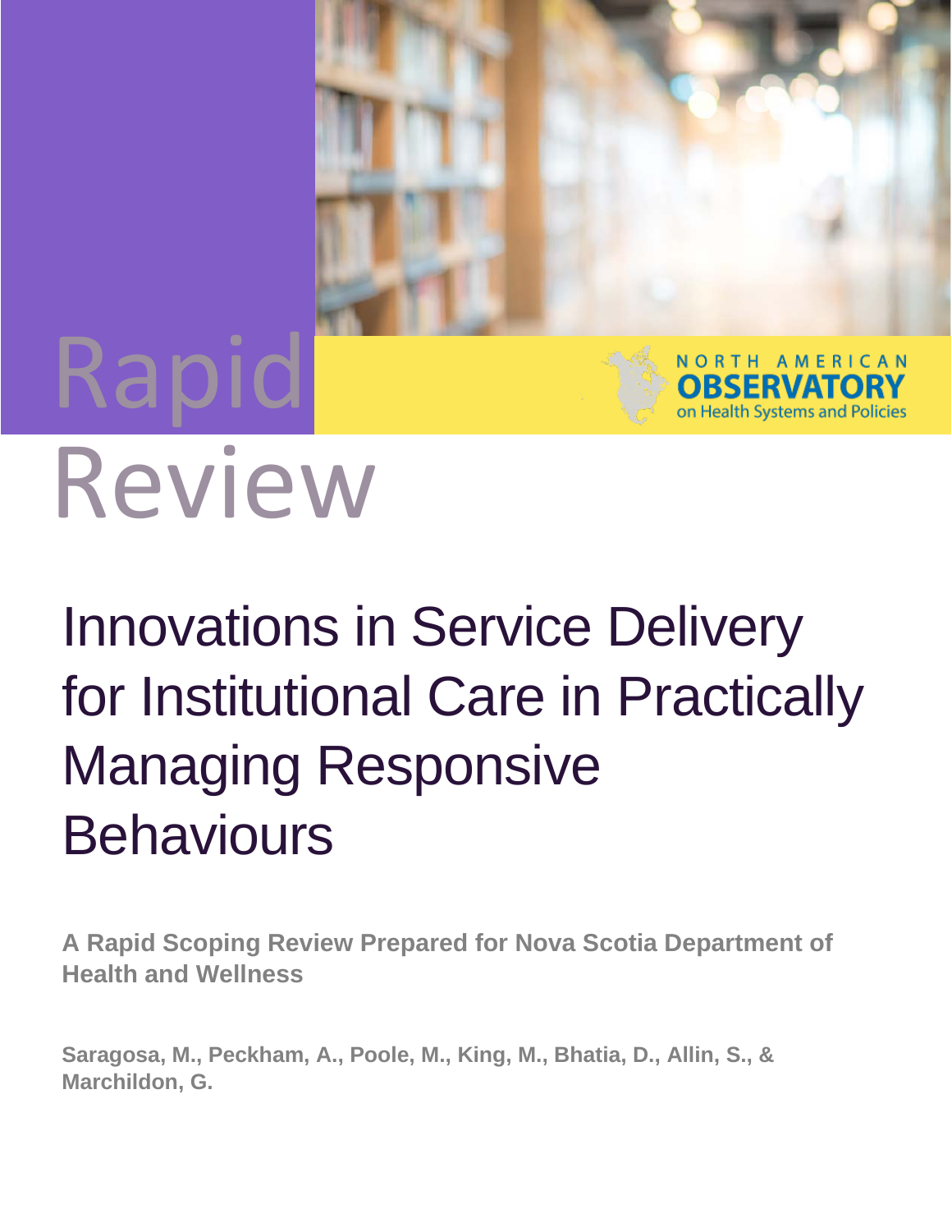Rapid Review

NORTH AMERICAN OBSERVATORY on Health Systems and Policies

# Innovations in Service Delivery for Institutional Care in Practically Managing Responsive Behaviours

**A Rapid Scoping Review Prepared for Nova Scotia Department of Health and Wellness**

**Saragosa, M., Peckham, A., Poole, M., King, M., Bhatia, D., Allin, S., & Marchildon, G.**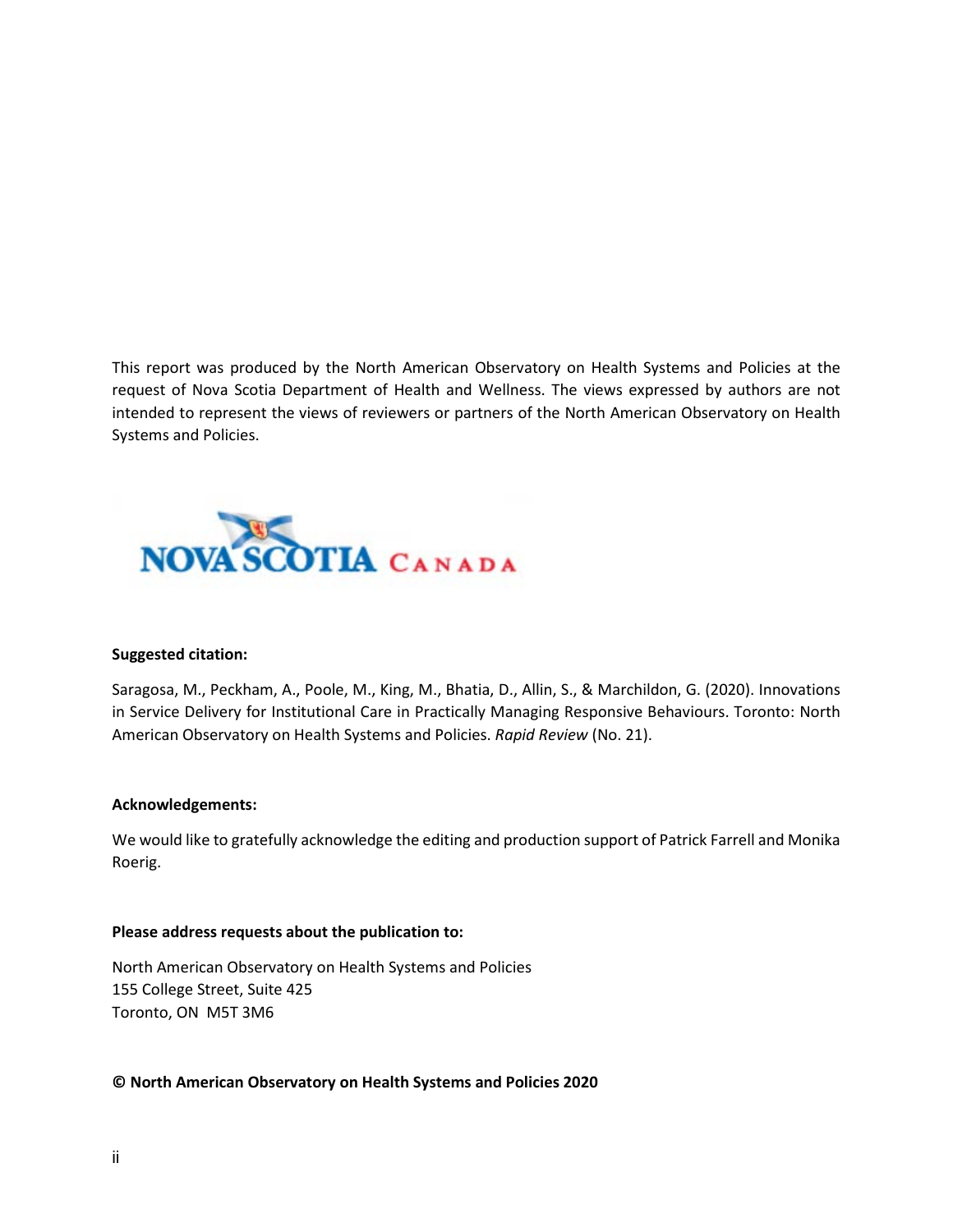This report was produced by the North American Observatory on Health Systems and Policies at the request of Nova Scotia Department of Health and Wellness. The views expressed by authors are not intended to represent the views of reviewers or partners of the North American Observatory on Health Systems and Policies.

**Suggested citation:**

Saragosa, M., Peckham, A., Poole, M., King, M., Bhatia, D., Allin, S., & Marchildon, G. (2020). Innovations in Service Delivery for Institutional Care in Practically Managing Responsive Behaviours. Toronto: North American Observatory on Health Systems and Policies. *Rapid Review* (No. 21).

**Acknowledgements:**

We would like to gratefully acknowledge the editing and production support of Patrick Farrell and Monika Roerig.

**Please address requests about the publication to:**

North American Observatory on Health Systems and Policies
155 College Street, Suite 425
Toronto, ON M5T 3M6

**© North American Observatory on Health Systems and Policies 2020**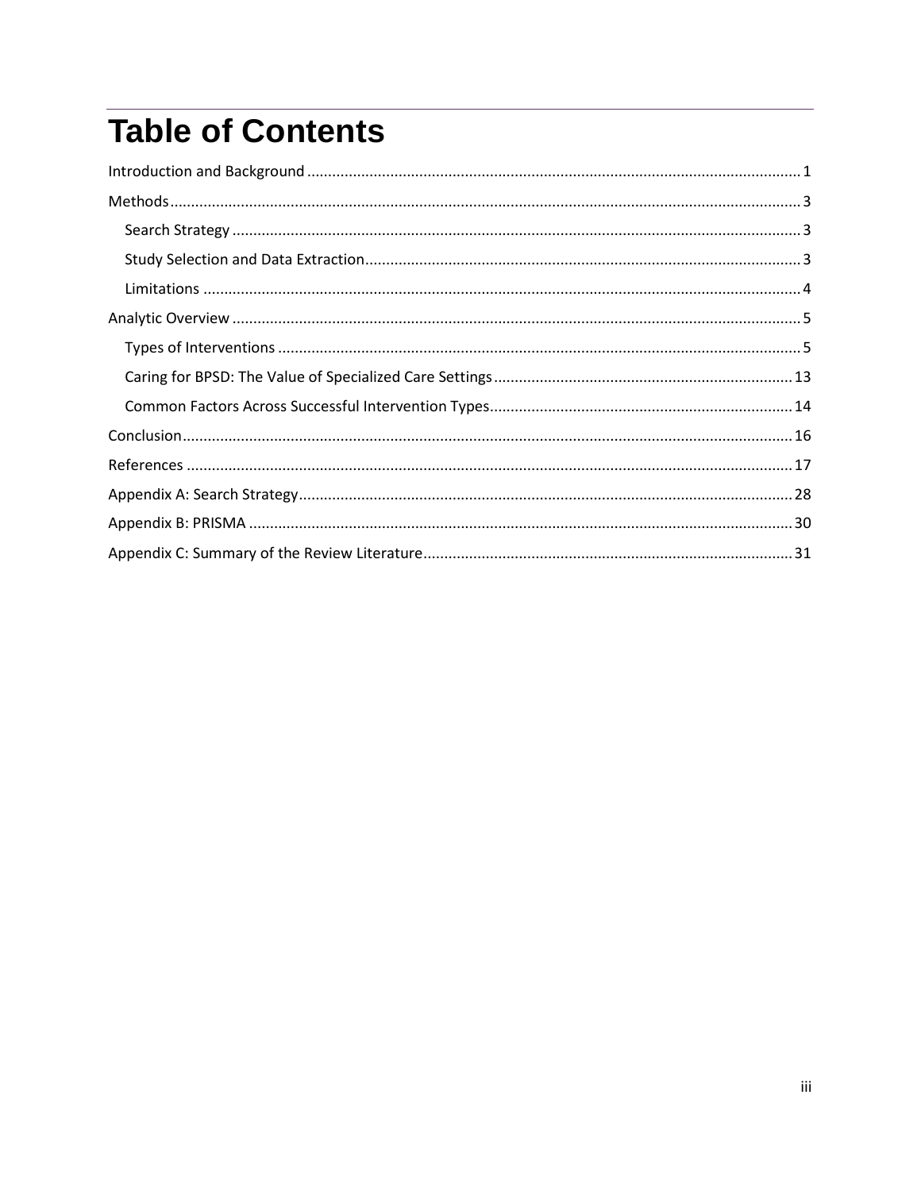# Table of Contents

Introduction and Background ..... 1

Methods ..... 3

- Search Strategy ..... 3
- Study Selection and Data Extraction ..... 3
- Limitations ..... 4

Analytic Overview ..... 5

- Types of Interventions ..... 5
- Caring for BPSD: The Value of Specialized Care Settings ..... 13
- Common Factors Across Successful Intervention Types ..... 14

Conclusion ..... 16

References ..... 17

Appendix A: Search Strategy ..... 28

Appendix B: PRISMA ..... 30

Appendix C: Summary of the Review Literature ..... 31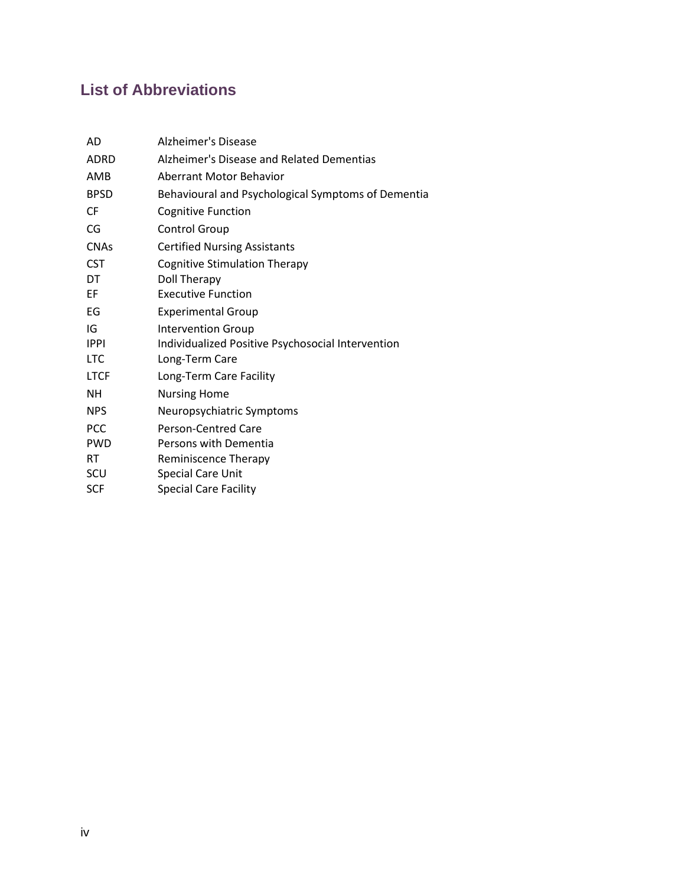## List of Abbreviations

| | |
|---|---|
| AD | Alzheimer's Disease |
| ADRD | Alzheimer's Disease and Related Dementias |
| AMB | Aberrant Motor Behavior |
| BPSD | Behavioural and Psychological Symptoms of Dementia |
| CF | Cognitive Function |
| CG | Control Group |
| CNAs | Certified Nursing Assistants |
| CST | Cognitive Stimulation Therapy |
| DT | Doll Therapy |
| EF | Executive Function |
| EG | Experimental Group |
| IG | Intervention Group |
| IPPI | Individualized Positive Psychosocial Intervention |
| LTC | Long-Term Care |
| LTCF | Long-Term Care Facility |
| NH | Nursing Home |
| NPS | Neuropsychiatric Symptoms |
| PCC | Person-Centred Care |
| PWD | Persons with Dementia |
| RT | Reminiscence Therapy |
| SCU | Special Care Unit |
| SCF | Special Care Facility |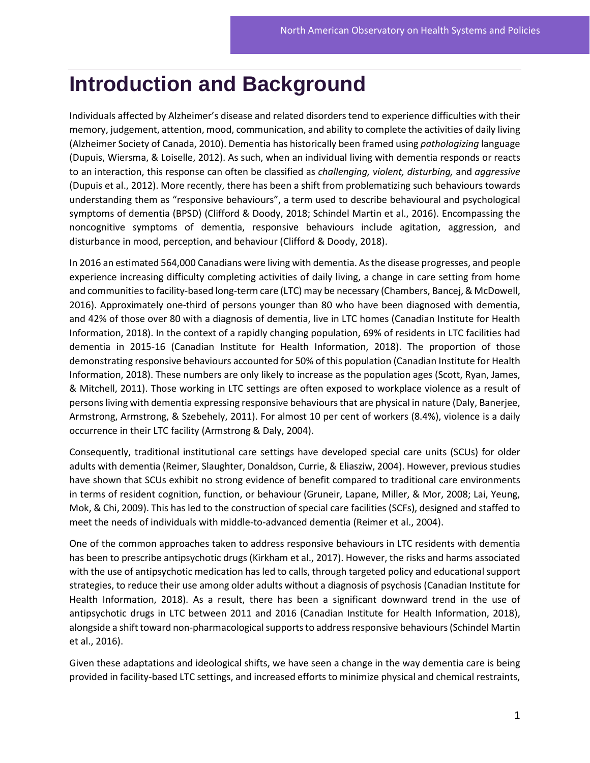# Introduction and Background

Individuals affected by Alzheimer's disease and related disorders tend to experience difficulties with their memory, judgement, attention, mood, communication, and ability to complete the activities of daily living (Alzheimer Society of Canada, 2010). Dementia has historically been framed using *pathologizing* language (Dupuis, Wiersma, & Loiselle, 2012). As such, when an individual living with dementia responds or reacts to an interaction, this response can often be classified as *challenging, violent, disturbing,* and *aggressive* (Dupuis et al., 2012). More recently, there has been a shift from problematizing such behaviours towards understanding them as "responsive behaviours", a term used to describe behavioural and psychological symptoms of dementia (BPSD) (Clifford & Doody, 2018; Schindel Martin et al., 2016). Encompassing the noncognitive symptoms of dementia, responsive behaviours include agitation, aggression, and disturbance in mood, perception, and behaviour (Clifford & Doody, 2018).

In 2016 an estimated 564,000 Canadians were living with dementia. As the disease progresses, and people experience increasing difficulty completing activities of daily living, a change in care setting from home and communities to facility-based long-term care (LTC) may be necessary (Chambers, Bancej, & McDowell, 2016). Approximately one-third of persons younger than 80 who have been diagnosed with dementia, and 42% of those over 80 with a diagnosis of dementia, live in LTC homes (Canadian Institute for Health Information, 2018). In the context of a rapidly changing population, 69% of residents in LTC facilities had dementia in 2015-16 (Canadian Institute for Health Information, 2018). The proportion of those demonstrating responsive behaviours accounted for 50% of this population (Canadian Institute for Health Information, 2018). These numbers are only likely to increase as the population ages (Scott, Ryan, James, & Mitchell, 2011). Those working in LTC settings are often exposed to workplace violence as a result of persons living with dementia expressing responsive behaviours that are physical in nature (Daly, Banerjee, Armstrong, Armstrong, & Szebehely, 2011). For almost 10 per cent of workers (8.4%), violence is a daily occurrence in their LTC facility (Armstrong & Daly, 2004).

Consequently, traditional institutional care settings have developed special care units (SCUs) for older adults with dementia (Reimer, Slaughter, Donaldson, Currie, & Eliasziw, 2004). However, previous studies have shown that SCUs exhibit no strong evidence of benefit compared to traditional care environments in terms of resident cognition, function, or behaviour (Gruneir, Lapane, Miller, & Mor, 2008; Lai, Yeung, Mok, & Chi, 2009). This has led to the construction of special care facilities (SCFs), designed and staffed to meet the needs of individuals with middle-to-advanced dementia (Reimer et al., 2004).

One of the common approaches taken to address responsive behaviours in LTC residents with dementia has been to prescribe antipsychotic drugs (Kirkham et al., 2017). However, the risks and harms associated with the use of antipsychotic medication has led to calls, through targeted policy and educational support strategies, to reduce their use among older adults without a diagnosis of psychosis (Canadian Institute for Health Information, 2018). As a result, there has been a significant downward trend in the use of antipsychotic drugs in LTC between 2011 and 2016 (Canadian Institute for Health Information, 2018), alongside a shift toward non-pharmacological supports to address responsive behaviours (Schindel Martin et al., 2016).

Given these adaptations and ideological shifts, we have seen a change in the way dementia care is being provided in facility-based LTC settings, and increased efforts to minimize physical and chemical restraints,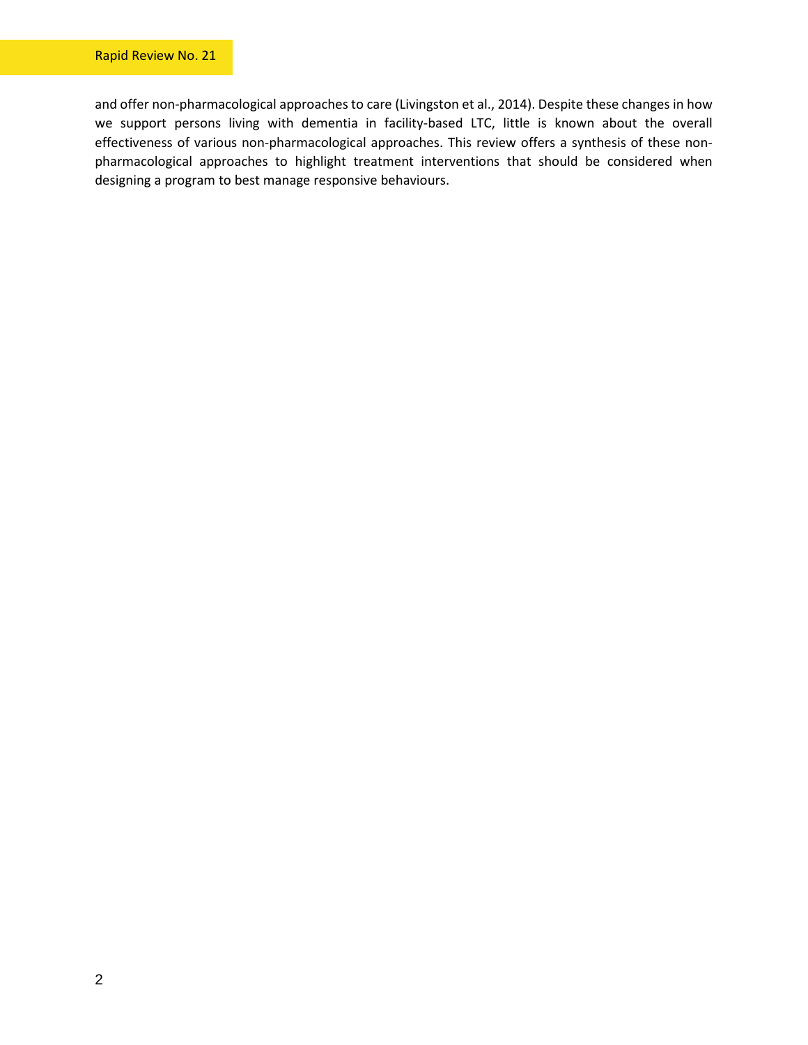and offer non-pharmacological approaches to care (Livingston et al., 2014). Despite these changes in how we support persons living with dementia in facility-based LTC, little is known about the overall effectiveness of various non-pharmacological approaches. This review offers a synthesis of these non-pharmacological approaches to highlight treatment interventions that should be considered when designing a program to best manage responsive behaviours.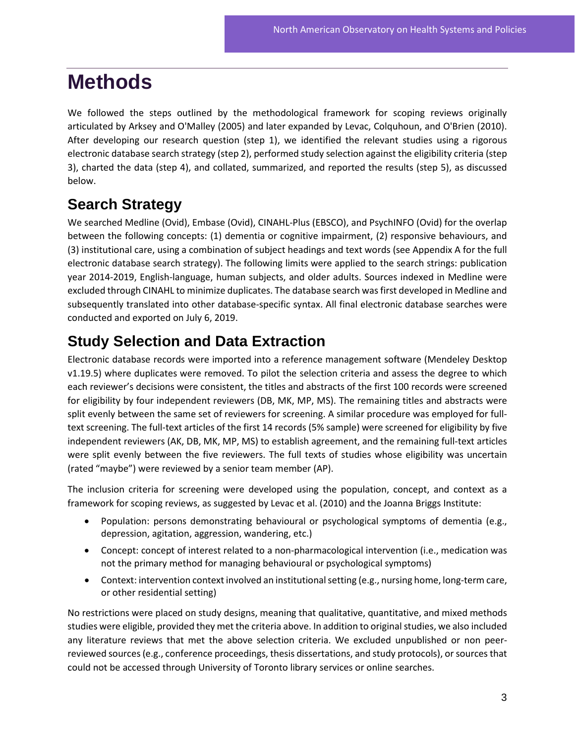# Methods

We followed the steps outlined by the methodological framework for scoping reviews originally articulated by Arksey and O'Malley (2005) and later expanded by Levac, Colquhoun, and O'Brien (2010). After developing our research question (step 1), we identified the relevant studies using a rigorous electronic database search strategy (step 2), performed study selection against the eligibility criteria (step 3), charted the data (step 4), and collated, summarized, and reported the results (step 5), as discussed below.

## Search Strategy

We searched Medline (Ovid), Embase (Ovid), CINAHL-Plus (EBSCO), and PsychINFO (Ovid) for the overlap between the following concepts: (1) dementia or cognitive impairment, (2) responsive behaviours, and (3) institutional care, using a combination of subject headings and text words (see Appendix A for the full electronic database search strategy). The following limits were applied to the search strings: publication year 2014-2019, English-language, human subjects, and older adults. Sources indexed in Medline were excluded through CINAHL to minimize duplicates. The database search was first developed in Medline and subsequently translated into other database-specific syntax. All final electronic database searches were conducted and exported on July 6, 2019.

## Study Selection and Data Extraction

Electronic database records were imported into a reference management software (Mendeley Desktop v1.19.5) where duplicates were removed. To pilot the selection criteria and assess the degree to which each reviewer's decisions were consistent, the titles and abstracts of the first 100 records were screened for eligibility by four independent reviewers (DB, MK, MP, MS). The remaining titles and abstracts were split evenly between the same set of reviewers for screening. A similar procedure was employed for full-text screening. The full-text articles of the first 14 records (5% sample) were screened for eligibility by five independent reviewers (AK, DB, MK, MP, MS) to establish agreement, and the remaining full-text articles were split evenly between the five reviewers. The full texts of studies whose eligibility was uncertain (rated "maybe") were reviewed by a senior team member (AP).

The inclusion criteria for screening were developed using the population, concept, and context as a framework for scoping reviews, as suggested by Levac et al. (2010) and the Joanna Briggs Institute:

- Population: persons demonstrating behavioural or psychological symptoms of dementia (e.g., depression, agitation, aggression, wandering, etc.)
- Concept: concept of interest related to a non-pharmacological intervention (i.e., medication was not the primary method for managing behavioural or psychological symptoms)
- Context: intervention context involved an institutional setting (e.g., nursing home, long-term care, or other residential setting)

No restrictions were placed on study designs, meaning that qualitative, quantitative, and mixed methods studies were eligible, provided they met the criteria above. In addition to original studies, we also included any literature reviews that met the above selection criteria. We excluded unpublished or non peer-reviewed sources (e.g., conference proceedings, thesis dissertations, and study protocols), or sources that could not be accessed through University of Toronto library services or online searches.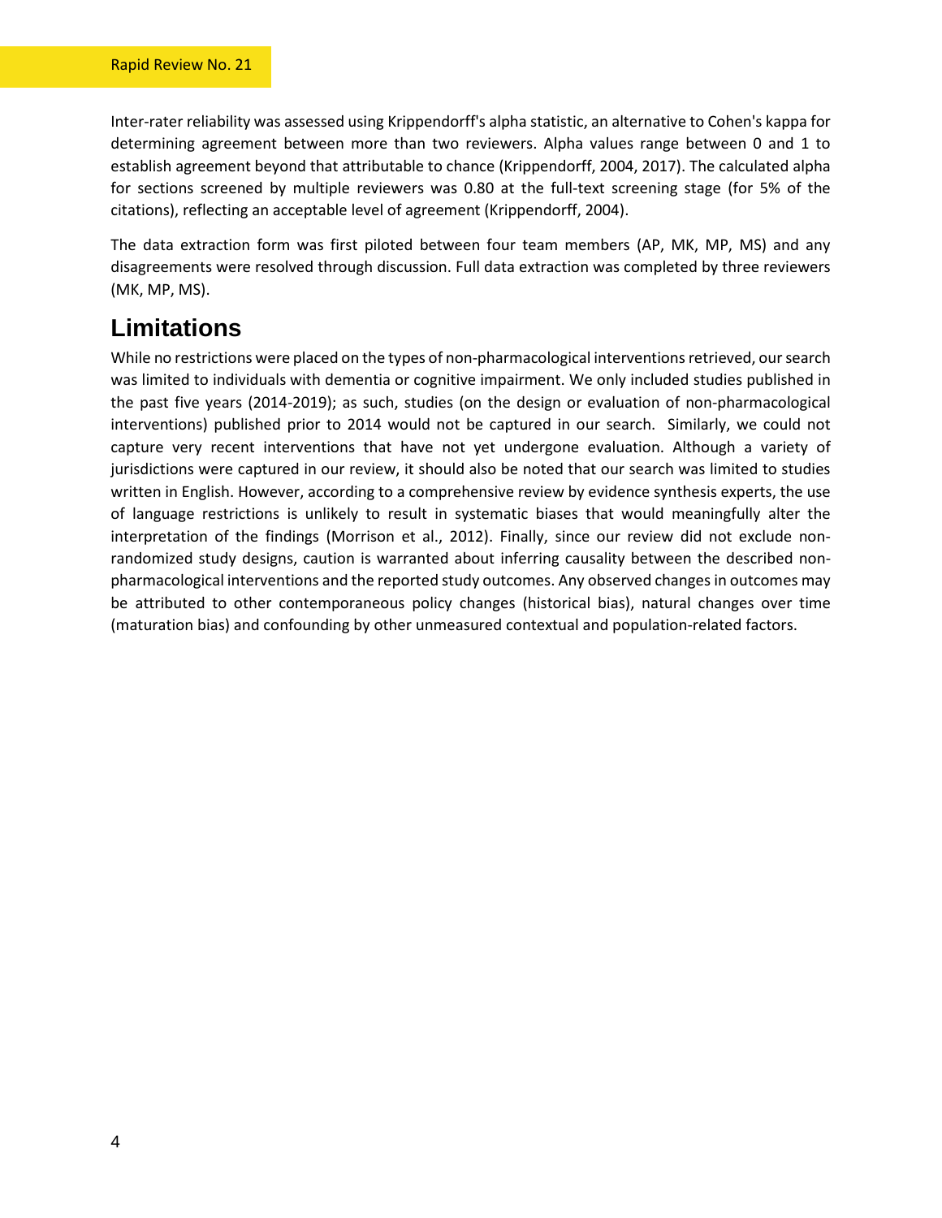Inter-rater reliability was assessed using Krippendorff's alpha statistic, an alternative to Cohen's kappa for determining agreement between more than two reviewers. Alpha values range between 0 and 1 to establish agreement beyond that attributable to chance (Krippendorff, 2004, 2017). The calculated alpha for sections screened by multiple reviewers was 0.80 at the full-text screening stage (for 5% of the citations), reflecting an acceptable level of agreement (Krippendorff, 2004).

The data extraction form was first piloted between four team members (AP, MK, MP, MS) and any disagreements were resolved through discussion. Full data extraction was completed by three reviewers (MK, MP, MS).

## Limitations

While no restrictions were placed on the types of non-pharmacological interventions retrieved, our search was limited to individuals with dementia or cognitive impairment. We only included studies published in the past five years (2014-2019); as such, studies (on the design or evaluation of non-pharmacological interventions) published prior to 2014 would not be captured in our search. Similarly, we could not capture very recent interventions that have not yet undergone evaluation. Although a variety of jurisdictions were captured in our review, it should also be noted that our search was limited to studies written in English. However, according to a comprehensive review by evidence synthesis experts, the use of language restrictions is unlikely to result in systematic biases that would meaningfully alter the interpretation of the findings (Morrison et al., 2012). Finally, since our review did not exclude non-randomized study designs, caution is warranted about inferring causality between the described non-pharmacological interventions and the reported study outcomes. Any observed changes in outcomes may be attributed to other contemporaneous policy changes (historical bias), natural changes over time (maturation bias) and confounding by other unmeasured contextual and population-related factors.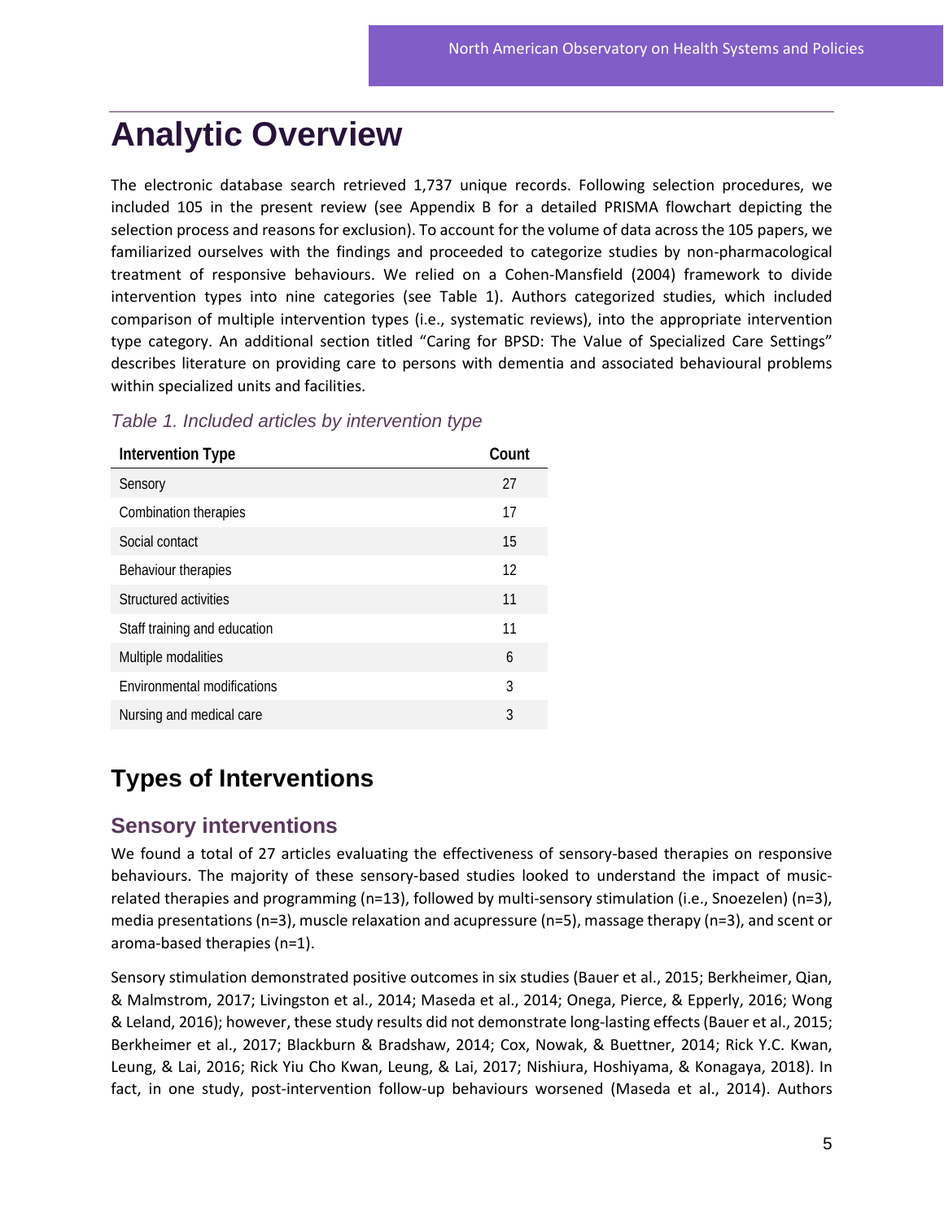# Analytic Overview

The electronic database search retrieved 1,737 unique records. Following selection procedures, we included 105 in the present review (see Appendix B for a detailed PRISMA flowchart depicting the selection process and reasons for exclusion). To account for the volume of data across the 105 papers, we familiarized ourselves with the findings and proceeded to categorize studies by non-pharmacological treatment of responsive behaviours. We relied on a Cohen-Mansfield (2004) framework to divide intervention types into nine categories (see Table 1). Authors categorized studies, which included comparison of multiple intervention types (i.e., systematic reviews), into the appropriate intervention type category. An additional section titled "Caring for BPSD: The Value of Specialized Care Settings" describes literature on providing care to persons with dementia and associated behavioural problems within specialized units and facilities.

*Table 1. Included articles by intervention type*

| Intervention Type | Count |
|---|---|
| Sensory | 27 |
| Combination therapies | 17 |
| Social contact | 15 |
| Behaviour therapies | 12 |
| Structured activities | 11 |
| Staff training and education | 11 |
| Multiple modalities | 6 |
| Environmental modifications | 3 |
| Nursing and medical care | 3 |

## Types of Interventions

### Sensory interventions

We found a total of 27 articles evaluating the effectiveness of sensory-based therapies on responsive behaviours. The majority of these sensory-based studies looked to understand the impact of music-related therapies and programming (n=13), followed by multi-sensory stimulation (i.e., Snoezelen) (n=3), media presentations (n=3), muscle relaxation and acupressure (n=5), massage therapy (n=3), and scent or aroma-based therapies (n=1).

Sensory stimulation demonstrated positive outcomes in six studies (Bauer et al., 2015; Berkheimer, Qian, & Malmstrom, 2017; Livingston et al., 2014; Maseda et al., 2014; Onega, Pierce, & Epperly, 2016; Wong & Leland, 2016); however, these study results did not demonstrate long-lasting effects (Bauer et al., 2015; Berkheimer et al., 2017; Blackburn & Bradshaw, 2014; Cox, Nowak, & Buettner, 2014; Rick Y.C. Kwan, Leung, & Lai, 2016; Rick Yiu Cho Kwan, Leung, & Lai, 2017; Nishiura, Hoshiyama, & Konagaya, 2018). In fact, in one study, post-intervention follow-up behaviours worsened (Maseda et al., 2014). Authors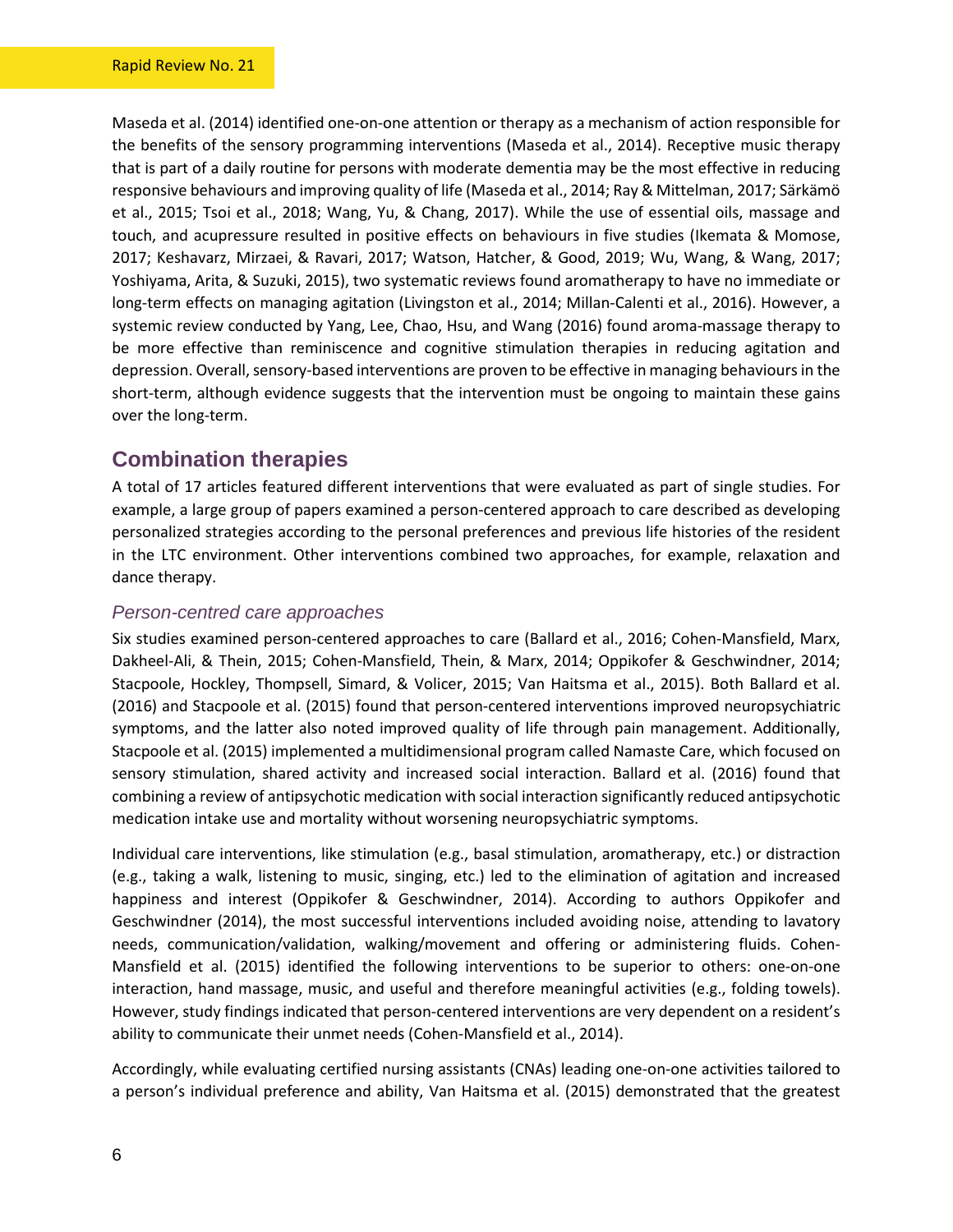Maseda et al. (2014) identified one-on-one attention or therapy as a mechanism of action responsible for the benefits of the sensory programming interventions (Maseda et al., 2014). Receptive music therapy that is part of a daily routine for persons with moderate dementia may be the most effective in reducing responsive behaviours and improving quality of life (Maseda et al., 2014; Ray & Mittelman, 2017; Särkämö et al., 2015; Tsoi et al., 2018; Wang, Yu, & Chang, 2017). While the use of essential oils, massage and touch, and acupressure resulted in positive effects on behaviours in five studies (Ikemata & Momose, 2017; Keshavarz, Mirzaei, & Ravari, 2017; Watson, Hatcher, & Good, 2019; Wu, Wang, & Wang, 2017; Yoshiyama, Arita, & Suzuki, 2015), two systematic reviews found aromatherapy to have no immediate or long-term effects on managing agitation (Livingston et al., 2014; Millan-Calenti et al., 2016). However, a systemic review conducted by Yang, Lee, Chao, Hsu, and Wang (2016) found aroma-massage therapy to be more effective than reminiscence and cognitive stimulation therapies in reducing agitation and depression. Overall, sensory-based interventions are proven to be effective in managing behaviours in the short-term, although evidence suggests that the intervention must be ongoing to maintain these gains over the long-term.

## Combination therapies

A total of 17 articles featured different interventions that were evaluated as part of single studies. For example, a large group of papers examined a person-centered approach to care described as developing personalized strategies according to the personal preferences and previous life histories of the resident in the LTC environment. Other interventions combined two approaches, for example, relaxation and dance therapy.

### *Person-centred care approaches*

Six studies examined person-centered approaches to care (Ballard et al., 2016; Cohen-Mansfield, Marx, Dakheel-Ali, & Thein, 2015; Cohen-Mansfield, Thein, & Marx, 2014; Oppikofer & Geschwindner, 2014; Stacpoole, Hockley, Thompsell, Simard, & Volicer, 2015; Van Haitsma et al., 2015). Both Ballard et al. (2016) and Stacpoole et al. (2015) found that person-centered interventions improved neuropsychiatric symptoms, and the latter also noted improved quality of life through pain management. Additionally, Stacpoole et al. (2015) implemented a multidimensional program called Namaste Care, which focused on sensory stimulation, shared activity and increased social interaction. Ballard et al. (2016) found that combining a review of antipsychotic medication with social interaction significantly reduced antipsychotic medication intake use and mortality without worsening neuropsychiatric symptoms.

Individual care interventions, like stimulation (e.g., basal stimulation, aromatherapy, etc.) or distraction (e.g., taking a walk, listening to music, singing, etc.) led to the elimination of agitation and increased happiness and interest (Oppikofer & Geschwindner, 2014). According to authors Oppikofer and Geschwindner (2014), the most successful interventions included avoiding noise, attending to lavatory needs, communication/validation, walking/movement and offering or administering fluids. Cohen-Mansfield et al. (2015) identified the following interventions to be superior to others: one-on-one interaction, hand massage, music, and useful and therefore meaningful activities (e.g., folding towels). However, study findings indicated that person-centered interventions are very dependent on a resident's ability to communicate their unmet needs (Cohen-Mansfield et al., 2014).

Accordingly, while evaluating certified nursing assistants (CNAs) leading one-on-one activities tailored to a person's individual preference and ability, Van Haitsma et al. (2015) demonstrated that the greatest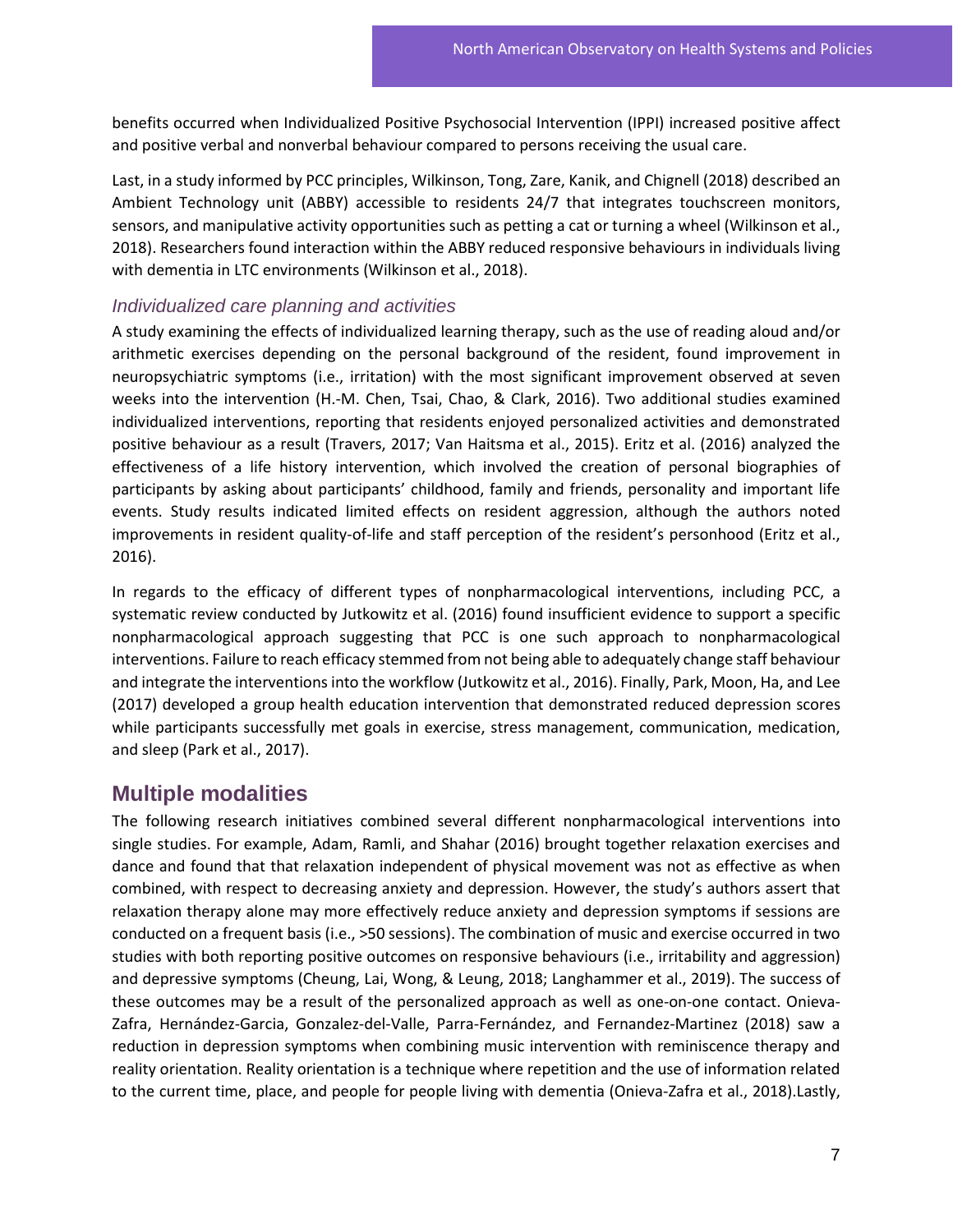benefits occurred when Individualized Positive Psychosocial Intervention (IPPI) increased positive affect and positive verbal and nonverbal behaviour compared to persons receiving the usual care.

Last, in a study informed by PCC principles, Wilkinson, Tong, Zare, Kanik, and Chignell (2018) described an Ambient Technology unit (ABBY) accessible to residents 24/7 that integrates touchscreen monitors, sensors, and manipulative activity opportunities such as petting a cat or turning a wheel (Wilkinson et al., 2018). Researchers found interaction within the ABBY reduced responsive behaviours in individuals living with dementia in LTC environments (Wilkinson et al., 2018).

### *Individualized care planning and activities*

A study examining the effects of individualized learning therapy, such as the use of reading aloud and/or arithmetic exercises depending on the personal background of the resident, found improvement in neuropsychiatric symptoms (i.e., irritation) with the most significant improvement observed at seven weeks into the intervention (H.-M. Chen, Tsai, Chao, & Clark, 2016). Two additional studies examined individualized interventions, reporting that residents enjoyed personalized activities and demonstrated positive behaviour as a result (Travers, 2017; Van Haitsma et al., 2015). Eritz et al. (2016) analyzed the effectiveness of a life history intervention, which involved the creation of personal biographies of participants by asking about participants' childhood, family and friends, personality and important life events. Study results indicated limited effects on resident aggression, although the authors noted improvements in resident quality-of-life and staff perception of the resident's personhood (Eritz et al., 2016).

In regards to the efficacy of different types of nonpharmacological interventions, including PCC, a systematic review conducted by Jutkowitz et al. (2016) found insufficient evidence to support a specific nonpharmacological approach suggesting that PCC is one such approach to nonpharmacological interventions. Failure to reach efficacy stemmed from not being able to adequately change staff behaviour and integrate the interventions into the workflow (Jutkowitz et al., 2016). Finally, Park, Moon, Ha, and Lee (2017) developed a group health education intervention that demonstrated reduced depression scores while participants successfully met goals in exercise, stress management, communication, medication, and sleep (Park et al., 2017).

## Multiple modalities

The following research initiatives combined several different nonpharmacological interventions into single studies. For example, Adam, Ramli, and Shahar (2016) brought together relaxation exercises and dance and found that that relaxation independent of physical movement was not as effective as when combined, with respect to decreasing anxiety and depression. However, the study's authors assert that relaxation therapy alone may more effectively reduce anxiety and depression symptoms if sessions are conducted on a frequent basis (i.e., >50 sessions). The combination of music and exercise occurred in two studies with both reporting positive outcomes on responsive behaviours (i.e., irritability and aggression) and depressive symptoms (Cheung, Lai, Wong, & Leung, 2018; Langhammer et al., 2019). The success of these outcomes may be a result of the personalized approach as well as one-on-one contact. Onieva-Zafra, Hernández-Garcia, Gonzalez-del-Valle, Parra-Fernández, and Fernandez-Martinez (2018) saw a reduction in depression symptoms when combining music intervention with reminiscence therapy and reality orientation. Reality orientation is a technique where repetition and the use of information related to the current time, place, and people for people living with dementia (Onieva-Zafra et al., 2018).Lastly,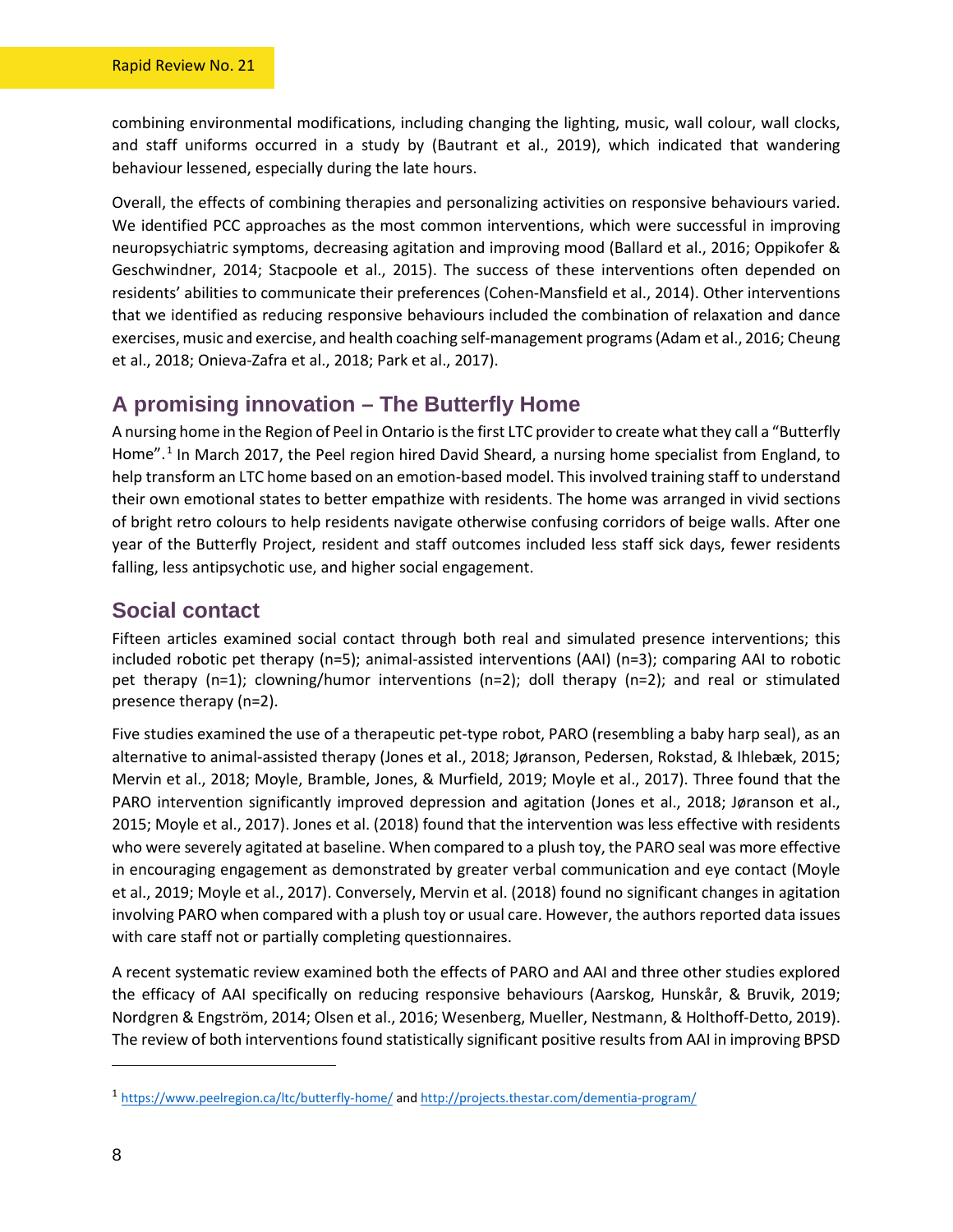combining environmental modifications, including changing the lighting, music, wall colour, wall clocks, and staff uniforms occurred in a study by (Bautrant et al., 2019), which indicated that wandering behaviour lessened, especially during the late hours.

Overall, the effects of combining therapies and personalizing activities on responsive behaviours varied. We identified PCC approaches as the most common interventions, which were successful in improving neuropsychiatric symptoms, decreasing agitation and improving mood (Ballard et al., 2016; Oppikofer & Geschwindner, 2014; Stacpoole et al., 2015). The success of these interventions often depended on residents' abilities to communicate their preferences (Cohen-Mansfield et al., 2014). Other interventions that we identified as reducing responsive behaviours included the combination of relaxation and dance exercises, music and exercise, and health coaching self-management programs (Adam et al., 2016; Cheung et al., 2018; Onieva-Zafra et al., 2018; Park et al., 2017).

## A promising innovation – The Butterfly Home

A nursing home in the Region of Peel in Ontario is the first LTC provider to create what they call a "Butterfly Home".[1] In March 2017, the Peel region hired David Sheard, a nursing home specialist from England, to help transform an LTC home based on an emotion-based model. This involved training staff to understand their own emotional states to better empathize with residents. The home was arranged in vivid sections of bright retro colours to help residents navigate otherwise confusing corridors of beige walls. After one year of the Butterfly Project, resident and staff outcomes included less staff sick days, fewer residents falling, less antipsychotic use, and higher social engagement.

## Social contact

Fifteen articles examined social contact through both real and simulated presence interventions; this included robotic pet therapy (n=5); animal-assisted interventions (AAI) (n=3); comparing AAI to robotic pet therapy (n=1); clowning/humor interventions (n=2); doll therapy (n=2); and real or stimulated presence therapy (n=2).

Five studies examined the use of a therapeutic pet-type robot, PARO (resembling a baby harp seal), as an alternative to animal-assisted therapy (Jones et al., 2018; Jøranson, Pedersen, Rokstad, & Ihlebæk, 2015; Mervin et al., 2018; Moyle, Bramble, Jones, & Murfield, 2019; Moyle et al., 2017). Three found that the PARO intervention significantly improved depression and agitation (Jones et al., 2018; Jøranson et al., 2015; Moyle et al., 2017). Jones et al. (2018) found that the intervention was less effective with residents who were severely agitated at baseline. When compared to a plush toy, the PARO seal was more effective in encouraging engagement as demonstrated by greater verbal communication and eye contact (Moyle et al., 2019; Moyle et al., 2017). Conversely, Mervin et al. (2018) found no significant changes in agitation involving PARO when compared with a plush toy or usual care. However, the authors reported data issues with care staff not or partially completing questionnaires.

A recent systematic review examined both the effects of PARO and AAI and three other studies explored the efficacy of AAI specifically on reducing responsive behaviours (Aarskog, Hunskår, & Bruvik, 2019; Nordgren & Engström, 2014; Olsen et al., 2016; Wesenberg, Mueller, Nestmann, & Holthoff-Detto, 2019). The review of both interventions found statistically significant positive results from AAI in improving BPSD

[1] https://www.peelregion.ca/ltc/butterfly-home/ and http://projects.thestar.com/dementia-program/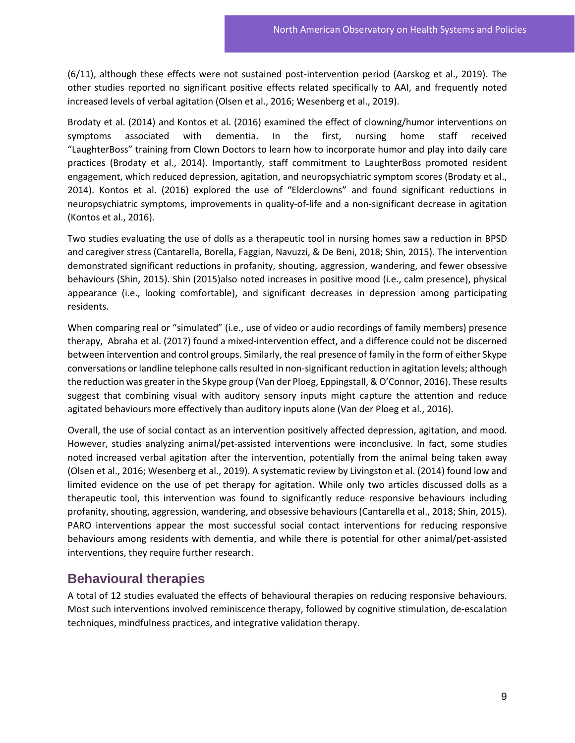(6/11), although these effects were not sustained post-intervention period (Aarskog et al., 2019). The other studies reported no significant positive effects related specifically to AAI, and frequently noted increased levels of verbal agitation (Olsen et al., 2016; Wesenberg et al., 2019).

Brodaty et al. (2014) and Kontos et al. (2016) examined the effect of clowning/humor interventions on symptoms associated with dementia. In the first, nursing home staff received "LaughterBoss" training from Clown Doctors to learn how to incorporate humor and play into daily care practices (Brodaty et al., 2014). Importantly, staff commitment to LaughterBoss promoted resident engagement, which reduced depression, agitation, and neuropsychiatric symptom scores (Brodaty et al., 2014). Kontos et al. (2016) explored the use of "Elderclowns" and found significant reductions in neuropsychiatric symptoms, improvements in quality-of-life and a non-significant decrease in agitation (Kontos et al., 2016).

Two studies evaluating the use of dolls as a therapeutic tool in nursing homes saw a reduction in BPSD and caregiver stress (Cantarella, Borella, Faggian, Navuzzi, & De Beni, 2018; Shin, 2015). The intervention demonstrated significant reductions in profanity, shouting, aggression, wandering, and fewer obsessive behaviours (Shin, 2015). Shin (2015)also noted increases in positive mood (i.e., calm presence), physical appearance (i.e., looking comfortable), and significant decreases in depression among participating residents.

When comparing real or "simulated" (i.e., use of video or audio recordings of family members) presence therapy, Abraha et al. (2017) found a mixed-intervention effect, and a difference could not be discerned between intervention and control groups. Similarly, the real presence of family in the form of either Skype conversations or landline telephone calls resulted in non-significant reduction in agitation levels; although the reduction was greater in the Skype group (Van der Ploeg, Eppingstall, & O'Connor, 2016). These results suggest that combining visual with auditory sensory inputs might capture the attention and reduce agitated behaviours more effectively than auditory inputs alone (Van der Ploeg et al., 2016).

Overall, the use of social contact as an intervention positively affected depression, agitation, and mood. However, studies analyzing animal/pet-assisted interventions were inconclusive. In fact, some studies noted increased verbal agitation after the intervention, potentially from the animal being taken away (Olsen et al., 2016; Wesenberg et al., 2019). A systematic review by Livingston et al. (2014) found low and limited evidence on the use of pet therapy for agitation. While only two articles discussed dolls as a therapeutic tool, this intervention was found to significantly reduce responsive behaviours including profanity, shouting, aggression, wandering, and obsessive behaviours (Cantarella et al., 2018; Shin, 2015). PARO interventions appear the most successful social contact interventions for reducing responsive behaviours among residents with dementia, and while there is potential for other animal/pet-assisted interventions, they require further research.

## Behavioural therapies

A total of 12 studies evaluated the effects of behavioural therapies on reducing responsive behaviours. Most such interventions involved reminiscence therapy, followed by cognitive stimulation, de-escalation techniques, mindfulness practices, and integrative validation therapy.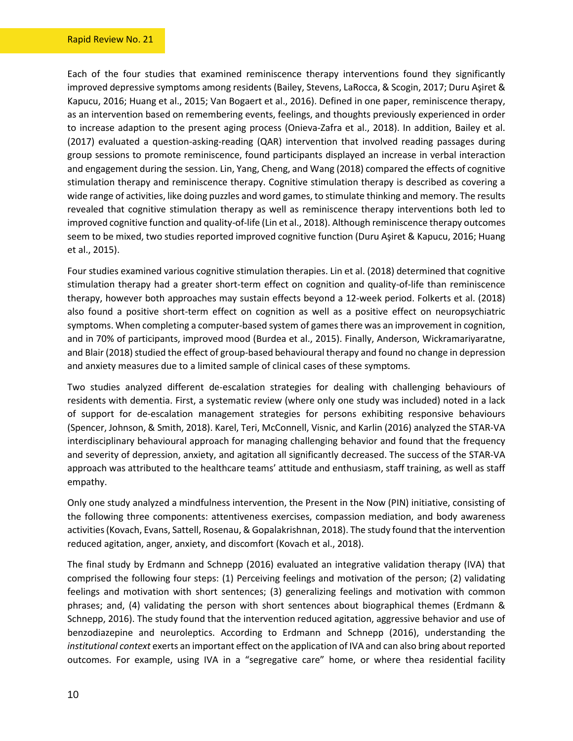Each of the four studies that examined reminiscence therapy interventions found they significantly improved depressive symptoms among residents (Bailey, Stevens, LaRocca, & Scogin, 2017; Duru Aşiret & Kapucu, 2016; Huang et al., 2015; Van Bogaert et al., 2016). Defined in one paper, reminiscence therapy, as an intervention based on remembering events, feelings, and thoughts previously experienced in order to increase adaption to the present aging process (Onieva-Zafra et al., 2018). In addition, Bailey et al. (2017) evaluated a question-asking-reading (QAR) intervention that involved reading passages during group sessions to promote reminiscence, found participants displayed an increase in verbal interaction and engagement during the session. Lin, Yang, Cheng, and Wang (2018) compared the effects of cognitive stimulation therapy and reminiscence therapy. Cognitive stimulation therapy is described as covering a wide range of activities, like doing puzzles and word games, to stimulate thinking and memory. The results revealed that cognitive stimulation therapy as well as reminiscence therapy interventions both led to improved cognitive function and quality-of-life (Lin et al., 2018). Although reminiscence therapy outcomes seem to be mixed, two studies reported improved cognitive function (Duru Aşiret & Kapucu, 2016; Huang et al., 2015).

Four studies examined various cognitive stimulation therapies. Lin et al. (2018) determined that cognitive stimulation therapy had a greater short-term effect on cognition and quality-of-life than reminiscence therapy, however both approaches may sustain effects beyond a 12-week period. Folkerts et al. (2018) also found a positive short-term effect on cognition as well as a positive effect on neuropsychiatric symptoms. When completing a computer-based system of games there was an improvement in cognition, and in 70% of participants, improved mood (Burdea et al., 2015). Finally, Anderson, Wickramariyaratne, and Blair (2018) studied the effect of group-based behavioural therapy and found no change in depression and anxiety measures due to a limited sample of clinical cases of these symptoms.

Two studies analyzed different de-escalation strategies for dealing with challenging behaviours of residents with dementia. First, a systematic review (where only one study was included) noted in a lack of support for de-escalation management strategies for persons exhibiting responsive behaviours (Spencer, Johnson, & Smith, 2018). Karel, Teri, McConnell, Visnic, and Karlin (2016) analyzed the STAR-VA interdisciplinary behavioural approach for managing challenging behavior and found that the frequency and severity of depression, anxiety, and agitation all significantly decreased. The success of the STAR-VA approach was attributed to the healthcare teams' attitude and enthusiasm, staff training, as well as staff empathy.

Only one study analyzed a mindfulness intervention, the Present in the Now (PIN) initiative, consisting of the following three components: attentiveness exercises, compassion mediation, and body awareness activities (Kovach, Evans, Sattell, Rosenau, & Gopalakrishnan, 2018). The study found that the intervention reduced agitation, anger, anxiety, and discomfort (Kovach et al., 2018).

The final study by Erdmann and Schnepp (2016) evaluated an integrative validation therapy (IVA) that comprised the following four steps: (1) Perceiving feelings and motivation of the person; (2) validating feelings and motivation with short sentences; (3) generalizing feelings and motivation with common phrases; and, (4) validating the person with short sentences about biographical themes (Erdmann & Schnepp, 2016). The study found that the intervention reduced agitation, aggressive behavior and use of benzodiazepine and neuroleptics. According to Erdmann and Schnepp (2016), understanding the *institutional context* exerts an important effect on the application of IVA and can also bring about reported outcomes. For example, using IVA in a "segregative care" home, or where thea residential facility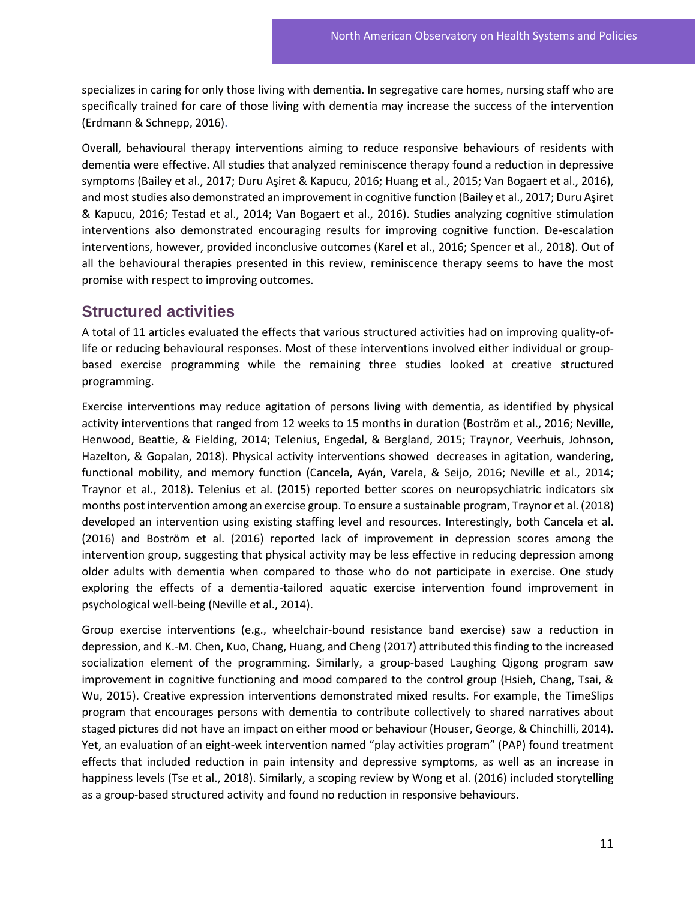specializes in caring for only those living with dementia. In segregative care homes, nursing staff who are specifically trained for care of those living with dementia may increase the success of the intervention (Erdmann & Schnepp, 2016).

Overall, behavioural therapy interventions aiming to reduce responsive behaviours of residents with dementia were effective. All studies that analyzed reminiscence therapy found a reduction in depressive symptoms (Bailey et al., 2017; Duru Aşiret & Kapucu, 2016; Huang et al., 2015; Van Bogaert et al., 2016), and most studies also demonstrated an improvement in cognitive function (Bailey et al., 2017; Duru Aşiret & Kapucu, 2016; Testad et al., 2014; Van Bogaert et al., 2016). Studies analyzing cognitive stimulation interventions also demonstrated encouraging results for improving cognitive function. De-escalation interventions, however, provided inconclusive outcomes (Karel et al., 2016; Spencer et al., 2018). Out of all the behavioural therapies presented in this review, reminiscence therapy seems to have the most promise with respect to improving outcomes.

## Structured activities

A total of 11 articles evaluated the effects that various structured activities had on improving quality-of-life or reducing behavioural responses. Most of these interventions involved either individual or group-based exercise programming while the remaining three studies looked at creative structured programming.

Exercise interventions may reduce agitation of persons living with dementia, as identified by physical activity interventions that ranged from 12 weeks to 15 months in duration (Boström et al., 2016; Neville, Henwood, Beattie, & Fielding, 2014; Telenius, Engedal, & Bergland, 2015; Traynor, Veerhuis, Johnson, Hazelton, & Gopalan, 2018). Physical activity interventions showed decreases in agitation, wandering, functional mobility, and memory function (Cancela, Ayán, Varela, & Seijo, 2016; Neville et al., 2014; Traynor et al., 2018). Telenius et al. (2015) reported better scores on neuropsychiatric indicators six months post intervention among an exercise group. To ensure a sustainable program, Traynor et al. (2018) developed an intervention using existing staffing level and resources. Interestingly, both Cancela et al. (2016) and Boström et al. (2016) reported lack of improvement in depression scores among the intervention group, suggesting that physical activity may be less effective in reducing depression among older adults with dementia when compared to those who do not participate in exercise. One study exploring the effects of a dementia-tailored aquatic exercise intervention found improvement in psychological well-being (Neville et al., 2014).

Group exercise interventions (e.g., wheelchair-bound resistance band exercise) saw a reduction in depression, and K.-M. Chen, Kuo, Chang, Huang, and Cheng (2017) attributed this finding to the increased socialization element of the programming. Similarly, a group-based Laughing Qigong program saw improvement in cognitive functioning and mood compared to the control group (Hsieh, Chang, Tsai, & Wu, 2015). Creative expression interventions demonstrated mixed results. For example, the TimeSlips program that encourages persons with dementia to contribute collectively to shared narratives about staged pictures did not have an impact on either mood or behaviour (Houser, George, & Chinchilli, 2014). Yet, an evaluation of an eight-week intervention named "play activities program" (PAP) found treatment effects that included reduction in pain intensity and depressive symptoms, as well as an increase in happiness levels (Tse et al., 2018). Similarly, a scoping review by Wong et al. (2016) included storytelling as a group-based structured activity and found no reduction in responsive behaviours.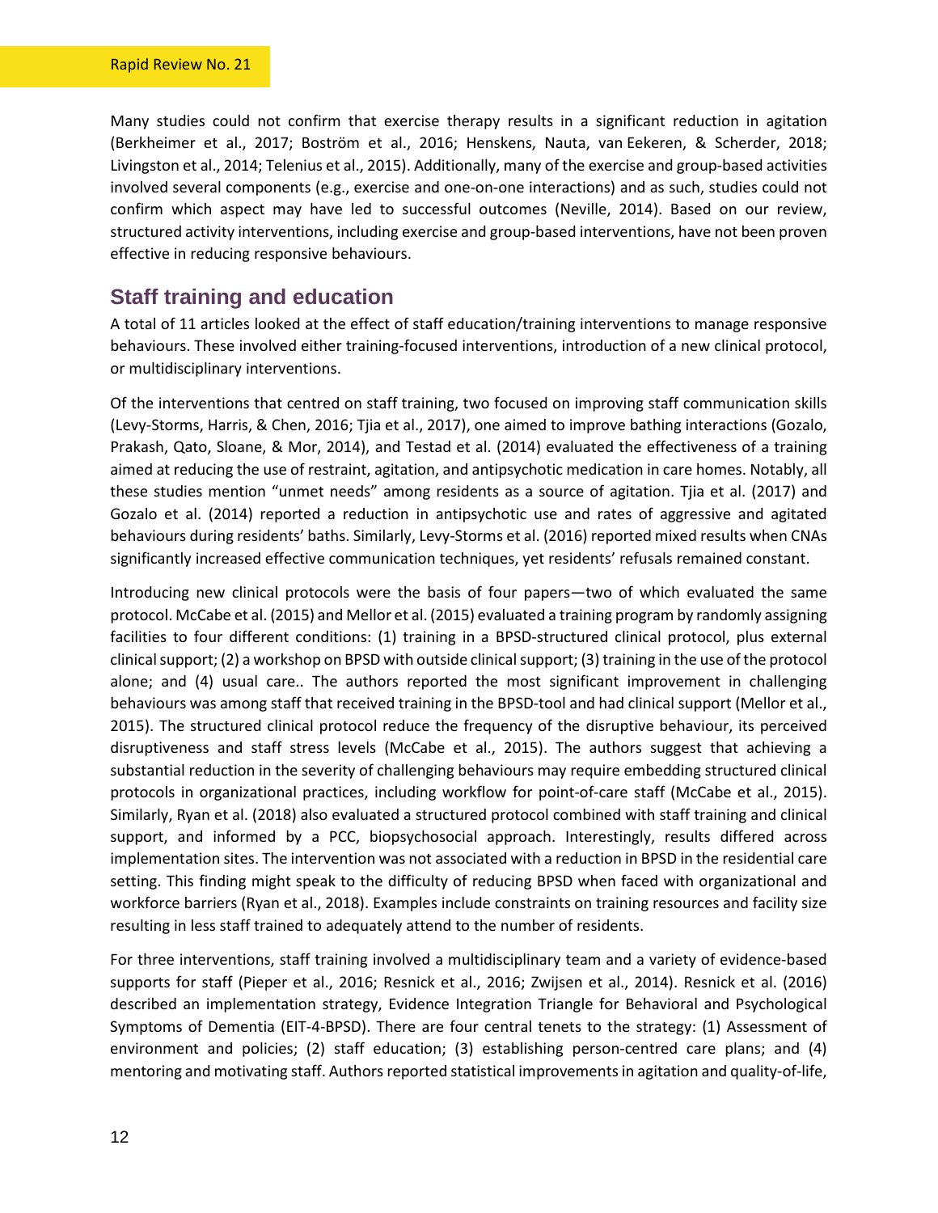Many studies could not confirm that exercise therapy results in a significant reduction in agitation (Berkheimer et al., 2017; Boström et al., 2016; Henskens, Nauta, van Eekeren, & Scherder, 2018; Livingston et al., 2014; Telenius et al., 2015). Additionally, many of the exercise and group-based activities involved several components (e.g., exercise and one-on-one interactions) and as such, studies could not confirm which aspect may have led to successful outcomes (Neville, 2014). Based on our review, structured activity interventions, including exercise and group-based interventions, have not been proven effective in reducing responsive behaviours.

## Staff training and education

A total of 11 articles looked at the effect of staff education/training interventions to manage responsive behaviours. These involved either training-focused interventions, introduction of a new clinical protocol, or multidisciplinary interventions.

Of the interventions that centred on staff training, two focused on improving staff communication skills (Levy-Storms, Harris, & Chen, 2016; Tjia et al., 2017), one aimed to improve bathing interactions (Gozalo, Prakash, Qato, Sloane, & Mor, 2014), and Testad et al. (2014) evaluated the effectiveness of a training aimed at reducing the use of restraint, agitation, and antipsychotic medication in care homes. Notably, all these studies mention "unmet needs" among residents as a source of agitation. Tjia et al. (2017) and Gozalo et al. (2014) reported a reduction in antipsychotic use and rates of aggressive and agitated behaviours during residents' baths. Similarly, Levy-Storms et al. (2016) reported mixed results when CNAs significantly increased effective communication techniques, yet residents' refusals remained constant.

Introducing new clinical protocols were the basis of four papers—two of which evaluated the same protocol. McCabe et al. (2015) and Mellor et al. (2015) evaluated a training program by randomly assigning facilities to four different conditions: (1) training in a BPSD-structured clinical protocol, plus external clinical support; (2) a workshop on BPSD with outside clinical support; (3) training in the use of the protocol alone; and (4) usual care.. The authors reported the most significant improvement in challenging behaviours was among staff that received training in the BPSD-tool and had clinical support (Mellor et al., 2015). The structured clinical protocol reduce the frequency of the disruptive behaviour, its perceived disruptiveness and staff stress levels (McCabe et al., 2015). The authors suggest that achieving a substantial reduction in the severity of challenging behaviours may require embedding structured clinical protocols in organizational practices, including workflow for point-of-care staff (McCabe et al., 2015). Similarly, Ryan et al. (2018) also evaluated a structured protocol combined with staff training and clinical support, and informed by a PCC, biopsychosocial approach. Interestingly, results differed across implementation sites. The intervention was not associated with a reduction in BPSD in the residential care setting. This finding might speak to the difficulty of reducing BPSD when faced with organizational and workforce barriers (Ryan et al., 2018). Examples include constraints on training resources and facility size resulting in less staff trained to adequately attend to the number of residents.

For three interventions, staff training involved a multidisciplinary team and a variety of evidence-based supports for staff (Pieper et al., 2016; Resnick et al., 2016; Zwijsen et al., 2014). Resnick et al. (2016) described an implementation strategy, Evidence Integration Triangle for Behavioral and Psychological Symptoms of Dementia (EIT-4-BPSD). There are four central tenets to the strategy: (1) Assessment of environment and policies; (2) staff education; (3) establishing person-centred care plans; and (4) mentoring and motivating staff. Authors reported statistical improvements in agitation and quality-of-life,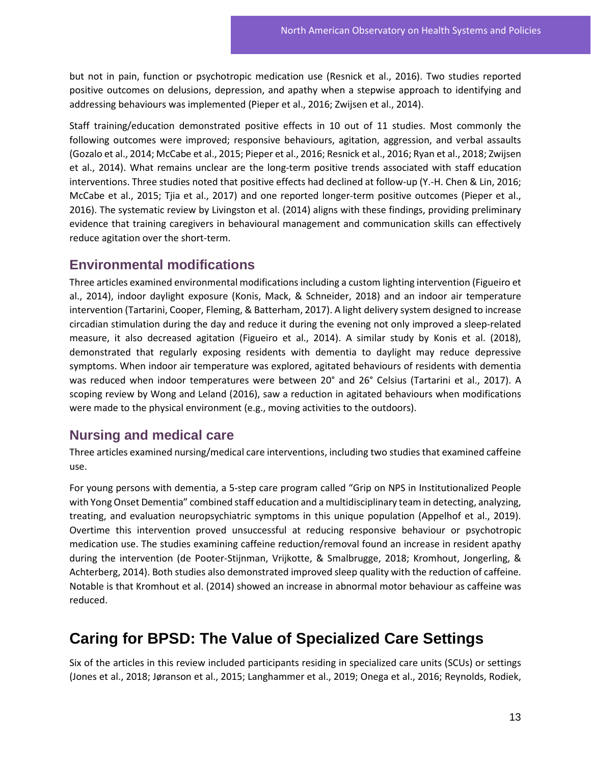but not in pain, function or psychotropic medication use (Resnick et al., 2016). Two studies reported positive outcomes on delusions, depression, and apathy when a stepwise approach to identifying and addressing behaviours was implemented (Pieper et al., 2016; Zwijsen et al., 2014).

Staff training/education demonstrated positive effects in 10 out of 11 studies. Most commonly the following outcomes were improved; responsive behaviours, agitation, aggression, and verbal assaults (Gozalo et al., 2014; McCabe et al., 2015; Pieper et al., 2016; Resnick et al., 2016; Ryan et al., 2018; Zwijsen et al., 2014). What remains unclear are the long-term positive trends associated with staff education interventions. Three studies noted that positive effects had declined at follow-up (Y.-H. Chen & Lin, 2016; McCabe et al., 2015; Tjia et al., 2017) and one reported longer-term positive outcomes (Pieper et al., 2016). The systematic review by Livingston et al. (2014) aligns with these findings, providing preliminary evidence that training caregivers in behavioural management and communication skills can effectively reduce agitation over the short-term.

### Environmental modifications

Three articles examined environmental modifications including a custom lighting intervention (Figueiro et al., 2014), indoor daylight exposure (Konis, Mack, & Schneider, 2018) and an indoor air temperature intervention (Tartarini, Cooper, Fleming, & Batterham, 2017). A light delivery system designed to increase circadian stimulation during the day and reduce it during the evening not only improved a sleep-related measure, it also decreased agitation (Figueiro et al., 2014). A similar study by Konis et al. (2018), demonstrated that regularly exposing residents with dementia to daylight may reduce depressive symptoms. When indoor air temperature was explored, agitated behaviours of residents with dementia was reduced when indoor temperatures were between 20° and 26° Celsius (Tartarini et al., 2017). A scoping review by Wong and Leland (2016), saw a reduction in agitated behaviours when modifications were made to the physical environment (e.g., moving activities to the outdoors).

### Nursing and medical care

Three articles examined nursing/medical care interventions, including two studies that examined caffeine use.

For young persons with dementia, a 5-step care program called "Grip on NPS in Institutionalized People with Yong Onset Dementia" combined staff education and a multidisciplinary team in detecting, analyzing, treating, and evaluation neuropsychiatric symptoms in this unique population (Appelhof et al., 2019). Overtime this intervention proved unsuccessful at reducing responsive behaviour or psychotropic medication use. The studies examining caffeine reduction/removal found an increase in resident apathy during the intervention (de Pooter-Stijnman, Vrijkotte, & Smalbrugge, 2018; Kromhout, Jongerling, & Achterberg, 2014). Both studies also demonstrated improved sleep quality with the reduction of caffeine. Notable is that Kromhout et al. (2014) showed an increase in abnormal motor behaviour as caffeine was reduced.

## Caring for BPSD: The Value of Specialized Care Settings

Six of the articles in this review included participants residing in specialized care units (SCUs) or settings (Jones et al., 2018; Jøranson et al., 2015; Langhammer et al., 2019; Onega et al., 2016; Reynolds, Rodiek,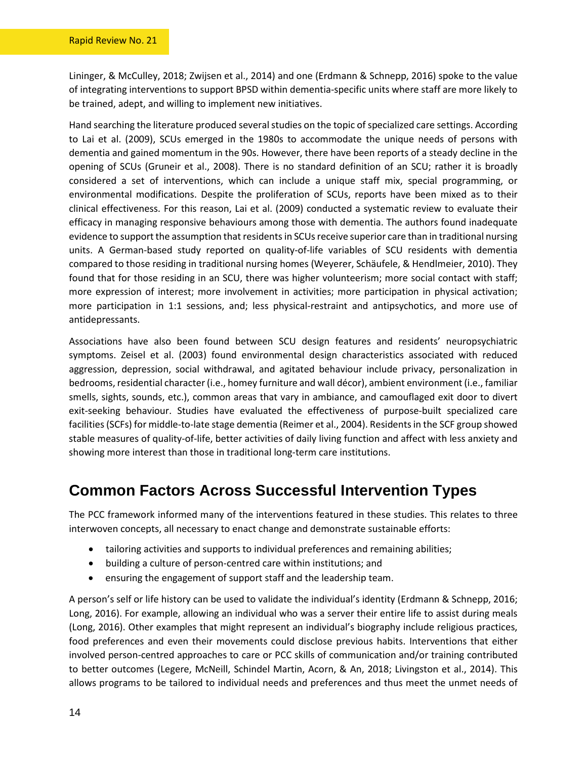Lininger, & McCulley, 2018; Zwijsen et al., 2014) and one (Erdmann & Schnepp, 2016) spoke to the value of integrating interventions to support BPSD within dementia-specific units where staff are more likely to be trained, adept, and willing to implement new initiatives.

Hand searching the literature produced several studies on the topic of specialized care settings. According to Lai et al. (2009), SCUs emerged in the 1980s to accommodate the unique needs of persons with dementia and gained momentum in the 90s. However, there have been reports of a steady decline in the opening of SCUs (Gruneir et al., 2008). There is no standard definition of an SCU; rather it is broadly considered a set of interventions, which can include a unique staff mix, special programming, or environmental modifications. Despite the proliferation of SCUs, reports have been mixed as to their clinical effectiveness. For this reason, Lai et al. (2009) conducted a systematic review to evaluate their efficacy in managing responsive behaviours among those with dementia. The authors found inadequate evidence to support the assumption that residents in SCUs receive superior care than in traditional nursing units. A German-based study reported on quality-of-life variables of SCU residents with dementia compared to those residing in traditional nursing homes (Weyerer, Schäufele, & Hendlmeier, 2010). They found that for those residing in an SCU, there was higher volunteerism; more social contact with staff; more expression of interest; more involvement in activities; more participation in physical activation; more participation in 1:1 sessions, and; less physical-restraint and antipsychotics, and more use of antidepressants.

Associations have also been found between SCU design features and residents' neuropsychiatric symptoms. Zeisel et al. (2003) found environmental design characteristics associated with reduced aggression, depression, social withdrawal, and agitated behaviour include privacy, personalization in bedrooms, residential character (i.e., homey furniture and wall décor), ambient environment (i.e., familiar smells, sights, sounds, etc.), common areas that vary in ambiance, and camouflaged exit door to divert exit-seeking behaviour. Studies have evaluated the effectiveness of purpose-built specialized care facilities (SCFs) for middle-to-late stage dementia (Reimer et al., 2004). Residents in the SCF group showed stable measures of quality-of-life, better activities of daily living function and affect with less anxiety and showing more interest than those in traditional long-term care institutions.

## Common Factors Across Successful Intervention Types

The PCC framework informed many of the interventions featured in these studies. This relates to three interwoven concepts, all necessary to enact change and demonstrate sustainable efforts:

- tailoring activities and supports to individual preferences and remaining abilities;
- building a culture of person-centred care within institutions; and
- ensuring the engagement of support staff and the leadership team.

A person's self or life history can be used to validate the individual's identity (Erdmann & Schnepp, 2016; Long, 2016). For example, allowing an individual who was a server their entire life to assist during meals (Long, 2016). Other examples that might represent an individual's biography include religious practices, food preferences and even their movements could disclose previous habits. Interventions that either involved person-centred approaches to care or PCC skills of communication and/or training contributed to better outcomes (Legere, McNeill, Schindel Martin, Acorn, & An, 2018; Livingston et al., 2014). This allows programs to be tailored to individual needs and preferences and thus meet the unmet needs of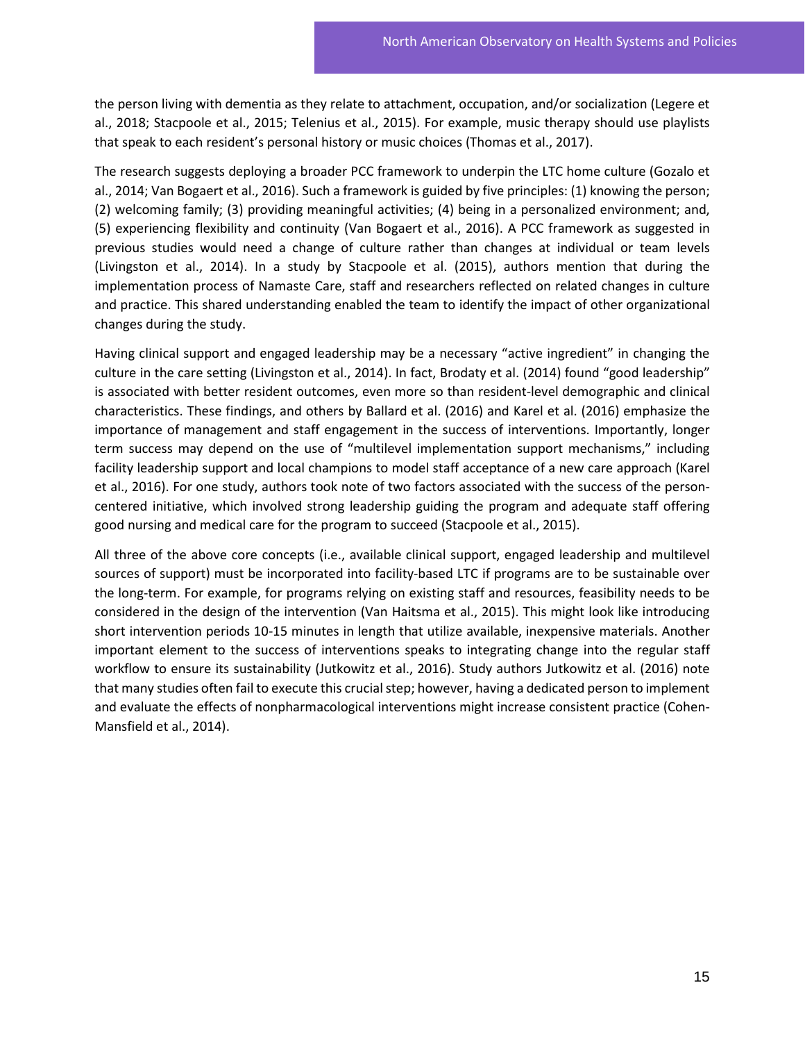the person living with dementia as they relate to attachment, occupation, and/or socialization (Legere et al., 2018; Stacpoole et al., 2015; Telenius et al., 2015). For example, music therapy should use playlists that speak to each resident's personal history or music choices (Thomas et al., 2017).

The research suggests deploying a broader PCC framework to underpin the LTC home culture (Gozalo et al., 2014; Van Bogaert et al., 2016). Such a framework is guided by five principles: (1) knowing the person; (2) welcoming family; (3) providing meaningful activities; (4) being in a personalized environment; and, (5) experiencing flexibility and continuity (Van Bogaert et al., 2016). A PCC framework as suggested in previous studies would need a change of culture rather than changes at individual or team levels (Livingston et al., 2014). In a study by Stacpoole et al. (2015), authors mention that during the implementation process of Namaste Care, staff and researchers reflected on related changes in culture and practice. This shared understanding enabled the team to identify the impact of other organizational changes during the study.

Having clinical support and engaged leadership may be a necessary "active ingredient" in changing the culture in the care setting (Livingston et al., 2014). In fact, Brodaty et al. (2014) found "good leadership" is associated with better resident outcomes, even more so than resident-level demographic and clinical characteristics. These findings, and others by Ballard et al. (2016) and Karel et al. (2016) emphasize the importance of management and staff engagement in the success of interventions. Importantly, longer term success may depend on the use of "multilevel implementation support mechanisms," including facility leadership support and local champions to model staff acceptance of a new care approach (Karel et al., 2016). For one study, authors took note of two factors associated with the success of the person-centered initiative, which involved strong leadership guiding the program and adequate staff offering good nursing and medical care for the program to succeed (Stacpoole et al., 2015).

All three of the above core concepts (i.e., available clinical support, engaged leadership and multilevel sources of support) must be incorporated into facility-based LTC if programs are to be sustainable over the long-term. For example, for programs relying on existing staff and resources, feasibility needs to be considered in the design of the intervention (Van Haitsma et al., 2015). This might look like introducing short intervention periods 10-15 minutes in length that utilize available, inexpensive materials. Another important element to the success of interventions speaks to integrating change into the regular staff workflow to ensure its sustainability (Jutkowitz et al., 2016). Study authors Jutkowitz et al. (2016) note that many studies often fail to execute this crucial step; however, having a dedicated person to implement and evaluate the effects of nonpharmacological interventions might increase consistent practice (Cohen-Mansfield et al., 2014).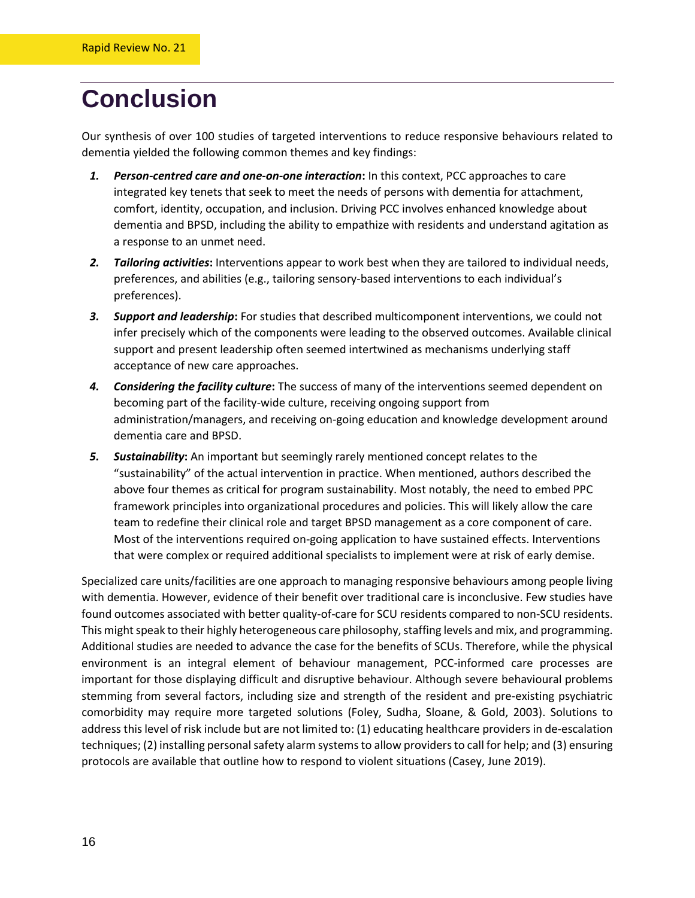# Conclusion

Our synthesis of over 100 studies of targeted interventions to reduce responsive behaviours related to dementia yielded the following common themes and key findings:

1. ***Person-centred care and one-on-one interaction*:** In this context, PCC approaches to care integrated key tenets that seek to meet the needs of persons with dementia for attachment, comfort, identity, occupation, and inclusion. Driving PCC involves enhanced knowledge about dementia and BPSD, including the ability to empathize with residents and understand agitation as a response to an unmet need.
2. ***Tailoring activities*:** Interventions appear to work best when they are tailored to individual needs, preferences, and abilities (e.g., tailoring sensory-based interventions to each individual's preferences).
3. ***Support and leadership*:** For studies that described multicomponent interventions, we could not infer precisely which of the components were leading to the observed outcomes. Available clinical support and present leadership often seemed intertwined as mechanisms underlying staff acceptance of new care approaches.
4. ***Considering the facility culture*:** The success of many of the interventions seemed dependent on becoming part of the facility-wide culture, receiving ongoing support from administration/managers, and receiving on-going education and knowledge development around dementia care and BPSD.
5. ***Sustainability*:** An important but seemingly rarely mentioned concept relates to the "sustainability" of the actual intervention in practice. When mentioned, authors described the above four themes as critical for program sustainability. Most notably, the need to embed PPC framework principles into organizational procedures and policies. This will likely allow the care team to redefine their clinical role and target BPSD management as a core component of care. Most of the interventions required on-going application to have sustained effects. Interventions that were complex or required additional specialists to implement were at risk of early demise.

Specialized care units/facilities are one approach to managing responsive behaviours among people living with dementia. However, evidence of their benefit over traditional care is inconclusive. Few studies have found outcomes associated with better quality-of-care for SCU residents compared to non-SCU residents. This might speak to their highly heterogeneous care philosophy, staffing levels and mix, and programming. Additional studies are needed to advance the case for the benefits of SCUs. Therefore, while the physical environment is an integral element of behaviour management, PCC-informed care processes are important for those displaying difficult and disruptive behaviour. Although severe behavioural problems stemming from several factors, including size and strength of the resident and pre-existing psychiatric comorbidity may require more targeted solutions (Foley, Sudha, Sloane, & Gold, 2003). Solutions to address this level of risk include but are not limited to: (1) educating healthcare providers in de-escalation techniques; (2) installing personal safety alarm systems to allow providers to call for help; and (3) ensuring protocols are available that outline how to respond to violent situations (Casey, June 2019).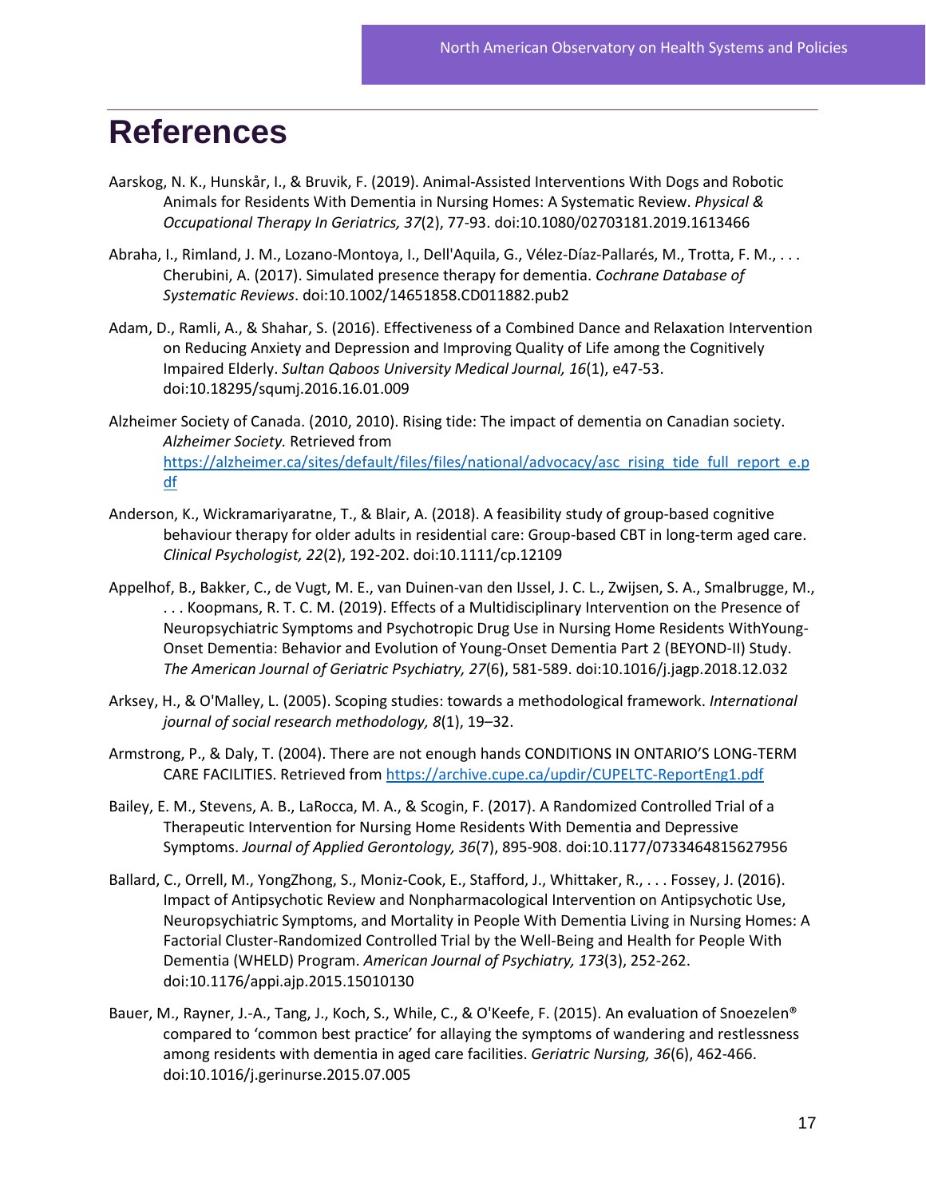# References

Aarskog, N. K., Hunskår, I., & Bruvik, F. (2019). Animal-Assisted Interventions With Dogs and Robotic Animals for Residents With Dementia in Nursing Homes: A Systematic Review. *Physical & Occupational Therapy In Geriatrics, 37*(2), 77-93. doi:10.1080/02703181.2019.1613466

Abraha, I., Rimland, J. M., Lozano-Montoya, I., Dell'Aquila, G., Vélez-Díaz-Pallarés, M., Trotta, F. M., . . . Cherubini, A. (2017). Simulated presence therapy for dementia. *Cochrane Database of Systematic Reviews*. doi:10.1002/14651858.CD011882.pub2

Adam, D., Ramli, A., & Shahar, S. (2016). Effectiveness of a Combined Dance and Relaxation Intervention on Reducing Anxiety and Depression and Improving Quality of Life among the Cognitively Impaired Elderly. *Sultan Qaboos University Medical Journal, 16*(1), e47-53. doi:10.18295/squmj.2016.16.01.009

Alzheimer Society of Canada. (2010, 2010). Rising tide: The impact of dementia on Canadian society. *Alzheimer Society.* Retrieved from https://alzheimer.ca/sites/default/files/files/national/advocacy/asc_rising_tide_full_report_e.pdf

Anderson, K., Wickramariyaratne, T., & Blair, A. (2018). A feasibility study of group-based cognitive behaviour therapy for older adults in residential care: Group-based CBT in long-term aged care. *Clinical Psychologist, 22*(2), 192-202. doi:10.1111/cp.12109

Appelhof, B., Bakker, C., de Vugt, M. E., van Duinen-van den IJssel, J. C. L., Zwijsen, S. A., Smalbrugge, M., . . . Koopmans, R. T. C. M. (2019). Effects of a Multidisciplinary Intervention on the Presence of Neuropsychiatric Symptoms and Psychotropic Drug Use in Nursing Home Residents WithYoung-Onset Dementia: Behavior and Evolution of Young-Onset Dementia Part 2 (BEYOND-II) Study. *The American Journal of Geriatric Psychiatry, 27*(6), 581-589. doi:10.1016/j.jagp.2018.12.032

Arksey, H., & O'Malley, L. (2005). Scoping studies: towards a methodological framework. *International journal of social research methodology, 8*(1), 19–32.

Armstrong, P., & Daly, T. (2004). There are not enough hands CONDITIONS IN ONTARIO'S LONG-TERM CARE FACILITIES. Retrieved from https://archive.cupe.ca/updir/CUPELTC-ReportEng1.pdf

Bailey, E. M., Stevens, A. B., LaRocca, M. A., & Scogin, F. (2017). A Randomized Controlled Trial of a Therapeutic Intervention for Nursing Home Residents With Dementia and Depressive Symptoms. *Journal of Applied Gerontology, 36*(7), 895-908. doi:10.1177/0733464815627956

Ballard, C., Orrell, M., YongZhong, S., Moniz-Cook, E., Stafford, J., Whittaker, R., . . . Fossey, J. (2016). Impact of Antipsychotic Review and Nonpharmacological Intervention on Antipsychotic Use, Neuropsychiatric Symptoms, and Mortality in People With Dementia Living in Nursing Homes: A Factorial Cluster-Randomized Controlled Trial by the Well-Being and Health for People With Dementia (WHELD) Program. *American Journal of Psychiatry, 173*(3), 252-262. doi:10.1176/appi.ajp.2015.15010130

Bauer, M., Rayner, J.-A., Tang, J., Koch, S., While, C., & O'Keefe, F. (2015). An evaluation of Snoezelen® compared to 'common best practice' for allaying the symptoms of wandering and restlessness among residents with dementia in aged care facilities. *Geriatric Nursing, 36*(6), 462-466. doi:10.1016/j.gerinurse.2015.07.005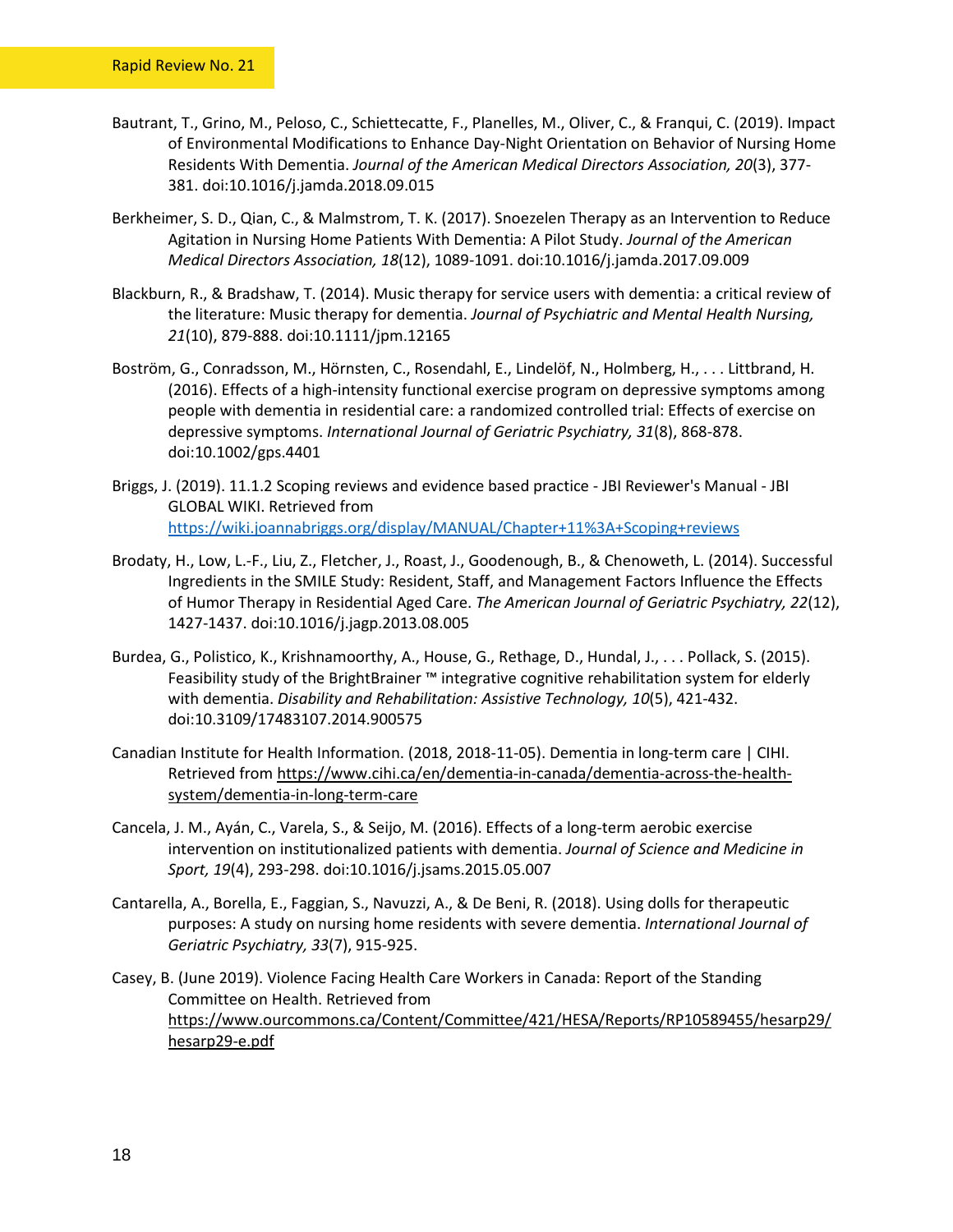Bautrant, T., Grino, M., Peloso, C., Schiettecatte, F., Planelles, M., Oliver, C., & Franqui, C. (2019). Impact of Environmental Modifications to Enhance Day-Night Orientation on Behavior of Nursing Home Residents With Dementia. *Journal of the American Medical Directors Association, 20*(3), 377-381. doi:10.1016/j.jamda.2018.09.015

Berkheimer, S. D., Qian, C., & Malmstrom, T. K. (2017). Snoezelen Therapy as an Intervention to Reduce Agitation in Nursing Home Patients With Dementia: A Pilot Study. *Journal of the American Medical Directors Association, 18*(12), 1089-1091. doi:10.1016/j.jamda.2017.09.009

Blackburn, R., & Bradshaw, T. (2014). Music therapy for service users with dementia: a critical review of the literature: Music therapy for dementia. *Journal of Psychiatric and Mental Health Nursing, 21*(10), 879-888. doi:10.1111/jpm.12165

Boström, G., Conradsson, M., Hörnsten, C., Rosendahl, E., Lindelöf, N., Holmberg, H., . . . Littbrand, H. (2016). Effects of a high-intensity functional exercise program on depressive symptoms among people with dementia in residential care: a randomized controlled trial: Effects of exercise on depressive symptoms. *International Journal of Geriatric Psychiatry, 31*(8), 868-878. doi:10.1002/gps.4401

Briggs, J. (2019). 11.1.2 Scoping reviews and evidence based practice - JBI Reviewer's Manual - JBI GLOBAL WIKI. Retrieved from https://wiki.joannabriggs.org/display/MANUAL/Chapter+11%3A+Scoping+reviews

Brodaty, H., Low, L.-F., Liu, Z., Fletcher, J., Roast, J., Goodenough, B., & Chenoweth, L. (2014). Successful Ingredients in the SMILE Study: Resident, Staff, and Management Factors Influence the Effects of Humor Therapy in Residential Aged Care. *The American Journal of Geriatric Psychiatry, 22*(12), 1427-1437. doi:10.1016/j.jagp.2013.08.005

Burdea, G., Polistico, K., Krishnamoorthy, A., House, G., Rethage, D., Hundal, J., . . . Pollack, S. (2015). Feasibility study of the BrightBrainer ™ integrative cognitive rehabilitation system for elderly with dementia. *Disability and Rehabilitation: Assistive Technology, 10*(5), 421-432. doi:10.3109/17483107.2014.900575

Canadian Institute for Health Information. (2018, 2018-11-05). Dementia in long-term care | CIHI. Retrieved from https://www.cihi.ca/en/dementia-in-canada/dementia-across-the-health-system/dementia-in-long-term-care

Cancela, J. M., Ayán, C., Varela, S., & Seijo, M. (2016). Effects of a long-term aerobic exercise intervention on institutionalized patients with dementia. *Journal of Science and Medicine in Sport, 19*(4), 293-298. doi:10.1016/j.jsams.2015.05.007

Cantarella, A., Borella, E., Faggian, S., Navuzzi, A., & De Beni, R. (2018). Using dolls for therapeutic purposes: A study on nursing home residents with severe dementia. *International Journal of Geriatric Psychiatry, 33*(7), 915-925.

Casey, B. (June 2019). Violence Facing Health Care Workers in Canada: Report of the Standing Committee on Health. Retrieved from https://www.ourcommons.ca/Content/Committee/421/HESA/Reports/RP10589455/hesarp29/hesarp29-e.pdf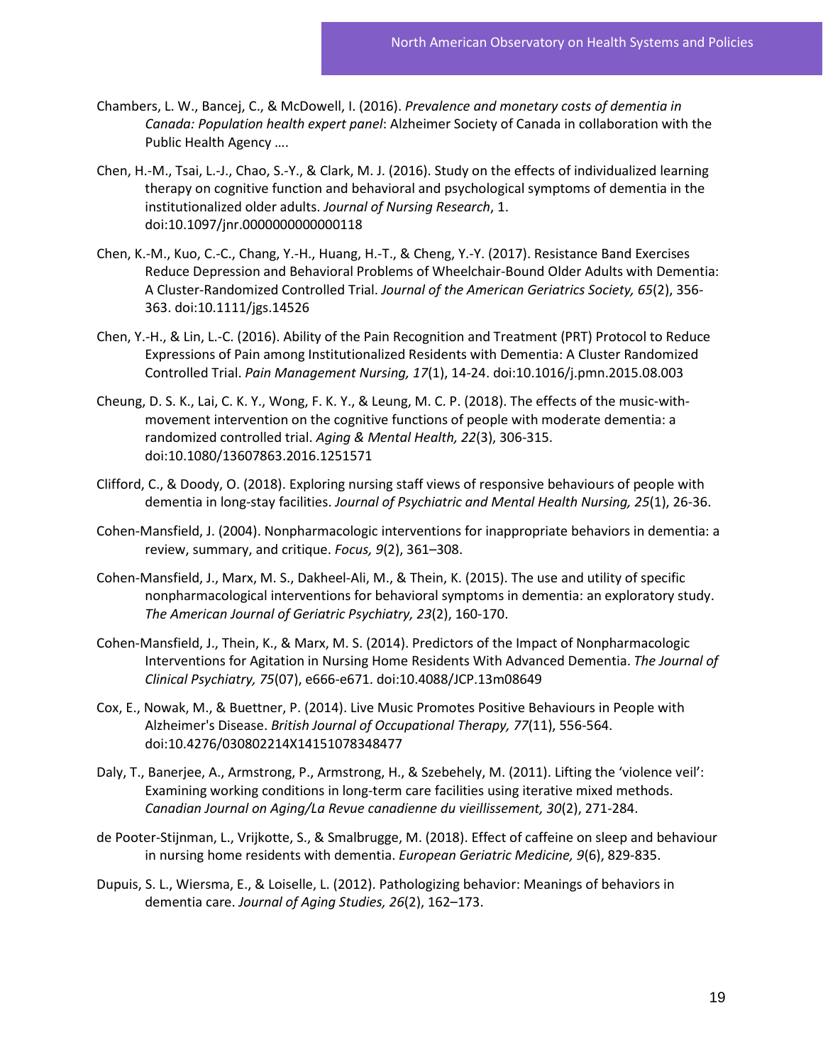Chambers, L. W., Bancej, C., & McDowell, I. (2016). *Prevalence and monetary costs of dementia in Canada: Population health expert panel*: Alzheimer Society of Canada in collaboration with the Public Health Agency ….

Chen, H.-M., Tsai, L.-J., Chao, S.-Y., & Clark, M. J. (2016). Study on the effects of individualized learning therapy on cognitive function and behavioral and psychological symptoms of dementia in the institutionalized older adults. *Journal of Nursing Research*, 1. doi:10.1097/jnr.0000000000000118

Chen, K.-M., Kuo, C.-C., Chang, Y.-H., Huang, H.-T., & Cheng, Y.-Y. (2017). Resistance Band Exercises Reduce Depression and Behavioral Problems of Wheelchair-Bound Older Adults with Dementia: A Cluster-Randomized Controlled Trial. *Journal of the American Geriatrics Society, 65*(2), 356-363. doi:10.1111/jgs.14526

Chen, Y.-H., & Lin, L.-C. (2016). Ability of the Pain Recognition and Treatment (PRT) Protocol to Reduce Expressions of Pain among Institutionalized Residents with Dementia: A Cluster Randomized Controlled Trial. *Pain Management Nursing, 17*(1), 14-24. doi:10.1016/j.pmn.2015.08.003

Cheung, D. S. K., Lai, C. K. Y., Wong, F. K. Y., & Leung, M. C. P. (2018). The effects of the music-with-movement intervention on the cognitive functions of people with moderate dementia: a randomized controlled trial. *Aging & Mental Health, 22*(3), 306-315. doi:10.1080/13607863.2016.1251571

Clifford, C., & Doody, O. (2018). Exploring nursing staff views of responsive behaviours of people with dementia in long-stay facilities. *Journal of Psychiatric and Mental Health Nursing, 25*(1), 26-36.

Cohen-Mansfield, J. (2004). Nonpharmacologic interventions for inappropriate behaviors in dementia: a review, summary, and critique. *Focus, 9*(2), 361–308.

Cohen-Mansfield, J., Marx, M. S., Dakheel-Ali, M., & Thein, K. (2015). The use and utility of specific nonpharmacological interventions for behavioral symptoms in dementia: an exploratory study. *The American Journal of Geriatric Psychiatry, 23*(2), 160-170.

Cohen-Mansfield, J., Thein, K., & Marx, M. S. (2014). Predictors of the Impact of Nonpharmacologic Interventions for Agitation in Nursing Home Residents With Advanced Dementia. *The Journal of Clinical Psychiatry, 75*(07), e666-e671. doi:10.4088/JCP.13m08649

Cox, E., Nowak, M., & Buettner, P. (2014). Live Music Promotes Positive Behaviours in People with Alzheimer's Disease. *British Journal of Occupational Therapy, 77*(11), 556-564. doi:10.4276/030802214X14151078348477

Daly, T., Banerjee, A., Armstrong, P., Armstrong, H., & Szebehely, M. (2011). Lifting the 'violence veil': Examining working conditions in long-term care facilities using iterative mixed methods. *Canadian Journal on Aging/La Revue canadienne du vieillissement, 30*(2), 271-284.

de Pooter-Stijnman, L., Vrijkotte, S., & Smalbrugge, M. (2018). Effect of caffeine on sleep and behaviour in nursing home residents with dementia. *European Geriatric Medicine, 9*(6), 829-835.

Dupuis, S. L., Wiersma, E., & Loiselle, L. (2012). Pathologizing behavior: Meanings of behaviors in dementia care. *Journal of Aging Studies, 26*(2), 162–173.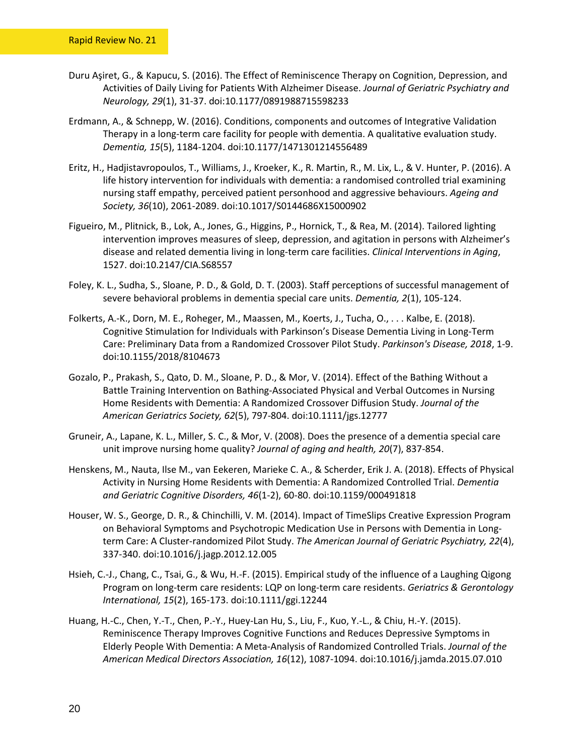Duru Aşiret, G., & Kapucu, S. (2016). The Effect of Reminiscence Therapy on Cognition, Depression, and Activities of Daily Living for Patients With Alzheimer Disease. *Journal of Geriatric Psychiatry and Neurology, 29*(1), 31-37. doi:10.1177/0891988715598233

Erdmann, A., & Schnepp, W. (2016). Conditions, components and outcomes of Integrative Validation Therapy in a long-term care facility for people with dementia. A qualitative evaluation study. *Dementia, 15*(5), 1184-1204. doi:10.1177/1471301214556489

Eritz, H., Hadjistavropoulos, T., Williams, J., Kroeker, K., R. Martin, R., M. Lix, L., & V. Hunter, P. (2016). A life history intervention for individuals with dementia: a randomised controlled trial examining nursing staff empathy, perceived patient personhood and aggressive behaviours. *Ageing and Society, 36*(10), 2061-2089. doi:10.1017/S0144686X15000902

Figueiro, M., Plitnick, B., Lok, A., Jones, G., Higgins, P., Hornick, T., & Rea, M. (2014). Tailored lighting intervention improves measures of sleep, depression, and agitation in persons with Alzheimer's disease and related dementia living in long-term care facilities. *Clinical Interventions in Aging*, 1527. doi:10.2147/CIA.S68557

Foley, K. L., Sudha, S., Sloane, P. D., & Gold, D. T. (2003). Staff perceptions of successful management of severe behavioral problems in dementia special care units. *Dementia, 2*(1), 105-124.

Folkerts, A.-K., Dorn, M. E., Roheger, M., Maassen, M., Koerts, J., Tucha, O., . . . Kalbe, E. (2018). Cognitive Stimulation for Individuals with Parkinson's Disease Dementia Living in Long-Term Care: Preliminary Data from a Randomized Crossover Pilot Study. *Parkinson's Disease, 2018*, 1-9. doi:10.1155/2018/8104673

Gozalo, P., Prakash, S., Qato, D. M., Sloane, P. D., & Mor, V. (2014). Effect of the Bathing Without a Battle Training Intervention on Bathing-Associated Physical and Verbal Outcomes in Nursing Home Residents with Dementia: A Randomized Crossover Diffusion Study. *Journal of the American Geriatrics Society, 62*(5), 797-804. doi:10.1111/jgs.12777

Gruneir, A., Lapane, K. L., Miller, S. C., & Mor, V. (2008). Does the presence of a dementia special care unit improve nursing home quality? *Journal of aging and health, 20*(7), 837-854.

Henskens, M., Nauta, Ilse M., van Eekeren, Marieke C. A., & Scherder, Erik J. A. (2018). Effects of Physical Activity in Nursing Home Residents with Dementia: A Randomized Controlled Trial. *Dementia and Geriatric Cognitive Disorders, 46*(1-2), 60-80. doi:10.1159/000491818

Houser, W. S., George, D. R., & Chinchilli, V. M. (2014). Impact of TimeSlips Creative Expression Program on Behavioral Symptoms and Psychotropic Medication Use in Persons with Dementia in Long-term Care: A Cluster-randomized Pilot Study. *The American Journal of Geriatric Psychiatry, 22*(4), 337-340. doi:10.1016/j.jagp.2012.12.005

Hsieh, C.-J., Chang, C., Tsai, G., & Wu, H.-F. (2015). Empirical study of the influence of a Laughing Qigong Program on long-term care residents: LQP on long-term care residents. *Geriatrics & Gerontology International, 15*(2), 165-173. doi:10.1111/ggi.12244

Huang, H.-C., Chen, Y.-T., Chen, P.-Y., Huey-Lan Hu, S., Liu, F., Kuo, Y.-L., & Chiu, H.-Y. (2015). Reminiscence Therapy Improves Cognitive Functions and Reduces Depressive Symptoms in Elderly People With Dementia: A Meta-Analysis of Randomized Controlled Trials. *Journal of the American Medical Directors Association, 16*(12), 1087-1094. doi:10.1016/j.jamda.2015.07.010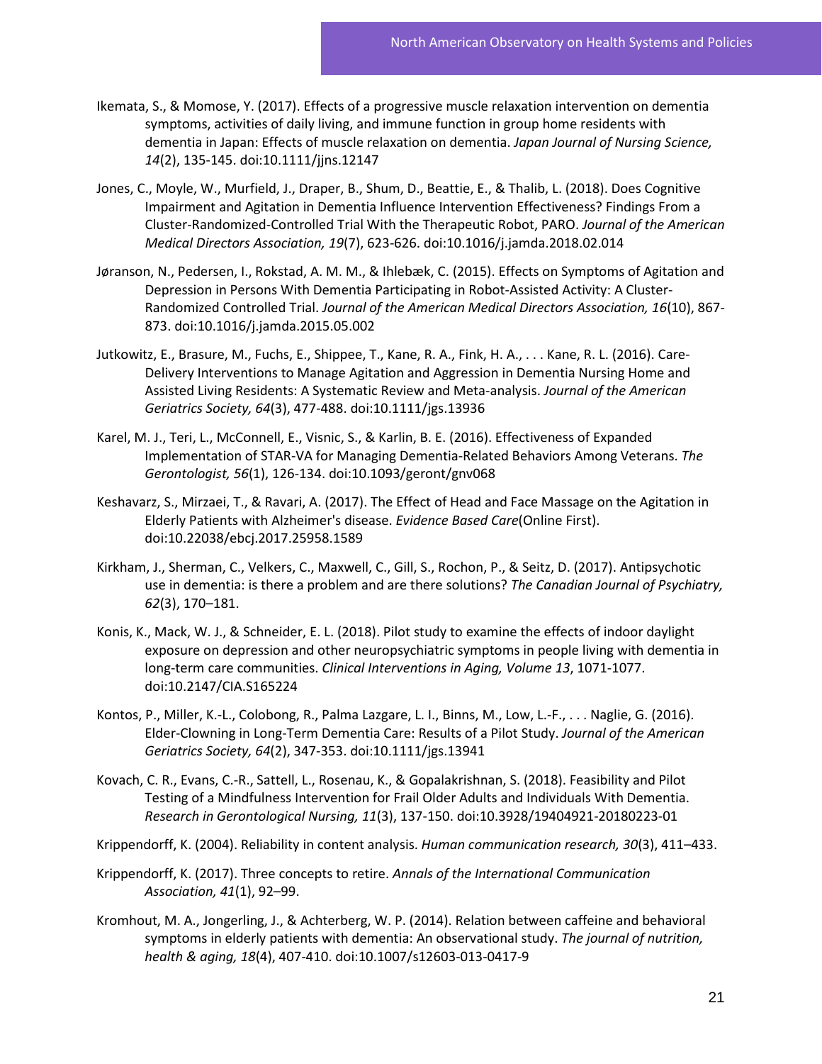Ikemata, S., & Momose, Y. (2017). Effects of a progressive muscle relaxation intervention on dementia symptoms, activities of daily living, and immune function in group home residents with dementia in Japan: Effects of muscle relaxation on dementia. *Japan Journal of Nursing Science, 14*(2), 135-145. doi:10.1111/jjns.12147

Jones, C., Moyle, W., Murfield, J., Draper, B., Shum, D., Beattie, E., & Thalib, L. (2018). Does Cognitive Impairment and Agitation in Dementia Influence Intervention Effectiveness? Findings From a Cluster-Randomized-Controlled Trial With the Therapeutic Robot, PARO. *Journal of the American Medical Directors Association, 19*(7), 623-626. doi:10.1016/j.jamda.2018.02.014

Jøranson, N., Pedersen, I., Rokstad, A. M. M., & Ihlebæk, C. (2015). Effects on Symptoms of Agitation and Depression in Persons With Dementia Participating in Robot-Assisted Activity: A Cluster-Randomized Controlled Trial. *Journal of the American Medical Directors Association, 16*(10), 867-873. doi:10.1016/j.jamda.2015.05.002

Jutkowitz, E., Brasure, M., Fuchs, E., Shippee, T., Kane, R. A., Fink, H. A., . . . Kane, R. L. (2016). Care-Delivery Interventions to Manage Agitation and Aggression in Dementia Nursing Home and Assisted Living Residents: A Systematic Review and Meta-analysis. *Journal of the American Geriatrics Society, 64*(3), 477-488. doi:10.1111/jgs.13936

Karel, M. J., Teri, L., McConnell, E., Visnic, S., & Karlin, B. E. (2016). Effectiveness of Expanded Implementation of STAR-VA for Managing Dementia-Related Behaviors Among Veterans. *The Gerontologist, 56*(1), 126-134. doi:10.1093/geront/gnv068

Keshavarz, S., Mirzaei, T., & Ravari, A. (2017). The Effect of Head and Face Massage on the Agitation in Elderly Patients with Alzheimer's disease. *Evidence Based Care*(Online First). doi:10.22038/ebcj.2017.25958.1589

Kirkham, J., Sherman, C., Velkers, C., Maxwell, C., Gill, S., Rochon, P., & Seitz, D. (2017). Antipsychotic use in dementia: is there a problem and are there solutions? *The Canadian Journal of Psychiatry, 62*(3), 170–181.

Konis, K., Mack, W. J., & Schneider, E. L. (2018). Pilot study to examine the effects of indoor daylight exposure on depression and other neuropsychiatric symptoms in people living with dementia in long-term care communities. *Clinical Interventions in Aging, Volume 13*, 1071-1077. doi:10.2147/CIA.S165224

Kontos, P., Miller, K.-L., Colobong, R., Palma Lazgare, L. I., Binns, M., Low, L.-F., . . . Naglie, G. (2016). Elder-Clowning in Long-Term Dementia Care: Results of a Pilot Study. *Journal of the American Geriatrics Society, 64*(2), 347-353. doi:10.1111/jgs.13941

Kovach, C. R., Evans, C.-R., Sattell, L., Rosenau, K., & Gopalakrishnan, S. (2018). Feasibility and Pilot Testing of a Mindfulness Intervention for Frail Older Adults and Individuals With Dementia. *Research in Gerontological Nursing, 11*(3), 137-150. doi:10.3928/19404921-20180223-01

Krippendorff, K. (2004). Reliability in content analysis. *Human communication research, 30*(3), 411–433.

Krippendorff, K. (2017). Three concepts to retire. *Annals of the International Communication Association, 41*(1), 92–99.

Kromhout, M. A., Jongerling, J., & Achterberg, W. P. (2014). Relation between caffeine and behavioral symptoms in elderly patients with dementia: An observational study. *The journal of nutrition, health & aging, 18*(4), 407-410. doi:10.1007/s12603-013-0417-9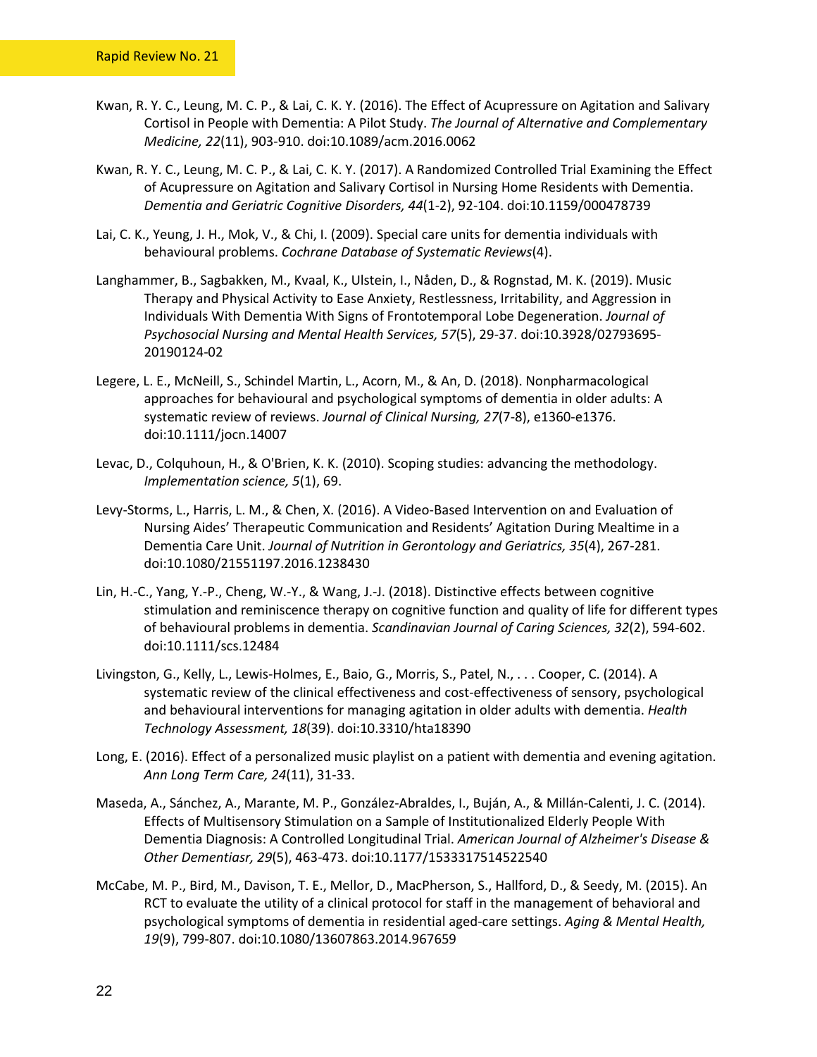Kwan, R. Y. C., Leung, M. C. P., & Lai, C. K. Y. (2016). The Effect of Acupressure on Agitation and Salivary Cortisol in People with Dementia: A Pilot Study. *The Journal of Alternative and Complementary Medicine, 22*(11), 903-910. doi:10.1089/acm.2016.0062

Kwan, R. Y. C., Leung, M. C. P., & Lai, C. K. Y. (2017). A Randomized Controlled Trial Examining the Effect of Acupressure on Agitation and Salivary Cortisol in Nursing Home Residents with Dementia. *Dementia and Geriatric Cognitive Disorders, 44*(1-2), 92-104. doi:10.1159/000478739

Lai, C. K., Yeung, J. H., Mok, V., & Chi, I. (2009). Special care units for dementia individuals with behavioural problems. *Cochrane Database of Systematic Reviews*(4).

Langhammer, B., Sagbakken, M., Kvaal, K., Ulstein, I., Nåden, D., & Rognstad, M. K. (2019). Music Therapy and Physical Activity to Ease Anxiety, Restlessness, Irritability, and Aggression in Individuals With Dementia With Signs of Frontotemporal Lobe Degeneration. *Journal of Psychosocial Nursing and Mental Health Services, 57*(5), 29-37. doi:10.3928/02793695-20190124-02

Legere, L. E., McNeill, S., Schindel Martin, L., Acorn, M., & An, D. (2018). Nonpharmacological approaches for behavioural and psychological symptoms of dementia in older adults: A systematic review of reviews. *Journal of Clinical Nursing, 27*(7-8), e1360-e1376. doi:10.1111/jocn.14007

Levac, D., Colquhoun, H., & O'Brien, K. K. (2010). Scoping studies: advancing the methodology. *Implementation science, 5*(1), 69.

Levy-Storms, L., Harris, L. M., & Chen, X. (2016). A Video-Based Intervention on and Evaluation of Nursing Aides' Therapeutic Communication and Residents' Agitation During Mealtime in a Dementia Care Unit. *Journal of Nutrition in Gerontology and Geriatrics, 35*(4), 267-281. doi:10.1080/21551197.2016.1238430

Lin, H.-C., Yang, Y.-P., Cheng, W.-Y., & Wang, J.-J. (2018). Distinctive effects between cognitive stimulation and reminiscence therapy on cognitive function and quality of life for different types of behavioural problems in dementia. *Scandinavian Journal of Caring Sciences, 32*(2), 594-602. doi:10.1111/scs.12484

Livingston, G., Kelly, L., Lewis-Holmes, E., Baio, G., Morris, S., Patel, N., . . . Cooper, C. (2014). A systematic review of the clinical effectiveness and cost-effectiveness of sensory, psychological and behavioural interventions for managing agitation in older adults with dementia. *Health Technology Assessment, 18*(39). doi:10.3310/hta18390

Long, E. (2016). Effect of a personalized music playlist on a patient with dementia and evening agitation. *Ann Long Term Care, 24*(11), 31-33.

Maseda, A., Sánchez, A., Marante, M. P., González-Abraldes, I., Buján, A., & Millán-Calenti, J. C. (2014). Effects of Multisensory Stimulation on a Sample of Institutionalized Elderly People With Dementia Diagnosis: A Controlled Longitudinal Trial. *American Journal of Alzheimer's Disease & Other Dementiasr, 29*(5), 463-473. doi:10.1177/1533317514522540

McCabe, M. P., Bird, M., Davison, T. E., Mellor, D., MacPherson, S., Hallford, D., & Seedy, M. (2015). An RCT to evaluate the utility of a clinical protocol for staff in the management of behavioral and psychological symptoms of dementia in residential aged-care settings. *Aging & Mental Health, 19*(9), 799-807. doi:10.1080/13607863.2014.967659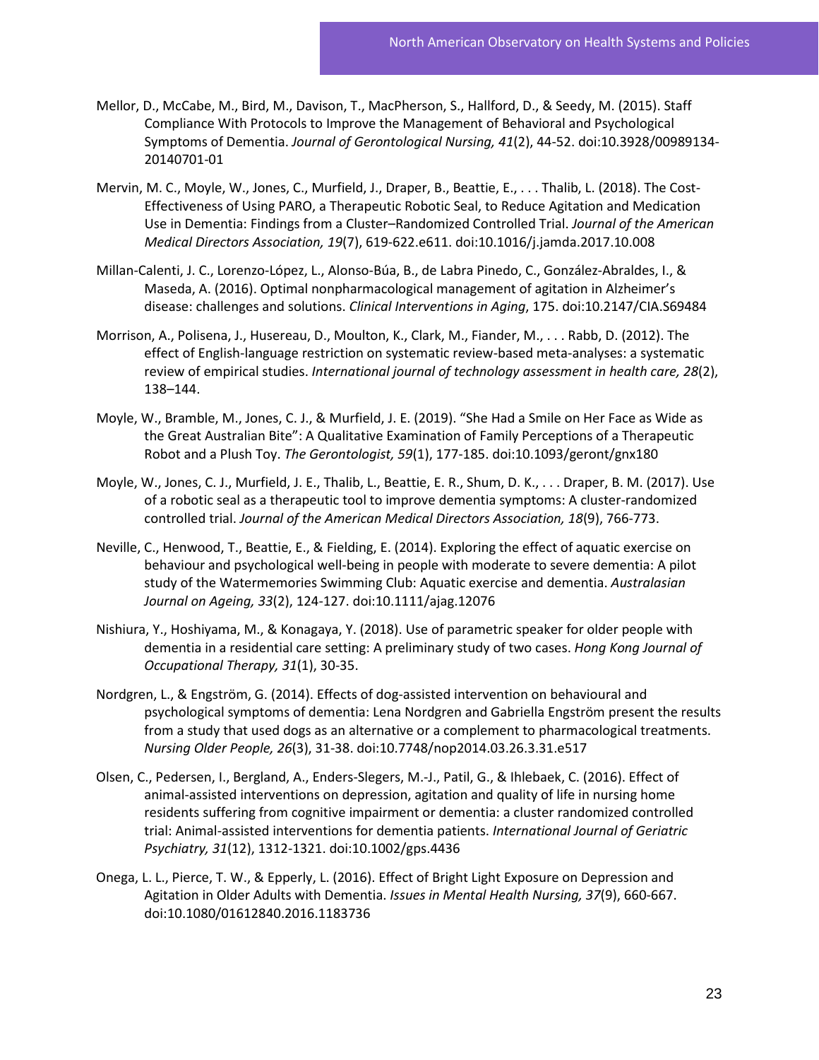Mellor, D., McCabe, M., Bird, M., Davison, T., MacPherson, S., Hallford, D., & Seedy, M. (2015). Staff Compliance With Protocols to Improve the Management of Behavioral and Psychological Symptoms of Dementia. *Journal of Gerontological Nursing, 41*(2), 44-52. doi:10.3928/00989134-20140701-01

Mervin, M. C., Moyle, W., Jones, C., Murfield, J., Draper, B., Beattie, E., . . . Thalib, L. (2018). The Cost-Effectiveness of Using PARO, a Therapeutic Robotic Seal, to Reduce Agitation and Medication Use in Dementia: Findings from a Cluster–Randomized Controlled Trial. *Journal of the American Medical Directors Association, 19*(7), 619-622.e611. doi:10.1016/j.jamda.2017.10.008

Millan-Calenti, J. C., Lorenzo-López, L., Alonso-Búa, B., de Labra Pinedo, C., González-Abraldes, I., & Maseda, A. (2016). Optimal nonpharmacological management of agitation in Alzheimer's disease: challenges and solutions. *Clinical Interventions in Aging*, 175. doi:10.2147/CIA.S69484

Morrison, A., Polisena, J., Husereau, D., Moulton, K., Clark, M., Fiander, M., . . . Rabb, D. (2012). The effect of English-language restriction on systematic review-based meta-analyses: a systematic review of empirical studies. *International journal of technology assessment in health care, 28*(2), 138–144.

Moyle, W., Bramble, M., Jones, C. J., & Murfield, J. E. (2019). "She Had a Smile on Her Face as Wide as the Great Australian Bite": A Qualitative Examination of Family Perceptions of a Therapeutic Robot and a Plush Toy. *The Gerontologist, 59*(1), 177-185. doi:10.1093/geront/gnx180

Moyle, W., Jones, C. J., Murfield, J. E., Thalib, L., Beattie, E. R., Shum, D. K., . . . Draper, B. M. (2017). Use of a robotic seal as a therapeutic tool to improve dementia symptoms: A cluster-randomized controlled trial. *Journal of the American Medical Directors Association, 18*(9), 766-773.

Neville, C., Henwood, T., Beattie, E., & Fielding, E. (2014). Exploring the effect of aquatic exercise on behaviour and psychological well-being in people with moderate to severe dementia: A pilot study of the Watermemories Swimming Club: Aquatic exercise and dementia. *Australasian Journal on Ageing, 33*(2), 124-127. doi:10.1111/ajag.12076

Nishiura, Y., Hoshiyama, M., & Konagaya, Y. (2018). Use of parametric speaker for older people with dementia in a residential care setting: A preliminary study of two cases. *Hong Kong Journal of Occupational Therapy, 31*(1), 30-35.

Nordgren, L., & Engström, G. (2014). Effects of dog-assisted intervention on behavioural and psychological symptoms of dementia: Lena Nordgren and Gabriella Engström present the results from a study that used dogs as an alternative or a complement to pharmacological treatments. *Nursing Older People, 26*(3), 31-38. doi:10.7748/nop2014.03.26.3.31.e517

Olsen, C., Pedersen, I., Bergland, A., Enders-Slegers, M.-J., Patil, G., & Ihlebaek, C. (2016). Effect of animal-assisted interventions on depression, agitation and quality of life in nursing home residents suffering from cognitive impairment or dementia: a cluster randomized controlled trial: Animal-assisted interventions for dementia patients. *International Journal of Geriatric Psychiatry, 31*(12), 1312-1321. doi:10.1002/gps.4436

Onega, L. L., Pierce, T. W., & Epperly, L. (2016). Effect of Bright Light Exposure on Depression and Agitation in Older Adults with Dementia. *Issues in Mental Health Nursing, 37*(9), 660-667. doi:10.1080/01612840.2016.1183736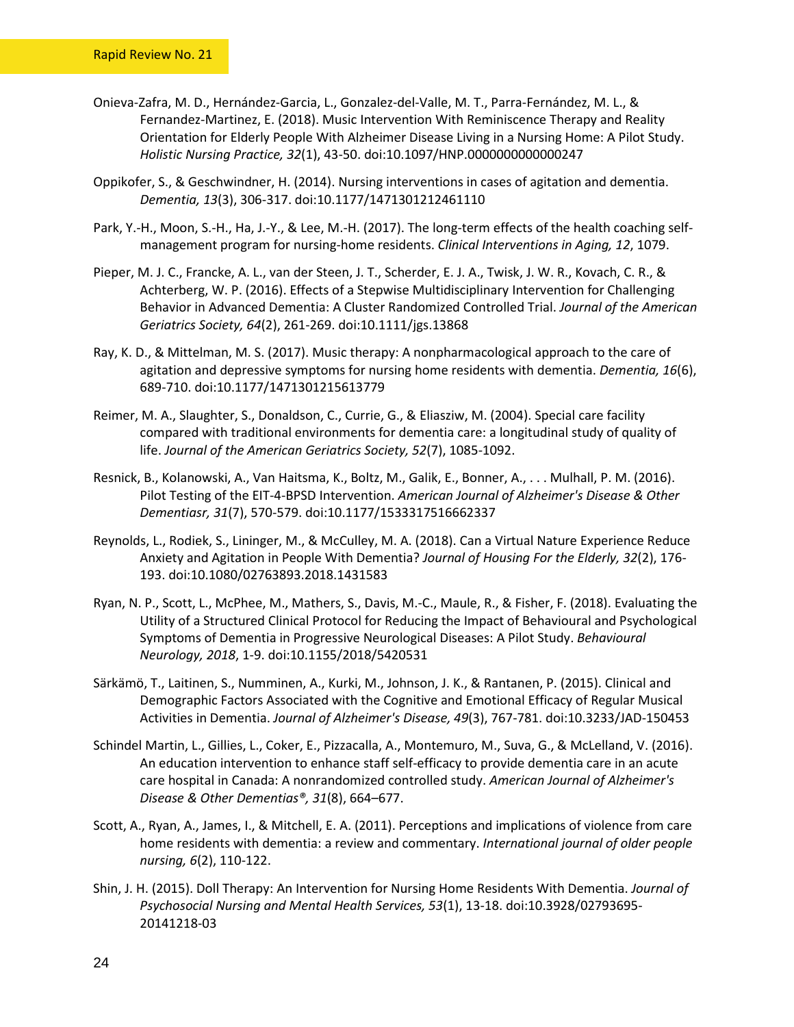Onieva-Zafra, M. D., Hernández-Garcia, L., Gonzalez-del-Valle, M. T., Parra-Fernández, M. L., & Fernandez-Martinez, E. (2018). Music Intervention With Reminiscence Therapy and Reality Orientation for Elderly People With Alzheimer Disease Living in a Nursing Home: A Pilot Study. *Holistic Nursing Practice, 32*(1), 43-50. doi:10.1097/HNP.0000000000000247

Oppikofer, S., & Geschwindner, H. (2014). Nursing interventions in cases of agitation and dementia. *Dementia, 13*(3), 306-317. doi:10.1177/1471301212461110

Park, Y.-H., Moon, S.-H., Ha, J.-Y., & Lee, M.-H. (2017). The long-term effects of the health coaching self-management program for nursing-home residents. *Clinical Interventions in Aging, 12*, 1079.

Pieper, M. J. C., Francke, A. L., van der Steen, J. T., Scherder, E. J. A., Twisk, J. W. R., Kovach, C. R., & Achterberg, W. P. (2016). Effects of a Stepwise Multidisciplinary Intervention for Challenging Behavior in Advanced Dementia: A Cluster Randomized Controlled Trial. *Journal of the American Geriatrics Society, 64*(2), 261-269. doi:10.1111/jgs.13868

Ray, K. D., & Mittelman, M. S. (2017). Music therapy: A nonpharmacological approach to the care of agitation and depressive symptoms for nursing home residents with dementia. *Dementia, 16*(6), 689-710. doi:10.1177/1471301215613779

Reimer, M. A., Slaughter, S., Donaldson, C., Currie, G., & Eliasziw, M. (2004). Special care facility compared with traditional environments for dementia care: a longitudinal study of quality of life. *Journal of the American Geriatrics Society, 52*(7), 1085-1092.

Resnick, B., Kolanowski, A., Van Haitsma, K., Boltz, M., Galik, E., Bonner, A., . . . Mulhall, P. M. (2016). Pilot Testing of the EIT-4-BPSD Intervention. *American Journal of Alzheimer's Disease & Other Dementiasr, 31*(7), 570-579. doi:10.1177/1533317516662337

Reynolds, L., Rodiek, S., Lininger, M., & McCulley, M. A. (2018). Can a Virtual Nature Experience Reduce Anxiety and Agitation in People With Dementia? *Journal of Housing For the Elderly, 32*(2), 176-193. doi:10.1080/02763893.2018.1431583

Ryan, N. P., Scott, L., McPhee, M., Mathers, S., Davis, M.-C., Maule, R., & Fisher, F. (2018). Evaluating the Utility of a Structured Clinical Protocol for Reducing the Impact of Behavioural and Psychological Symptoms of Dementia in Progressive Neurological Diseases: A Pilot Study. *Behavioural Neurology, 2018*, 1-9. doi:10.1155/2018/5420531

Särkämö, T., Laitinen, S., Numminen, A., Kurki, M., Johnson, J. K., & Rantanen, P. (2015). Clinical and Demographic Factors Associated with the Cognitive and Emotional Efficacy of Regular Musical Activities in Dementia. *Journal of Alzheimer's Disease, 49*(3), 767-781. doi:10.3233/JAD-150453

Schindel Martin, L., Gillies, L., Coker, E., Pizzacalla, A., Montemuro, M., Suva, G., & McLelland, V. (2016). An education intervention to enhance staff self-efficacy to provide dementia care in an acute care hospital in Canada: A nonrandomized controlled study. *American Journal of Alzheimer's Disease & Other Dementias®, 31*(8), 664–677.

Scott, A., Ryan, A., James, I., & Mitchell, E. A. (2011). Perceptions and implications of violence from care home residents with dementia: a review and commentary. *International journal of older people nursing, 6*(2), 110-122.

Shin, J. H. (2015). Doll Therapy: An Intervention for Nursing Home Residents With Dementia. *Journal of Psychosocial Nursing and Mental Health Services, 53*(1), 13-18. doi:10.3928/02793695-20141218-03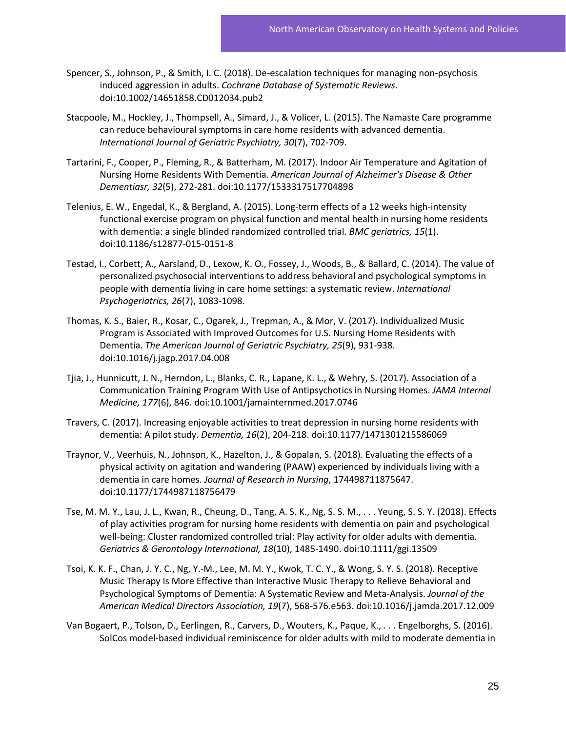Spencer, S., Johnson, P., & Smith, I. C. (2018). De-escalation techniques for managing non-psychosis induced aggression in adults. *Cochrane Database of Systematic Reviews*. doi:10.1002/14651858.CD012034.pub2

Stacpoole, M., Hockley, J., Thompsell, A., Simard, J., & Volicer, L. (2015). The Namaste Care programme can reduce behavioural symptoms in care home residents with advanced dementia. *International Journal of Geriatric Psychiatry, 30*(7), 702-709.

Tartarini, F., Cooper, P., Fleming, R., & Batterham, M. (2017). Indoor Air Temperature and Agitation of Nursing Home Residents With Dementia. *American Journal of Alzheimer's Disease & Other Dementiasr, 32*(5), 272-281. doi:10.1177/1533317517704898

Telenius, E. W., Engedal, K., & Bergland, A. (2015). Long-term effects of a 12 weeks high-intensity functional exercise program on physical function and mental health in nursing home residents with dementia: a single blinded randomized controlled trial. *BMC geriatrics, 15*(1). doi:10.1186/s12877-015-0151-8

Testad, I., Corbett, A., Aarsland, D., Lexow, K. O., Fossey, J., Woods, B., & Ballard, C. (2014). The value of personalized psychosocial interventions to address behavioral and psychological symptoms in people with dementia living in care home settings: a systematic review. *International Psychogeriatrics, 26*(7), 1083-1098.

Thomas, K. S., Baier, R., Kosar, C., Ogarek, J., Trepman, A., & Mor, V. (2017). Individualized Music Program is Associated with Improved Outcomes for U.S. Nursing Home Residents with Dementia. *The American Journal of Geriatric Psychiatry, 25*(9), 931-938. doi:10.1016/j.jagp.2017.04.008

Tjia, J., Hunnicutt, J. N., Herndon, L., Blanks, C. R., Lapane, K. L., & Wehry, S. (2017). Association of a Communication Training Program With Use of Antipsychotics in Nursing Homes. *JAMA Internal Medicine, 177*(6), 846. doi:10.1001/jamainternmed.2017.0746

Travers, C. (2017). Increasing enjoyable activities to treat depression in nursing home residents with dementia: A pilot study. *Dementia, 16*(2), 204-218. doi:10.1177/1471301215586069

Traynor, V., Veerhuis, N., Johnson, K., Hazelton, J., & Gopalan, S. (2018). Evaluating the effects of a physical activity on agitation and wandering (PAAW) experienced by individuals living with a dementia in care homes. *Journal of Research in Nursing*, 174498711875647. doi:10.1177/1744987118756479

Tse, M. M. Y., Lau, J. L., Kwan, R., Cheung, D., Tang, A. S. K., Ng, S. S. M., . . . Yeung, S. S. Y. (2018). Effects of play activities program for nursing home residents with dementia on pain and psychological well-being: Cluster randomized controlled trial: Play activity for older adults with dementia. *Geriatrics & Gerontology International, 18*(10), 1485-1490. doi:10.1111/ggi.13509

Tsoi, K. K. F., Chan, J. Y. C., Ng, Y.-M., Lee, M. M. Y., Kwok, T. C. Y., & Wong, S. Y. S. (2018). Receptive Music Therapy Is More Effective than Interactive Music Therapy to Relieve Behavioral and Psychological Symptoms of Dementia: A Systematic Review and Meta-Analysis. *Journal of the American Medical Directors Association, 19*(7), 568-576.e563. doi:10.1016/j.jamda.2017.12.009

Van Bogaert, P., Tolson, D., Eerlingen, R., Carvers, D., Wouters, K., Paque, K., . . . Engelborghs, S. (2016). SolCos model-based individual reminiscence for older adults with mild to moderate dementia in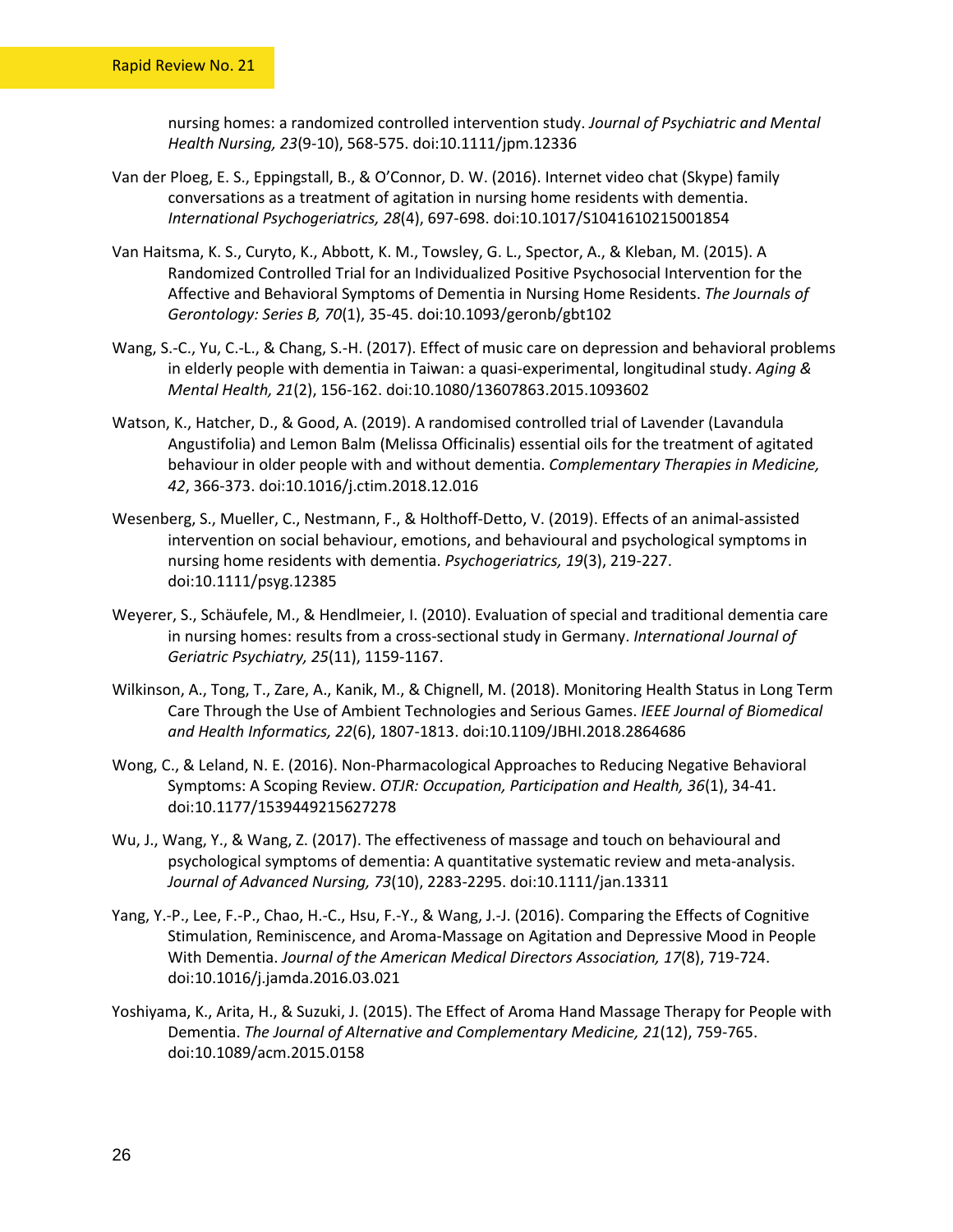nursing homes: a randomized controlled intervention study. *Journal of Psychiatric and Mental Health Nursing, 23*(9-10), 568-575. doi:10.1111/jpm.12336

Van der Ploeg, E. S., Eppingstall, B., & O'Connor, D. W. (2016). Internet video chat (Skype) family conversations as a treatment of agitation in nursing home residents with dementia. *International Psychogeriatrics, 28*(4), 697-698. doi:10.1017/S1041610215001854

Van Haitsma, K. S., Curyto, K., Abbott, K. M., Towsley, G. L., Spector, A., & Kleban, M. (2015). A Randomized Controlled Trial for an Individualized Positive Psychosocial Intervention for the Affective and Behavioral Symptoms of Dementia in Nursing Home Residents. *The Journals of Gerontology: Series B, 70*(1), 35-45. doi:10.1093/geronb/gbt102

Wang, S.-C., Yu, C.-L., & Chang, S.-H. (2017). Effect of music care on depression and behavioral problems in elderly people with dementia in Taiwan: a quasi-experimental, longitudinal study. *Aging & Mental Health, 21*(2), 156-162. doi:10.1080/13607863.2015.1093602

Watson, K., Hatcher, D., & Good, A. (2019). A randomised controlled trial of Lavender (Lavandula Angustifolia) and Lemon Balm (Melissa Officinalis) essential oils for the treatment of agitated behaviour in older people with and without dementia. *Complementary Therapies in Medicine, 42*, 366-373. doi:10.1016/j.ctim.2018.12.016

Wesenberg, S., Mueller, C., Nestmann, F., & Holthoff-Detto, V. (2019). Effects of an animal-assisted intervention on social behaviour, emotions, and behavioural and psychological symptoms in nursing home residents with dementia. *Psychogeriatrics, 19*(3), 219-227. doi:10.1111/psyg.12385

Weyerer, S., Schäufele, M., & Hendlmeier, I. (2010). Evaluation of special and traditional dementia care in nursing homes: results from a cross-sectional study in Germany. *International Journal of Geriatric Psychiatry, 25*(11), 1159-1167.

Wilkinson, A., Tong, T., Zare, A., Kanik, M., & Chignell, M. (2018). Monitoring Health Status in Long Term Care Through the Use of Ambient Technologies and Serious Games. *IEEE Journal of Biomedical and Health Informatics, 22*(6), 1807-1813. doi:10.1109/JBHI.2018.2864686

Wong, C., & Leland, N. E. (2016). Non-Pharmacological Approaches to Reducing Negative Behavioral Symptoms: A Scoping Review. *OTJR: Occupation, Participation and Health, 36*(1), 34-41. doi:10.1177/1539449215627278

Wu, J., Wang, Y., & Wang, Z. (2017). The effectiveness of massage and touch on behavioural and psychological symptoms of dementia: A quantitative systematic review and meta-analysis. *Journal of Advanced Nursing, 73*(10), 2283-2295. doi:10.1111/jan.13311

Yang, Y.-P., Lee, F.-P., Chao, H.-C., Hsu, F.-Y., & Wang, J.-J. (2016). Comparing the Effects of Cognitive Stimulation, Reminiscence, and Aroma-Massage on Agitation and Depressive Mood in People With Dementia. *Journal of the American Medical Directors Association, 17*(8), 719-724. doi:10.1016/j.jamda.2016.03.021

Yoshiyama, K., Arita, H., & Suzuki, J. (2015). The Effect of Aroma Hand Massage Therapy for People with Dementia. *The Journal of Alternative and Complementary Medicine, 21*(12), 759-765. doi:10.1089/acm.2015.0158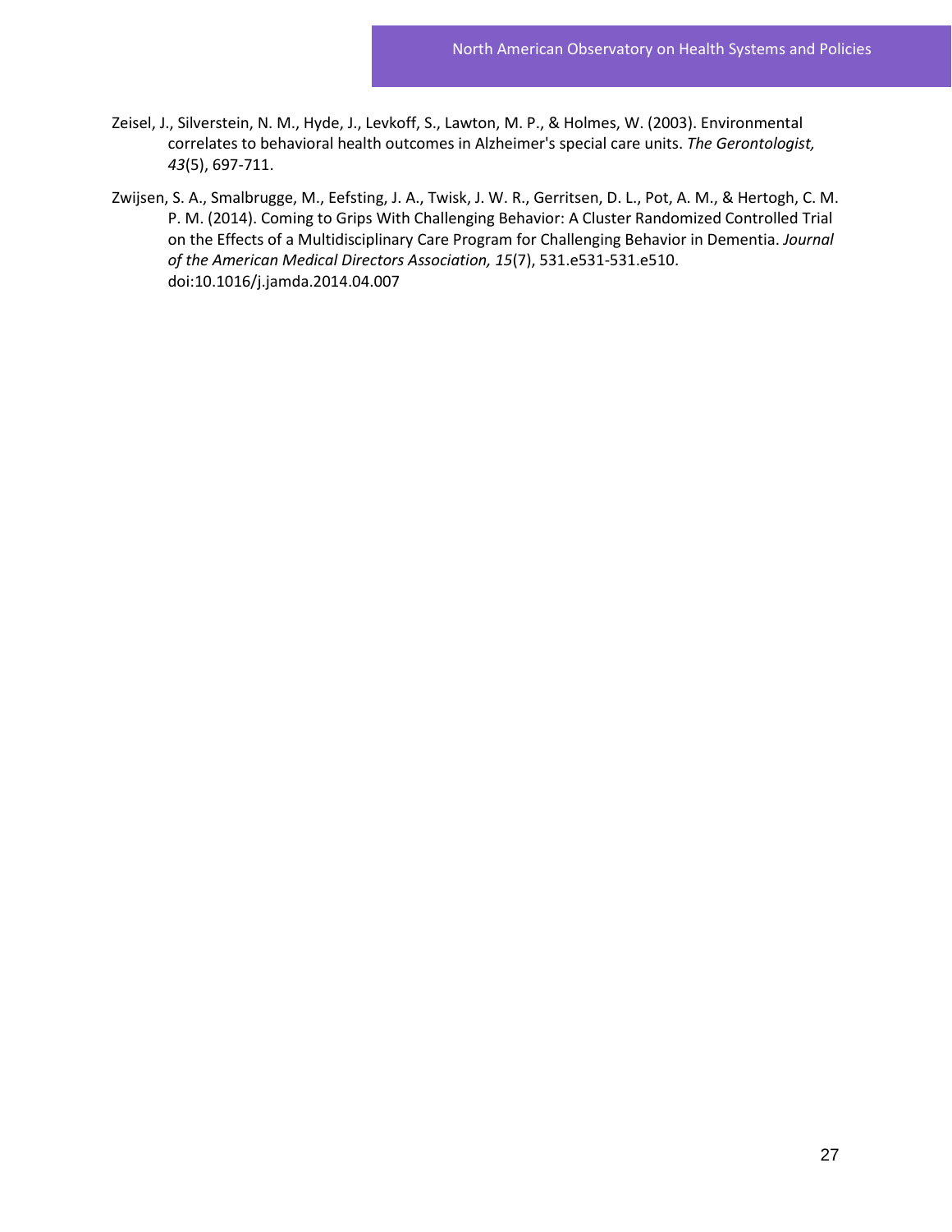Zeisel, J., Silverstein, N. M., Hyde, J., Levkoff, S., Lawton, M. P., & Holmes, W. (2003). Environmental correlates to behavioral health outcomes in Alzheimer's special care units. *The Gerontologist, 43*(5), 697-711.

Zwijsen, S. A., Smalbrugge, M., Eefsting, J. A., Twisk, J. W. R., Gerritsen, D. L., Pot, A. M., & Hertogh, C. M. P. M. (2014). Coming to Grips With Challenging Behavior: A Cluster Randomized Controlled Trial on the Effects of a Multidisciplinary Care Program for Challenging Behavior in Dementia. *Journal of the American Medical Directors Association, 15*(7), 531.e531-531.e510. doi:10.1016/j.jamda.2014.04.007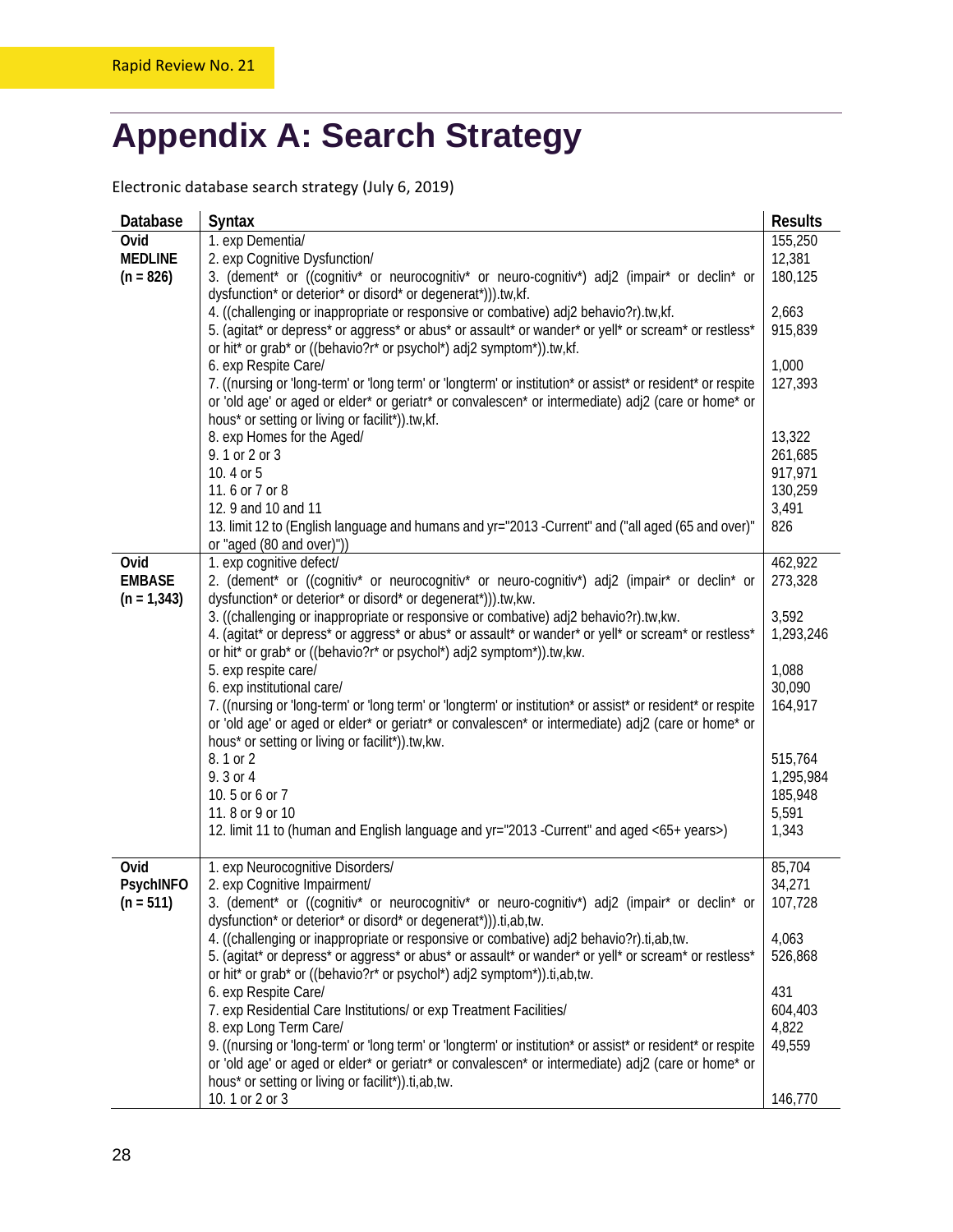# Appendix A: Search Strategy

Electronic database search strategy (July 6, 2019)

| Database | Syntax | Results |
|---|---|---|
| **Ovid MEDLINE (n = 826)** | 1. exp Dementia/ | 155,250 |
| | 2. exp Cognitive Dysfunction/ | 12,381 |
| | 3. (dement* or ((cognitiv* or neurocognitiv* or neuro-cognitiv*) adj2 (impair* or declin* or dysfunction* or deterior* or disord* or degenerat*))).tw,kf. | 180,125 |
| | 4. ((challenging or inappropriate or responsive or combative) adj2 behavio?r).tw,kf. | 2,663 |
| | 5. (agitat* or depress* or aggress* or abus* or assault* or wander* or yell* or scream* or restless* or hit* or grab* or ((behavio?r* or psychol*) adj2 symptom*)).tw,kf. | 915,839 |
| | 6. exp Respite Care/ | 1,000 |
| | 7. ((nursing or 'long-term' or 'long term' or 'longterm' or institution* or assist* or resident* or respite or 'old age' or aged or elder* or geriatr* or convalescen* or intermediate) adj2 (care or home* or hous* or setting or living or facilit*)).tw,kf. | 127,393 |
| | 8. exp Homes for the Aged/ | 13,322 |
| | 9. 1 or 2 or 3 | 261,685 |
| | 10. 4 or 5 | 917,971 |
| | 11. 6 or 7 or 8 | 130,259 |
| | 12. 9 and 10 and 11 | 3,491 |
| | 13. limit 12 to (English language and humans and yr="2013 -Current" and ("all aged (65 and over)" or "aged (80 and over)")) | 826 |
| **Ovid EMBASE (n = 1,343)** | 1. exp cognitive defect/ | 462,922 |
| | 2. (dement* or ((cognitiv* or neurocognitiv* or neuro-cognitiv*) adj2 (impair* or declin* or dysfunction* or deterior* or disord* or degenerat*))).tw,kw. | 273,328 |
| | 3. ((challenging or inappropriate or responsive or combative) adj2 behavio?r).tw,kw. | 3,592 |
| | 4. (agitat* or depress* or aggress* or abus* or assault* or wander* or yell* or scream* or restless* or hit* or grab* or ((behavio?r* or psychol*) adj2 symptom*)).tw,kw. | 1,293,246 |
| | 5. exp respite care/ | 1,088 |
| | 6. exp institutional care/ | 30,090 |
| | 7. ((nursing or 'long-term' or 'long term' or 'longterm' or institution* or assist* or resident* or respite or 'old age' or aged or elder* or geriatr* or convalescen* or intermediate) adj2 (care or home* or hous* or setting or living or facilit*)).tw,kw. | 164,917 |
| | 8. 1 or 2 | 515,764 |
| | 9. 3 or 4 | 1,295,984 |
| | 10. 5 or 6 or 7 | 185,948 |
| | 11. 8 or 9 or 10 | 5,591 |
| | 12. limit 11 to (human and English language and yr="2013 -Current" and aged <65+ years>) | 1,343 |
| **Ovid PsychINFO (n = 511)** | 1. exp Neurocognitive Disorders/ | 85,704 |
| | 2. exp Cognitive Impairment/ | 34,271 |
| | 3. (dement* or ((cognitiv* or neurocognitiv* or neuro-cognitiv*) adj2 (impair* or declin* or dysfunction* or deterior* or disord* or degenerat*))).ti,ab,tw. | 107,728 |
| | 4. ((challenging or inappropriate or responsive or combative) adj2 behavio?r).ti,ab,tw. | 4,063 |
| | 5. (agitat* or depress* or aggress* or abus* or assault* or wander* or yell* or scream* or restless* or hit* or grab* or ((behavio?r* or psychol*) adj2 symptom*)).ti,ab,tw. | 526,868 |
| | 6. exp Respite Care/ | 431 |
| | 7. exp Residential Care Institutions/ or exp Treatment Facilities/ | 604,403 |
| | 8. exp Long Term Care/ | 4,822 |
| | 9. ((nursing or 'long-term' or 'long term' or 'longterm' or institution* or assist* or resident* or respite or 'old age' or aged or elder* or geriatr* or convalescen* or intermediate) adj2 (care or home* or hous* or setting or living or facilit*)).ti,ab,tw. | 49,559 |
| | 10. 1 or 2 or 3 | 146,770 |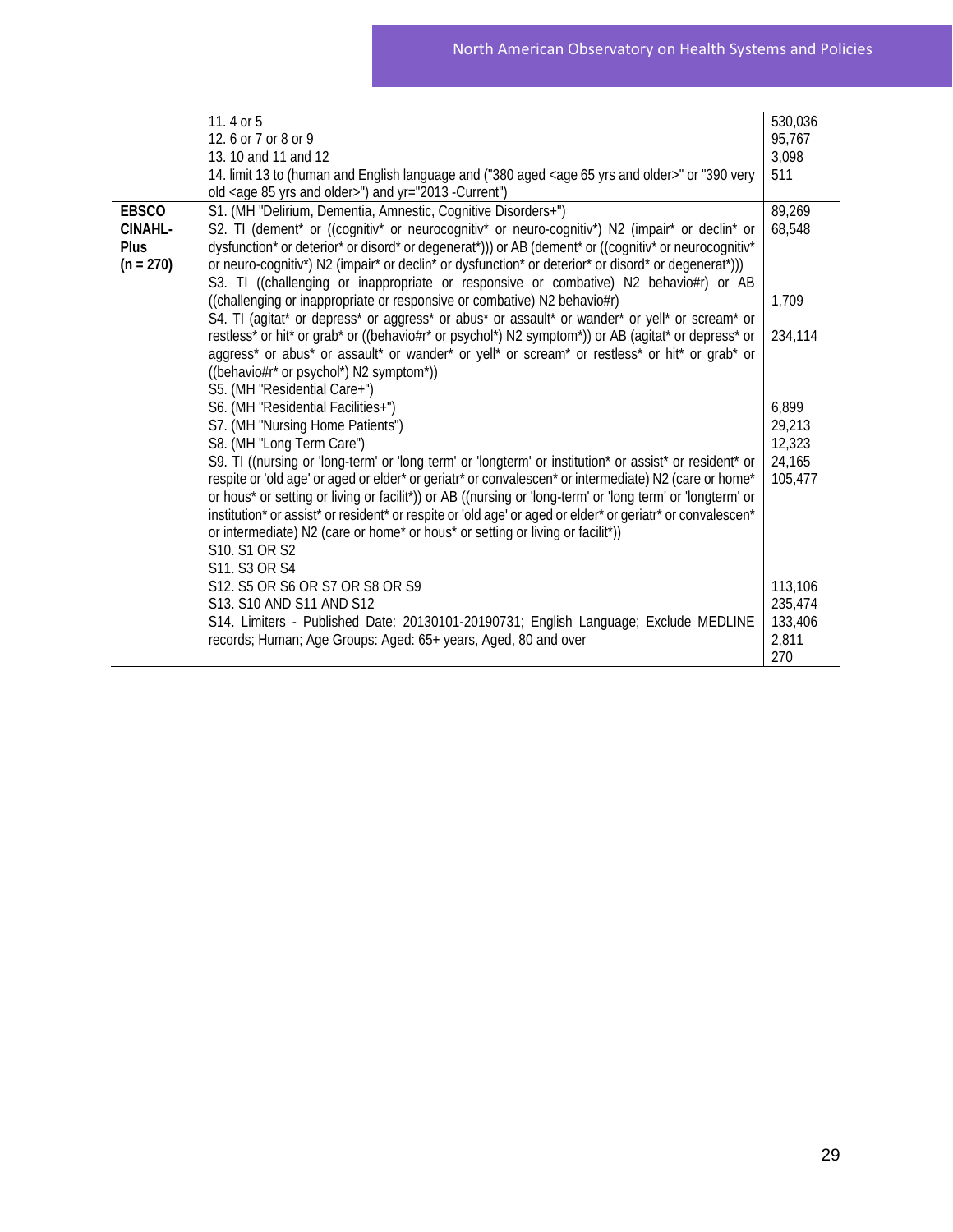| | | |
|---|---|---|
| | 11. 4 or 5 | 530,036 |
| | 12. 6 or 7 or 8 or 9 | 95,767 |
| | 13. 10 and 11 and 12 | 3,098 |
| | 14. limit 13 to (human and English language and ("380 aged <age 65 yrs and older>" or "390 very old <age 85 yrs and older>") and yr="2013 -Current") | 511 |
| **EBSCO CINAHL-Plus (n = 270)** | S1. (MH "Delirium, Dementia, Amnestic, Cognitive Disorders+") | 89,269 |
| | S2. TI (dement* or ((cognitiv* or neurocognitiv* or neuro-cognitiv*) N2 (impair* or declin* or dysfunction* or deterior* or disord* or degenerat*))) or AB (dement* or ((cognitiv* or neurocognitiv* or neuro-cognitiv*) N2 (impair* or declin* or dysfunction* or deterior* or disord* or degenerat*))) | 68,548 |
| | S3. TI ((challenging or inappropriate or responsive or combative) N2 behavio#r) or AB ((challenging or inappropriate or responsive or combative) N2 behavio#r) | 1,709 |
| | S4. TI (agitat* or depress* or aggress* or abus* or assault* or wander* or yell* or scream* or restless* or hit* or grab* or ((behavio#r* or psychol*) N2 symptom*)) or AB (agitat* or depress* or aggress* or abus* or assault* or wander* or yell* or scream* or restless* or hit* or grab* or ((behavio#r* or psychol*) N2 symptom*)) | 234,114 |
| | S5. (MH "Residential Care+") | |
| | S6. (MH "Residential Facilities+") | 6,899 |
| | S7. (MH "Nursing Home Patients") | 29,213 |
| | S8. (MH "Long Term Care") | 12,323 |
| | S9. TI ((nursing or 'long-term' or 'long term' or 'longterm' or institution* or assist* or resident* or respite or 'old age' or aged or elder* or geriatr* or convalescen* or intermediate) N2 (care or home* or hous* or setting or living or facilit*)) or AB ((nursing or 'long-term' or 'long term' or 'longterm' or institution* or assist* or resident* or respite or 'old age' or aged or elder* or geriatr* or convalescen* or intermediate) N2 (care or home* or hous* or setting or living or facilit*)) | 24,165<br>105,477 |
| | S10. S1 OR S2 | |
| | S11. S3 OR S4 | |
| | S12. S5 OR S6 OR S7 OR S8 OR S9 | 113,106 |
| | S13. S10 AND S11 AND S12 | 235,474 |
| | S14. Limiters - Published Date: 20130101-20190731; English Language; Exclude MEDLINE records; Human; Age Groups: Aged: 65+ years, Aged, 80 and over | 133,406<br>2,811<br>270 |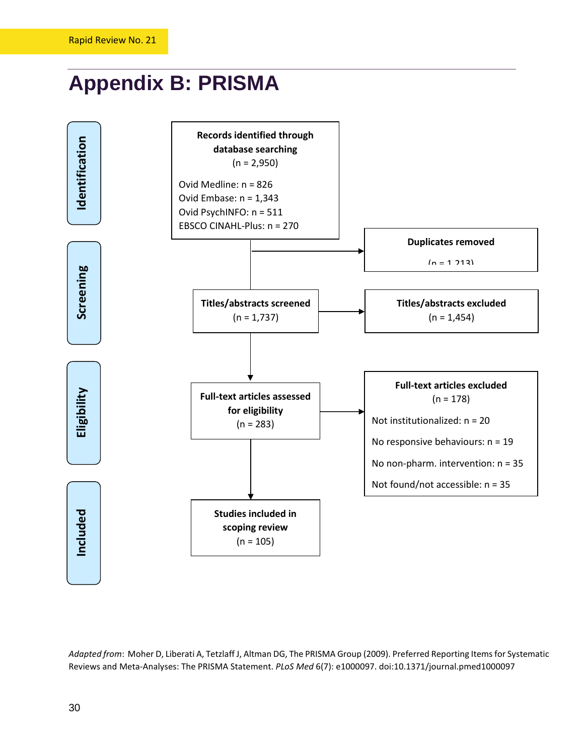# Appendix B: PRISMA

**Identification**

**Records identified through database searching**
(n = 2,950)

Ovid Medline: n = 826
Ovid Embase: n = 1,343
Ovid PsychINFO: n = 511
EBSCO CINAHL-Plus: n = 270

**Duplicates removed**
(n = 1,213)

**Screening**

**Titles/abstracts screened**
(n = 1,737)

**Titles/abstracts excluded**
(n = 1,454)

**Eligibility**

**Full-text articles assessed for eligibility**
(n = 283)

**Full-text articles excluded**
(n = 178)

Not institutionalized: n = 20

No responsive behaviours: n = 19

No non-pharm. intervention: n = 35

Not found/not accessible: n = 35

**Included**

**Studies included in scoping review**
(n = 105)

*Adapted from*: Moher D, Liberati A, Tetzlaff J, Altman DG, The PRISMA Group (2009). Preferred Reporting Items for Systematic Reviews and Meta-Analyses: The PRISMA Statement. *PLoS Med* 6(7): e1000097. doi:10.1371/journal.pmed1000097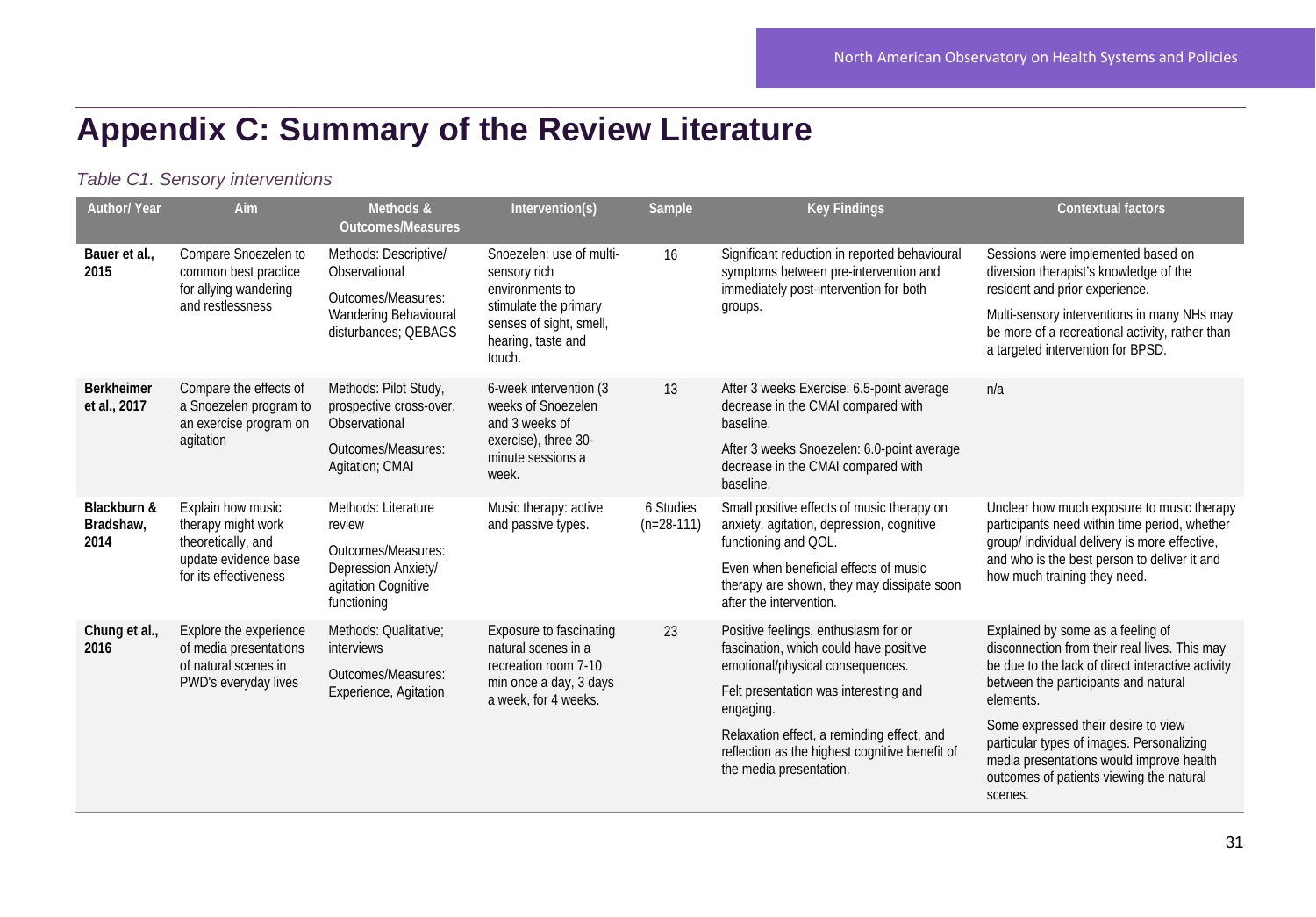# Appendix C: Summary of the Review Literature

*Table C1. Sensory interventions*

| Author/ Year | Aim | Methods & Outcomes/Measures | Intervention(s) | Sample | Key Findings | Contextual factors |
|---|---|---|---|---|---|---|
| **Bauer et al., 2015** | Compare Snoezelen to common best practice for allying wandering and restlessness | Methods: Descriptive/ Observational<br><br>Outcomes/Measures: Wandering Behavioural disturbances; QEBAGS | Snoezelen: use of multi-sensory rich environments to stimulate the primary senses of sight, smell, hearing, taste and touch. | 16 | Significant reduction in reported behavioural symptoms between pre-intervention and immediately post-intervention for both groups. | Sessions were implemented based on diversion therapist's knowledge of the resident and prior experience.<br><br>Multi-sensory interventions in many NHs may be more of a recreational activity, rather than a targeted intervention for BPSD. |
| **Berkheimer et al., 2017** | Compare the effects of a Snoezelen program to an exercise program on agitation | Methods: Pilot Study, prospective cross-over, Observational<br><br>Outcomes/Measures: Agitation; CMAI | 6-week intervention (3 weeks of Snoezelen and 3 weeks of exercise), three 30-minute sessions a week. | 13 | After 3 weeks Exercise: 6.5-point average decrease in the CMAI compared with baseline.<br><br>After 3 weeks Snoezelen: 6.0-point average decrease in the CMAI compared with baseline. | n/a |
| **Blackburn & Bradshaw, 2014** | Explain how music therapy might work theoretically, and update evidence base for its effectiveness | Methods: Literature review<br><br>Outcomes/Measures: Depression Anxiety/ agitation Cognitive functioning | Music therapy: active and passive types. | 6 Studies (n=28-111) | Small positive effects of music therapy on anxiety, agitation, depression, cognitive functioning and QOL.<br><br>Even when beneficial effects of music therapy are shown, they may dissipate soon after the intervention. | Unclear how much exposure to music therapy participants need within time period, whether group/ individual delivery is more effective, and who is the best person to deliver it and how much training they need. |
| **Chung et al., 2016** | Explore the experience of media presentations of natural scenes in PWD's everyday lives | Methods: Qualitative; interviews<br><br>Outcomes/Measures: Experience, Agitation | Exposure to fascinating natural scenes in a recreation room 7-10 min once a day, 3 days a week, for 4 weeks. | 23 | Positive feelings, enthusiasm for or fascination, which could have positive emotional/physical consequences.<br><br>Felt presentation was interesting and engaging.<br><br>Relaxation effect, a reminding effect, and reflection as the highest cognitive benefit of the media presentation. | Explained by some as a feeling of disconnection from their real lives. This may be due to the lack of direct interactive activity between the participants and natural elements.<br><br>Some expressed their desire to view particular types of images. Personalizing media presentations would improve health outcomes of patients viewing the natural scenes. |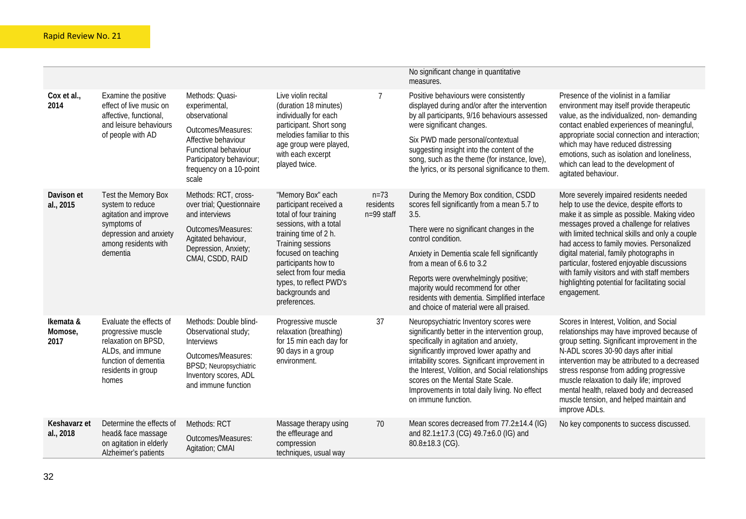| | | | | | | |
|---|---|---|---|---|---|---|
| | | | | | No significant change in quantitative measures. | |
| **Cox et al., 2014** | Examine the positive effect of live music on affective, functional, and leisure behaviours of people with AD | Methods: Quasi-experimental, observational<br><br>Outcomes/Measures: Affective behaviour Functional behaviour Participatory behaviour; frequency on a 10-point scale | Live violin recital (duration 18 minutes) individually for each participant. Short song melodies familiar to this age group were played, with each excerpt played twice. | 7 | Positive behaviours were consistently displayed during and/or after the intervention by all participants, 9/16 behaviours assessed were significant changes.<br><br>Six PWD made personal/contextual suggesting insight into the content of the song, such as the theme (for instance, love), the lyrics, or its personal significance to them. | Presence of the violinist in a familiar environment may itself provide therapeutic value, as the individualized, non- demanding contact enabled experiences of meaningful, appropriate social connection and interaction; which may have reduced distressing emotions, such as isolation and loneliness, which can lead to the development of agitated behaviour. |
| **Davison et al., 2015** | Test the Memory Box system to reduce agitation and improve symptoms of depression and anxiety among residents with dementia | Methods: RCT, cross-over trial; Questionnaire and interviews<br><br>Outcomes/Measures: Agitated behaviour, Depression, Anxiety; CMAI, CSDD, RAID | "Memory Box" each participant received a total of four training sessions, with a total training time of 2 h. Training sessions focused on teaching participants how to select from four media types, to reflect PWD's backgrounds and preferences. | n=73 residents n=99 staff | During the Memory Box condition, CSDD scores fell significantly from a mean 5.7 to 3.5.<br><br>There were no significant changes in the control condition.<br><br>Anxiety in Dementia scale fell significantly from a mean of 6.6 to 3.2<br><br>Reports were overwhelmingly positive; majority would recommend for other residents with dementia. Simplified interface and choice of material were all praised. | More severely impaired residents needed help to use the device, despite efforts to make it as simple as possible. Making video messages proved a challenge for relatives with limited technical skills and only a couple had access to family movies. Personalized digital material, family photographs in particular, fostered enjoyable discussions with family visitors and with staff members highlighting potential for facilitating social engagement. |
| **Ikemata & Momose, 2017** | Evaluate the effects of progressive muscle relaxation on BPSD, ALDs, and immune function of dementia residents in group homes | Methods: Double blind-Observational study; Interviews<br><br>Outcomes/Measures: BPSD; Neuropsychiatric Inventory scores, ADL and immune function | Progressive muscle relaxation (breathing) for 15 min each day for 90 days in a group environment. | 37 | Neuropsychiatric Inventory scores were significantly better in the intervention group, specifically in agitation and anxiety, significantly improved lower apathy and irritability scores. Significant improvement in the Interest, Volition, and Social relationships scores on the Mental State Scale. Improvements in total daily living. No effect on immune function. | Scores in Interest, Volition, and Social relationships may have improved because of group setting. Significant improvement in the N-ADL scores 30-90 days after initial intervention may be attributed to a decreased stress response from adding progressive muscle relaxation to daily life; improved mental health, relaxed body and decreased muscle tension, and helped maintain and improve ADLs. |
| **Keshavarz et al., 2018** | Determine the effects of head& face massage on agitation in elderly Alzheimer's patients | Methods: RCT<br><br>Outcomes/Measures: Agitation; CMAI | Massage therapy using the effleurage and compression techniques, usual way | 70 | Mean scores decreased from 77.2±14.4 (IG) and 82.1±17.3 (CG) 49.7±6.0 (IG) and 80.8±18.3 (CG). | No key components to success discussed. |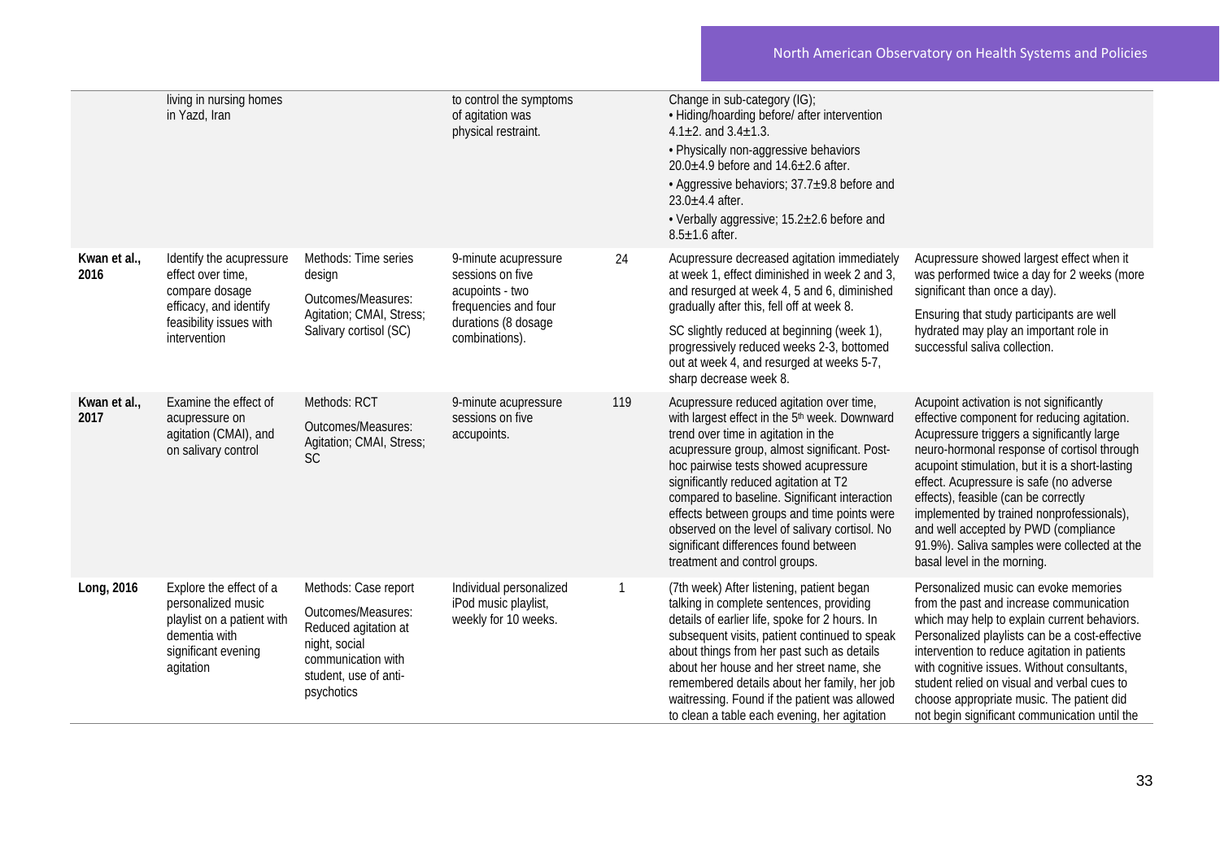| | | | | | | |
|---|---|---|---|---|---|---|
| | living in nursing homes in Yazd, Iran | | to control the symptoms of agitation was physical restraint. | | Change in sub-category (IG);<br>• Hiding/hoarding before/ after intervention 4.1±2. and 3.4±1.3.<br>• Physically non-aggressive behaviors 20.0±4.9 before and 14.6±2.6 after.<br>• Aggressive behaviors; 37.7±9.8 before and 23.0±4.4 after.<br>• Verbally aggressive; 15.2±2.6 before and 8.5±1.6 after. | |
| **Kwan et al., 2016** | Identify the acupressure effect over time, compare dosage efficacy, and identify feasibility issues with intervention | Methods: Time series design<br>Outcomes/Measures: Agitation; CMAI, Stress; Salivary cortisol (SC) | 9-minute acupressure sessions on five acupoints - two frequencies and four durations (8 dosage combinations). | 24 | Acupressure decreased agitation immediately at week 1, effect diminished in week 2 and 3, and resurged at week 4, 5 and 6, diminished gradually after this, fell off at week 8.<br>SC slightly reduced at beginning (week 1), progressively reduced weeks 2-3, bottomed out at week 4, and resurged at weeks 5-7, sharp decrease week 8. | Acupressure showed largest effect when it was performed twice a day for 2 weeks (more significant than once a day).<br>Ensuring that study participants are well hydrated may play an important role in successful saliva collection. |
| **Kwan et al., 2017** | Examine the effect of acupressure on agitation (CMAI), and on salivary control | Methods: RCT<br>Outcomes/Measures: Agitation; CMAI, Stress; SC | 9-minute acupressure sessions on five accupoints. | 119 | Acupressure reduced agitation over time, with largest effect in the 5th week. Downward trend over time in agitation in the acupressure group, almost significant. Post-hoc pairwise tests showed acupressure significantly reduced agitation at T2 compared to baseline. Significant interaction effects between groups and time points were observed on the level of salivary cortisol. No significant differences found between treatment and control groups. | Acupoint activation is not significantly effective component for reducing agitation. Acupressure triggers a significantly large neuro-hormonal response of cortisol through acupoint stimulation, but it is a short-lasting effect. Acupressure is safe (no adverse effects), feasible (can be correctly implemented by trained nonprofessionals), and well accepted by PWD (compliance 91.9%). Saliva samples were collected at the basal level in the morning. |
| **Long, 2016** | Explore the effect of a personalized music playlist on a patient with dementia with significant evening agitation | Methods: Case report<br>Outcomes/Measures: Reduced agitation at night, social communication with student, use of anti-psychotics | Individual personalized iPod music playlist, weekly for 10 weeks. | 1 | (7th week) After listening, patient began talking in complete sentences, providing details of earlier life, spoke for 2 hours. In subsequent visits, patient continued to speak about things from her past such as details about her house and her street name, she remembered details about her family, her job waitressing. Found if the patient was allowed to clean a table each evening, her agitation | Personalized music can evoke memories from the past and increase communication which may help to explain current behaviors. Personalized playlists can be a cost-effective intervention to reduce agitation in patients with cognitive issues. Without consultants, student relied on visual and verbal cues to choose appropriate music. The patient did not begin significant communication until the |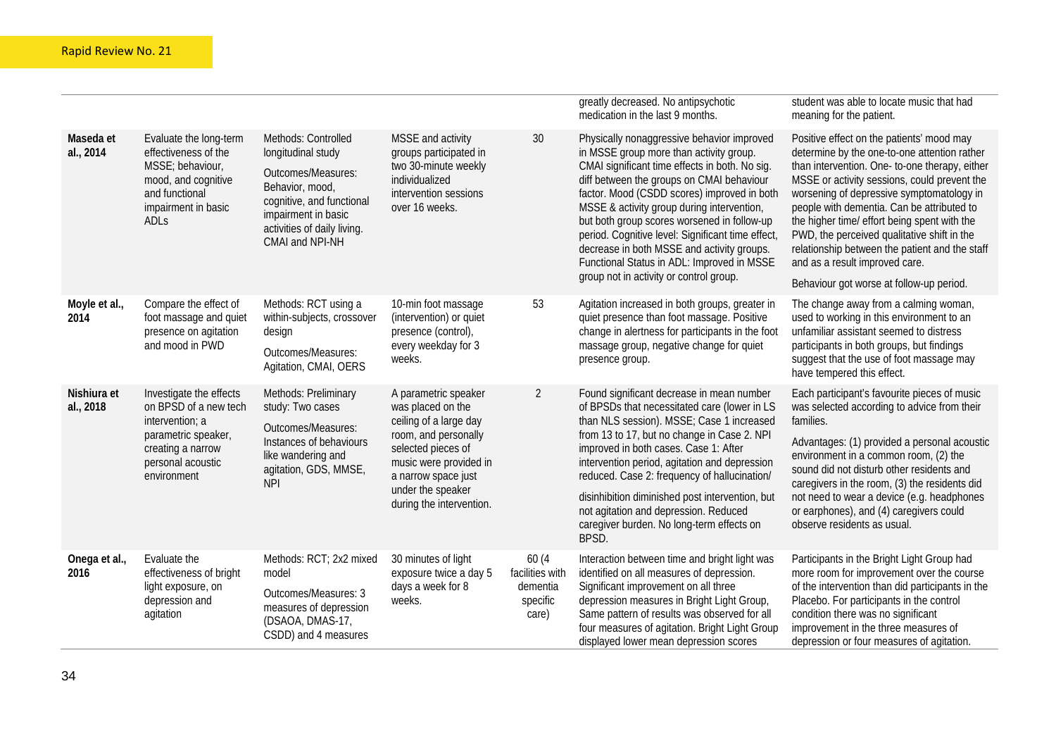| | | | | | | |
|---|---|---|---|---|---|---|
| | | | | | greatly decreased. No antipsychotic medication in the last 9 months. | student was able to locate music that had meaning for the patient. |
| **Maseda et al., 2014** | Evaluate the long-term effectiveness of the MSSE; behaviour, mood, and cognitive and functional impairment in basic ADLs | Methods: Controlled longitudinal study<br><br>Outcomes/Measures: Behavior, mood, cognitive, and functional impairment in basic activities of daily living. CMAI and NPI-NH | MSSE and activity groups participated in two 30-minute weekly individualized intervention sessions over 16 weeks. | 30 | Physically nonaggressive behavior improved in MSSE group more than activity group. CMAI significant time effects in both. No sig. diff between the groups on CMAI behaviour factor. Mood (CSDD scores) improved in both MSSE & activity group during intervention, but both group scores worsened in follow-up period. Cognitive level: Significant time effect, decrease in both MSSE and activity groups. Functional Status in ADL: Improved in MSSE group not in activity or control group. | Positive effect on the patients' mood may determine by the one-to-one attention rather than intervention. One- to-one therapy, either MSSE or activity sessions, could prevent the worsening of depressive symptomatology in people with dementia. Can be attributed to the higher time/ effort being spent with the PWD, the perceived qualitative shift in the relationship between the patient and the staff and as a result improved care.<br><br>Behaviour got worse at follow-up period. |
| **Moyle et al., 2014** | Compare the effect of foot massage and quiet presence on agitation and mood in PWD | Methods: RCT using a within-subjects, crossover design<br><br>Outcomes/Measures: Agitation, CMAI, OERS | 10-min foot massage (intervention) or quiet presence (control), every weekday for 3 weeks. | 53 | Agitation increased in both groups, greater in quiet presence than foot massage. Positive change in alertness for participants in the foot massage group, negative change for quiet presence group. | The change away from a calming woman, used to working in this environment to an unfamiliar assistant seemed to distress participants in both groups, but findings suggest that the use of foot massage may have tempered this effect. |
| **Nishiura et al., 2018** | Investigate the effects on BPSD of a new tech intervention; a parametric speaker, creating a narrow personal acoustic environment | Methods: Preliminary study: Two cases<br><br>Outcomes/Measures: Instances of behaviours like wandering and agitation, GDS, MMSE, NPI | A parametric speaker was placed on the ceiling of a large day room, and personally selected pieces of music were provided in a narrow space just under the speaker during the intervention. | 2 | Found significant decrease in mean number of BPSDs that necessitated care (lower in LS than NLS session). MSSE; Case 1 increased from 13 to 17, but no change in Case 2. NPI improved in both cases. Case 1: After intervention period, agitation and depression reduced. Case 2: frequency of hallucination/ disinhibition diminished post intervention, but not agitation and depression. Reduced caregiver burden. No long-term effects on BPSD. | Each participant's favourite pieces of music was selected according to advice from their families.<br><br>Advantages: (1) provided a personal acoustic environment in a common room, (2) the sound did not disturb other residents and caregivers in the room, (3) the residents did not need to wear a device (e.g. headphones or earphones), and (4) caregivers could observe residents as usual. |
| **Onega et al., 2016** | Evaluate the effectiveness of bright light exposure, on depression and agitation | Methods: RCT; 2x2 mixed model<br><br>Outcomes/Measures: 3 measures of depression (DSAOA, DMAS-17, CSDD) and 4 measures | 30 minutes of light exposure twice a day 5 days a week for 8 weeks. | 60 (4 facilities with dementia specific care) | Interaction between time and bright light was identified on all measures of depression. Significant improvement on all three depression measures in Bright Light Group, Same pattern of results was observed for all four measures of agitation. Bright Light Group displayed lower mean depression scores | Participants in the Bright Light Group had more room for improvement over the course of the intervention than did participants in the Placebo. For participants in the control condition there was no significant improvement in the three measures of depression or four measures of agitation. |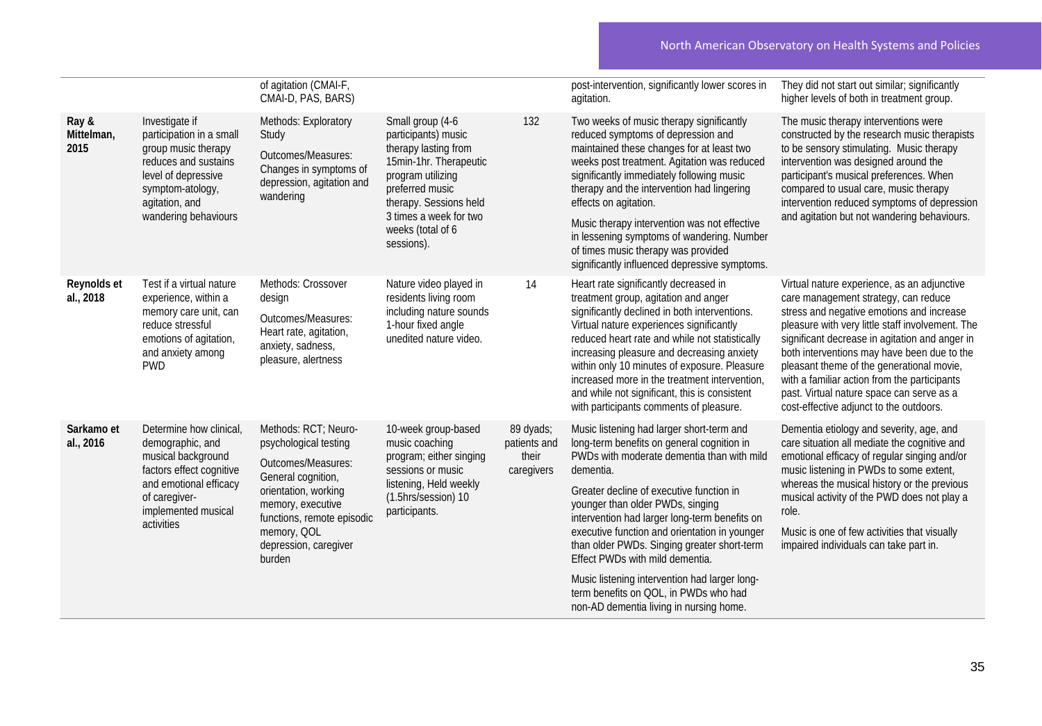| | | | | | | |
|---|---|---|---|---|---|---|
| | | of agitation (CMAI-F, CMAI-D, PAS, BARS) | | | post-intervention, significantly lower scores in agitation. | They did not start out similar; significantly higher levels of both in treatment group. |
| **Ray & Mittelman, 2015** | Investigate if participation in a small group music therapy reduces and sustains level of depressive symptom-atology, agitation, and wandering behaviours | Methods: Exploratory Study<br><br>Outcomes/Measures: Changes in symptoms of depression, agitation and wandering | Small group (4-6 participants) music therapy lasting from 15min-1hr. Therapeutic program utilizing preferred music therapy. Sessions held 3 times a week for two weeks (total of 6 sessions). | 132 | Two weeks of music therapy significantly reduced symptoms of depression and maintained these changes for at least two weeks post treatment. Agitation was reduced significantly immediately following music therapy and the intervention had lingering effects on agitation.<br><br>Music therapy intervention was not effective in lessening symptoms of wandering. Number of times music therapy was provided significantly influenced depressive symptoms. | The music therapy interventions were constructed by the research music therapists to be sensory stimulating. Music therapy intervention was designed around the participant's musical preferences. When compared to usual care, music therapy intervention reduced symptoms of depression and agitation but not wandering behaviours. |
| **Reynolds et al., 2018** | Test if a virtual nature experience, within a memory care unit, can reduce stressful emotions of agitation, and anxiety among PWD | Methods: Crossover design<br><br>Outcomes/Measures: Heart rate, agitation, anxiety, sadness, pleasure, alertness | Nature video played in residents living room including nature sounds 1-hour fixed angle unedited nature video. | 14 | Heart rate significantly decreased in treatment group, agitation and anger significantly declined in both interventions. Virtual nature experiences significantly reduced heart rate and while not statistically increasing pleasure and decreasing anxiety within only 10 minutes of exposure. Pleasure increased more in the treatment intervention, and while not significant, this is consistent with participants comments of pleasure. | Virtual nature experience, as an adjunctive care management strategy, can reduce stress and negative emotions and increase pleasure with very little staff involvement. The significant decrease in agitation and anger in both interventions may have been due to the pleasant theme of the generational movie, with a familiar action from the participants past. Virtual nature space can serve as a cost-effective adjunct to the outdoors. |
| **Sarkamo et al., 2016** | Determine how clinical, demographic, and musical background factors effect cognitive and emotional efficacy of caregiver-implemented musical activities | Methods: RCT; Neuro-psychological testing<br><br>Outcomes/Measures: General cognition, orientation, working memory, executive functions, remote episodic memory, QOL depression, caregiver burden | 10-week group-based music coaching program; either singing sessions or music listening, Held weekly (1.5hrs/session) 10 participants. | 89 dyads; patients and their caregivers | Music listening had larger short-term and long-term benefits on general cognition in PWDs with moderate dementia than with mild dementia.<br><br>Greater decline of executive function in younger than older PWDs, singing intervention had larger long-term benefits on executive function and orientation in younger than older PWDs. Singing greater short-term Effect PWDs with mild dementia.<br><br>Music listening intervention had larger long-term benefits on QOL, in PWDs who had non-AD dementia living in nursing home. | Dementia etiology and severity, age, and care situation all mediate the cognitive and emotional efficacy of regular singing and/or music listening in PWDs to some extent, whereas the musical history or the previous musical activity of the PWD does not play a role.<br><br>Music is one of few activities that visually impaired individuals can take part in. |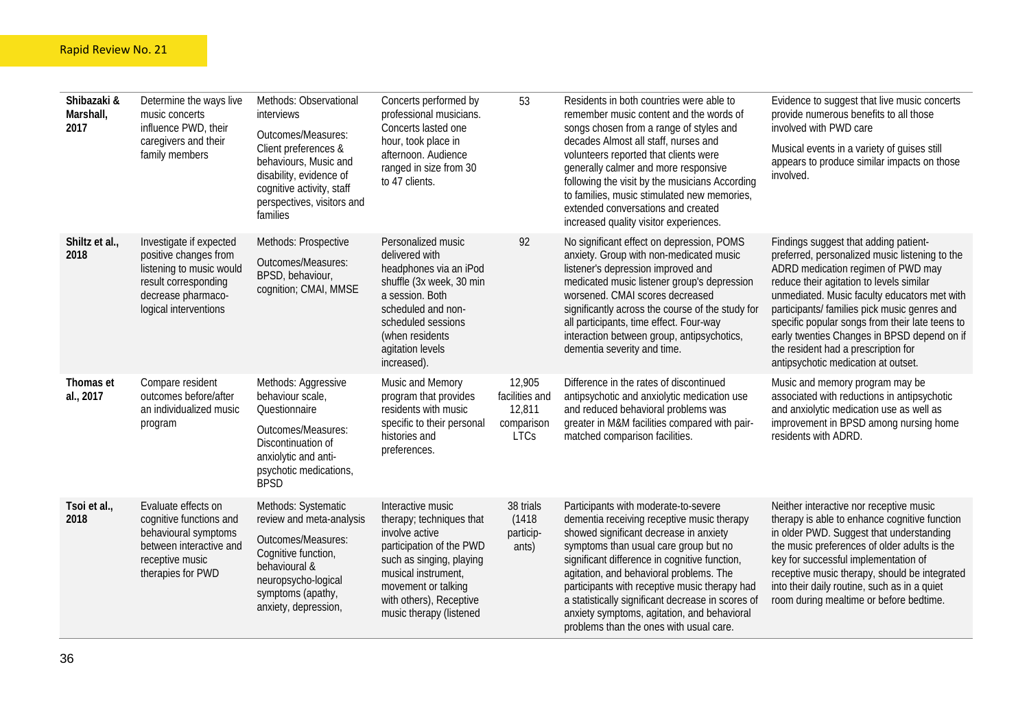| Shibazaki & Marshall, 2017 | Determine the ways live music concerts influence PWD, their caregivers and their family members | Methods: Observational interviews<br><br>Outcomes/Measures: Client preferences & behaviours, Music and disability, evidence of cognitive activity, staff perspectives, visitors and families | Concerts performed by professional musicians. Concerts lasted one hour, took place in afternoon. Audience ranged in size from 30 to 47 clients. | 53 | Residents in both countries were able to remember music content and the words of songs chosen from a range of styles and decades Almost all staff, nurses and volunteers reported that clients were generally calmer and more responsive following the visit by the musicians According to families, music stimulated new memories, extended conversations and created increased quality visitor experiences. | Evidence to suggest that live music concerts provide numerous benefits to all those involved with PWD care<br><br>Musical events in a variety of guises still appears to produce similar impacts on those involved. |
|---|---|---|---|---|---|---|
| Shiltz et al., 2018 | Investigate if expected positive changes from listening to music would result corresponding decrease pharmaco-logical interventions | Methods: Prospective<br><br>Outcomes/Measures: BPSD, behaviour, cognition; CMAI, MMSE | Personalized music delivered with headphones via an iPod shuffle (3x week, 30 min a session. Both scheduled and non-scheduled sessions (when residents agitation levels increased). | 92 | No significant effect on depression, POMS anxiety. Group with non-medicated music listener's depression improved and medicated music listener group's depression worsened. CMAI scores decreased significantly across the course of the study for all participants, time effect. Four-way interaction between group, antipsychotics, dementia severity and time. | Findings suggest that adding patient-preferred, personalized music listening to the ADRD medication regimen of PWD may reduce their agitation to levels similar unmedicated. Music faculty educators met with participants/ families pick music genres and specific popular songs from their late teens to early twenties Changes in BPSD depend on if the resident had a prescription for antipsychotic medication at outset. |
| Thomas et al., 2017 | Compare resident outcomes before/after an individualized music program | Methods: Aggressive behaviour scale, Questionnaire<br><br>Outcomes/Measures: Discontinuation of anxiolytic and anti-psychotic medications, BPSD | Music and Memory program that provides residents with music specific to their personal histories and preferences. | 12,905 facilities and 12,811 comparison LTCs | Difference in the rates of discontinued antipsychotic and anxiolytic medication use and reduced behavioral problems was greater in M&M facilities compared with pair-matched comparison facilities. | Music and memory program may be associated with reductions in antipsychotic and anxiolytic medication use as well as improvement in BPSD among nursing home residents with ADRD. |
| Tsoi et al., 2018 | Evaluate effects on cognitive functions and behavioural symptoms between interactive and receptive music therapies for PWD | Methods: Systematic review and meta-analysis<br><br>Outcomes/Measures: Cognitive function, behavioural & neuropsycho-logical symptoms (apathy, anxiety, depression, | Interactive music therapy; techniques that involve active participation of the PWD such as singing, playing musical instrument, movement or talking with others), Receptive music therapy (listened | 38 trials (1418 particip-ants) | Participants with moderate-to-severe dementia receiving receptive music therapy showed significant decrease in anxiety symptoms than usual care group but no significant difference in cognitive function, agitation, and behavioral problems. The participants with receptive music therapy had a statistically significant decrease in scores of anxiety symptoms, agitation, and behavioral problems than the ones with usual care. | Neither interactive nor receptive music therapy is able to enhance cognitive function in older PWD. Suggest that understanding the music preferences of older adults is the key for successful implementation of receptive music therapy, should be integrated into their daily routine, such as in a quiet room during mealtime or before bedtime. |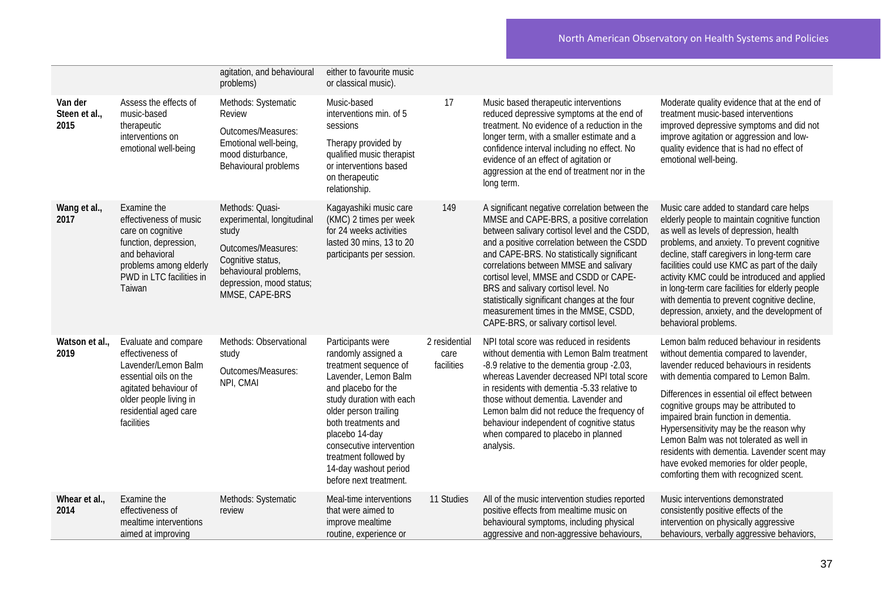| | | agitation, and behavioural problems) | either to favourite music or classical music). | | | |
|---|---|---|---|---|---|---|
| **Van der Steen et al., 2015** | Assess the effects of music-based therapeutic interventions on emotional well-being | Methods: Systematic Review<br><br>Outcomes/Measures: Emotional well-being, mood disturbance, Behavioural problems | Music-based interventions min. of 5 sessions<br><br>Therapy provided by qualified music therapist or interventions based on therapeutic relationship. | 17 | Music based therapeutic interventions reduced depressive symptoms at the end of treatment. No evidence of a reduction in the longer term, with a smaller estimate and a confidence interval including no effect. No evidence of an effect of agitation or aggression at the end of treatment nor in the long term. | Moderate quality evidence that at the end of treatment music-based interventions improved depressive symptoms and did not improve agitation or aggression and low-quality evidence that is had no effect of emotional well-being. |
| **Wang et al., 2017** | Examine the effectiveness of music care on cognitive function, depression, and behavioral problems among elderly PWD in LTC facilities in Taiwan | Methods: Quasi-experimental, longitudinal study<br><br>Outcomes/Measures: Cognitive status, behavioural problems, depression, mood status; MMSE, CAPE-BRS | Kagayashiki music care (KMC) 2 times per week for 24 weeks activities lasted 30 mins, 13 to 20 participants per session. | 149 | A significant negative correlation between the MMSE and CAPE-BRS, a positive correlation between salivary cortisol level and the CSDD, and a positive correlation between the CSDD and CAPE-BRS. No statistically significant correlations between MMSE and salivary cortisol level, MMSE and CSDD or CAPE-BRS and salivary cortisol level. No statistically significant changes at the four measurement times in the MMSE, CSDD, CAPE-BRS, or salivary cortisol level. | Music care added to standard care helps elderly people to maintain cognitive function as well as levels of depression, health problems, and anxiety. To prevent cognitive decline, staff caregivers in long-term care facilities could use KMC as part of the daily activity KMC could be introduced and applied in long-term care facilities for elderly people with dementia to prevent cognitive decline, depression, anxiety, and the development of behavioral problems. |
| **Watson et al., 2019** | Evaluate and compare effectiveness of Lavender/Lemon Balm essential oils on the agitated behaviour of older people living in residential aged care facilities | Methods: Observational study<br><br>Outcomes/Measures: NPI, CMAI | Participants were randomly assigned a treatment sequence of Lavender, Lemon Balm and placebo for the study duration with each older person trailing both treatments and placebo 14-day consecutive intervention treatment followed by 14-day washout period before next treatment. | 2 residential care facilities | NPI total score was reduced in residents without dementia with Lemon Balm treatment -8.9 relative to the dementia group -2.03, whereas Lavender decreased NPI total score in residents with dementia -5.33 relative to those without dementia. Lavender and Lemon Balm did not reduce the frequency of behaviour independent of cognitive status when compared to placebo in planned analysis. | Lemon balm reduced behaviour in residents without dementia compared to lavender, lavender reduced behaviours in residents with dementia compared to Lemon Balm.<br><br>Differences in essential oil effect between cognitive groups may be attributed to impaired brain function in dementia. Hypersensitivity may be the reason why Lemon Balm was not tolerated as well in residents with dementia. Lavender scent may have evoked memories for older people, comforting them with recognized scent. |
| **Whear et al., 2014** | Examine the effectiveness of mealtime interventions aimed at improving | Methods: Systematic review | Meal-time interventions that were aimed to improve mealtime routine, experience or | 11 Studies | All of the music intervention studies reported positive effects from mealtime music on behavioural symptoms, including physical aggressive and non-aggressive behaviours, | Music interventions demonstrated consistently positive effects of the intervention on physically aggressive behaviours, verbally aggressive behaviors, |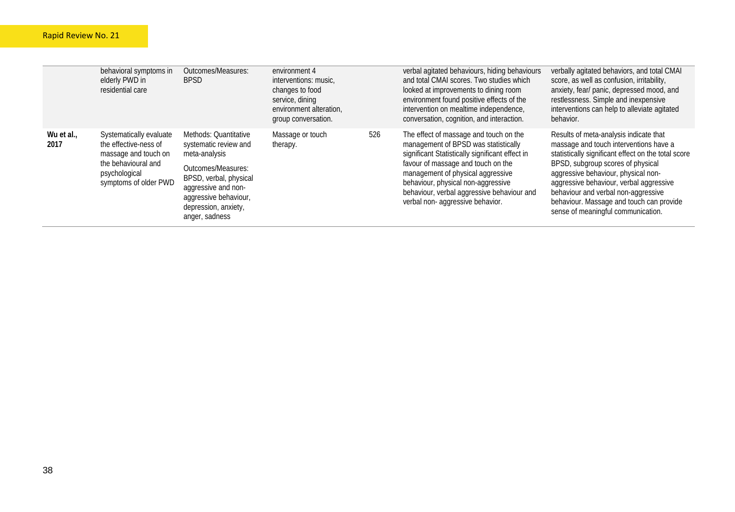| | | | | | | |
|---|---|---|---|---|---|---|
| | behavioral symptoms in elderly PWD in residential care | Outcomes/Measures: BPSD | environment 4 interventions: music, changes to food service, dining environment alteration, group conversation. | | verbal agitated behaviours, hiding behaviours and total CMAI scores. Two studies which looked at improvements to dining room environment found positive effects of the intervention on mealtime independence, conversation, cognition, and interaction. | verbally agitated behaviors, and total CMAI score, as well as confusion, irritability, anxiety, fear/ panic, depressed mood, and restlessness. Simple and inexpensive interventions can help to alleviate agitated behavior. |
| **Wu et al., 2017** | Systematically evaluate the effective-ness of massage and touch on the behavioural and psychological symptoms of older PWD | Methods: Quantitative systematic review and meta-analysis<br><br>Outcomes/Measures: BPSD, verbal, physical aggressive and non-aggressive behaviour, depression, anxiety, anger, sadness | Massage or touch therapy. | 526 | The effect of massage and touch on the management of BPSD was statistically significant Statistically significant effect in favour of massage and touch on the management of physical aggressive behaviour, physical non-aggressive behaviour, verbal aggressive behaviour and verbal non- aggressive behavior. | Results of meta-analysis indicate that massage and touch interventions have a statistically significant effect on the total score BPSD, subgroup scores of physical aggressive behaviour, physical non-aggressive behaviour, verbal aggressive behaviour and verbal non-aggressive behaviour. Massage and touch can provide sense of meaningful communication. |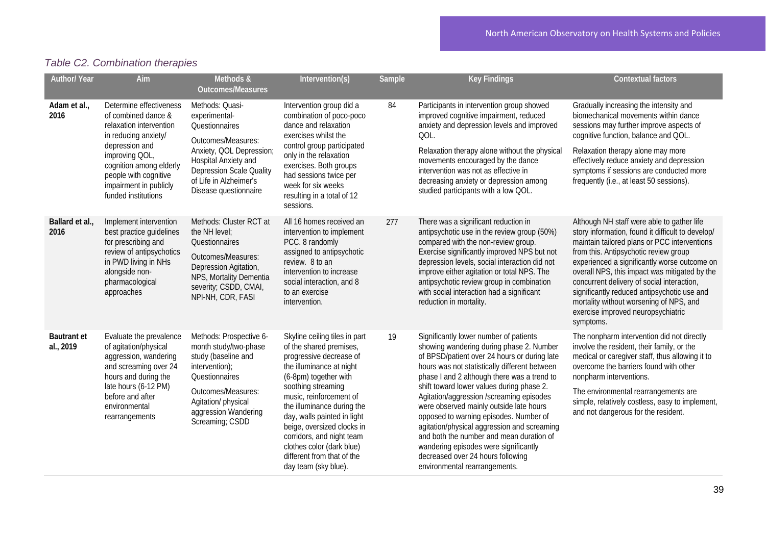*Table C2. Combination therapies*

| Author/ Year | Aim | Methods & Outcomes/Measures | Intervention(s) | Sample | Key Findings | Contextual factors |
|---|---|---|---|---|---|---|
| **Adam et al., 2016** | Determine effectiveness of combined dance & relaxation intervention in reducing anxiety/ depression and improving QOL, cognition among elderly people with cognitive impairment in publicly funded institutions | Methods: Quasi-experimental- Questionnaires<br><br>Outcomes/Measures: Anxiety, QOL Depression; Hospital Anxiety and Depression Scale Quality of Life in Alzheimer's Disease questionnaire | Intervention group did a combination of poco-poco dance and relaxation exercises whilst the control group participated only in the relaxation exercises. Both groups had sessions twice per week for six weeks resulting in a total of 12 sessions. | 84 | Participants in intervention group showed improved cognitive impairment, reduced anxiety and depression levels and improved QOL.<br><br>Relaxation therapy alone without the physical movements encouraged by the dance intervention was not as effective in decreasing anxiety or depression among studied participants with a low QOL. | Gradually increasing the intensity and biomechanical movements within dance sessions may further improve aspects of cognitive function, balance and QOL.<br><br>Relaxation therapy alone may more effectively reduce anxiety and depression symptoms if sessions are conducted more frequently (i.e., at least 50 sessions). |
| **Ballard et al., 2016** | Implement intervention best practice guidelines for prescribing and review of antipsychotics in PWD living in NHs alongside non-pharmacological approaches | Methods: Cluster RCT at the NH level; Questionnaires<br><br>Outcomes/Measures: Depression Agitation, NPS, Mortality Dementia severity; CSDD, CMAI, NPI-NH, CDR, FASI | All 16 homes received an intervention to implement PCC. 8 randomly assigned to antipsychotic review. 8 to an intervention to increase social interaction, and 8 to an exercise intervention. | 277 | There was a significant reduction in antipsychotic use in the review group (50%) compared with the non-review group. Exercise significantly improved NPS but not depression levels, social interaction did not improve either agitation or total NPS. The antipsychotic review group in combination with social interaction had a significant reduction in mortality. | Although NH staff were able to gather life story information, found it difficult to develop/ maintain tailored plans or PCC interventions from this. Antipsychotic review group experienced a significantly worse outcome on overall NPS, this impact was mitigated by the concurrent delivery of social interaction, significantly reduced antipsychotic use and mortality without worsening of NPS, and exercise improved neuropsychiatric symptoms. |
| **Bautrant et al., 2019** | Evaluate the prevalence of agitation/physical aggression, wandering and screaming over 24 hours and during the late hours (6-12 PM) before and after environmental rearrangements | Methods: Prospective 6-month study/two-phase study (baseline and intervention); Questionnaires<br><br>Outcomes/Measures: Agitation/ physical aggression Wandering Screaming; CSDD | Skyline ceiling tiles in part of the shared premises, progressive decrease of the illuminance at night (6-8pm) together with soothing streaming music, reinforcement of the illuminance during the day, walls painted in light beige, oversized clocks in corridors, and night team clothes color (dark blue) different from that of the day team (sky blue). | 19 | Significantly lower number of patients showing wandering during phase 2. Number of BPSD/patient over 24 hours or during late hours was not statistically different between phase I and 2 although there was a trend to shift toward lower values during phase 2. Agitation/aggression /screaming episodes were observed mainly outside late hours opposed to warning episodes. Number of agitation/physical aggression and screaming and both the number and mean duration of wandering episodes were significantly decreased over 24 hours following environmental rearrangements. | The nonpharm intervention did not directly involve the resident, their family, or the medical or caregiver staff, thus allowing it to overcome the barriers found with other nonpharm interventions.<br><br>The environmental rearrangements are simple, relatively costless, easy to implement, and not dangerous for the resident. |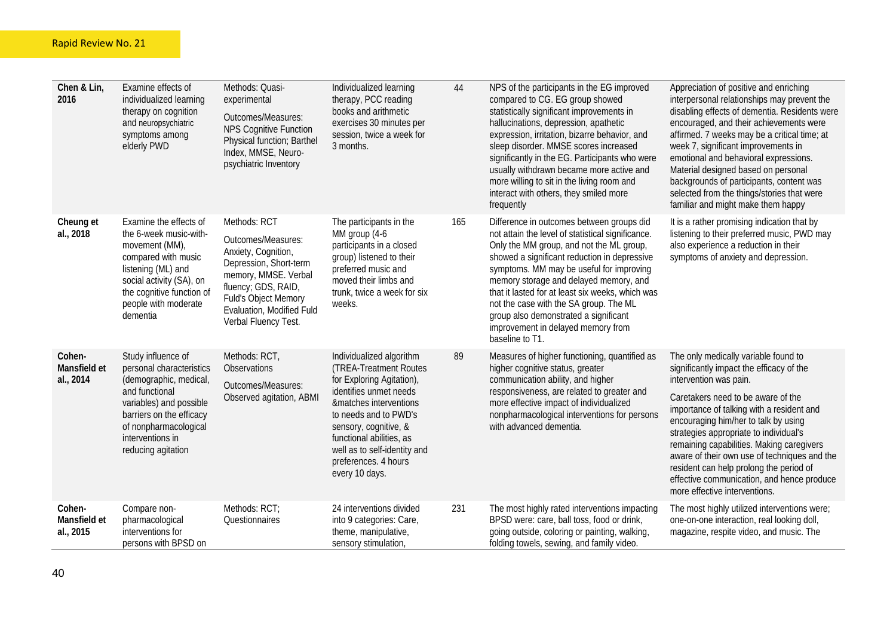| | | | | | | |
|---|---|---|---|---|---|---|
| **Chen & Lin, 2016** | Examine effects of individualized learning therapy on cognition and neuropsychiatric symptoms among elderly PWD | Methods: Quasi-experimental<br><br>Outcomes/Measures: NPS Cognitive Function Physical function; Barthel Index, MMSE, Neuro-psychiatric Inventory | Individualized learning therapy, PCC reading books and arithmetic exercises 30 minutes per session, twice a week for 3 months. | 44 | NPS of the participants in the EG improved compared to CG. EG group showed statistically significant improvements in hallucinations, depression, apathetic expression, irritation, bizarre behavior, and sleep disorder. MMSE scores increased significantly in the EG. Participants who were usually withdrawn became more active and more willing to sit in the living room and interact with others, they smiled more frequently | Appreciation of positive and enriching interpersonal relationships may prevent the disabling effects of dementia. Residents were encouraged, and their achievements were affirmed. 7 weeks may be a critical time; at week 7, significant improvements in emotional and behavioral expressions. Material designed based on personal backgrounds of participants, content was selected from the things/stories that were familiar and might make them happy |
| **Cheung et al., 2018** | Examine the effects of the 6-week music-with-movement (MM), compared with music listening (ML) and social activity (SA), on the cognitive function of people with moderate dementia | Methods: RCT<br><br>Outcomes/Measures: Anxiety, Cognition, Depression, Short-term memory, MMSE. Verbal fluency; GDS, RAID, Fuld's Object Memory Evaluation, Modified Fuld Verbal Fluency Test. | The participants in the MM group (4-6 participants in a closed group) listened to their preferred music and moved their limbs and trunk, twice a week for six weeks. | 165 | Difference in outcomes between groups did not attain the level of statistical significance. Only the MM group, and not the ML group, showed a significant reduction in depressive symptoms. MM may be useful for improving memory storage and delayed memory, and that it lasted for at least six weeks, which was not the case with the SA group. The ML group also demonstrated a significant improvement in delayed memory from baseline to T1. | It is a rather promising indication that by listening to their preferred music, PWD may also experience a reduction in their symptoms of anxiety and depression. |
| **Cohen-Mansfield et al., 2014** | Study influence of personal characteristics (demographic, medical, and functional variables) and possible barriers on the efficacy of nonpharmacological interventions in reducing agitation | Methods: RCT, Observations<br><br>Outcomes/Measures: Observed agitation, ABMI | Individualized algorithm (TREA-Treatment Routes for Exploring Agitation), identifies unmet needs &matches interventions to needs and to PWD's sensory, cognitive, & functional abilities, as well as to self-identity and preferences. 4 hours every 10 days. | 89 | Measures of higher functioning, quantified as higher cognitive status, greater communication ability, and higher responsiveness, are related to greater and more effective impact of individualized nonpharmacological interventions for persons with advanced dementia. | The only medically variable found to significantly impact the efficacy of the intervention was pain.<br><br>Caretakers need to be aware of the importance of talking with a resident and encouraging him/her to talk by using strategies appropriate to individual's remaining capabilities. Making caregivers aware of their own use of techniques and the resident can help prolong the period of effective communication, and hence produce more effective interventions. |
| **Cohen-Mansfield et al., 2015** | Compare non-pharmacological interventions for persons with BPSD on | Methods: RCT; Questionnaires | 24 interventions divided into 9 categories: Care, theme, manipulative, sensory stimulation, | 231 | The most highly rated interventions impacting BPSD were: care, ball toss, food or drink, going outside, coloring or painting, walking, folding towels, sewing, and family video. | The most highly utilized interventions were; one-on-one interaction, real looking doll, magazine, respite video, and music. The |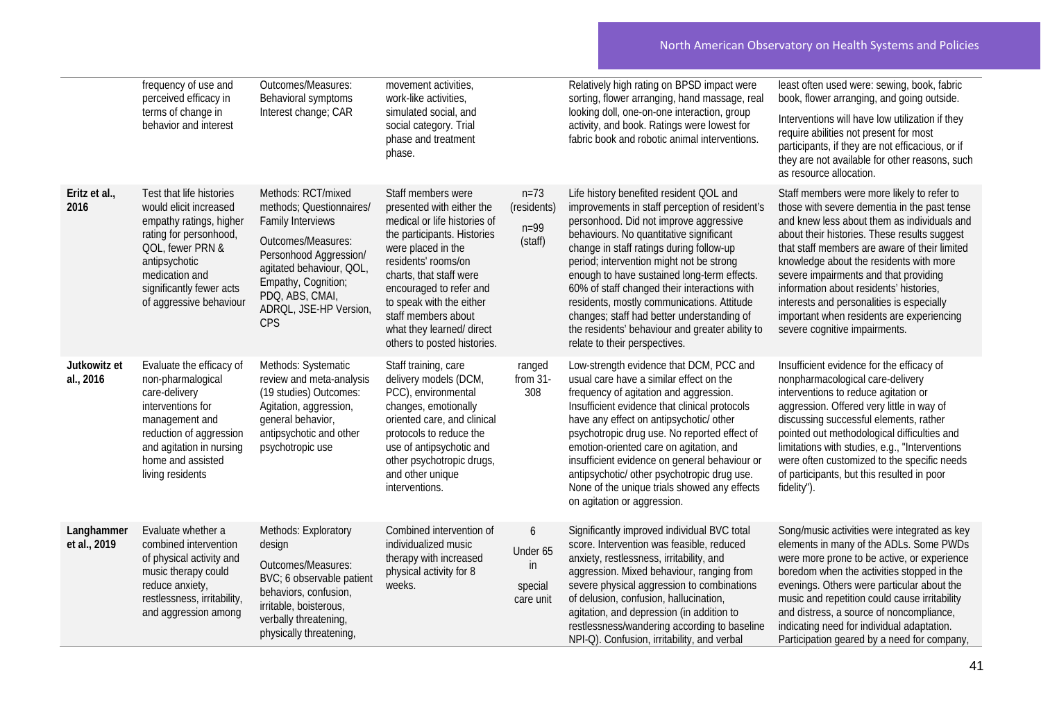| | | | | | | |
|---|---|---|---|---|---|---|
| | frequency of use and perceived efficacy in terms of change in behavior and interest | Outcomes/Measures: Behavioral symptoms Interest change; CAR | movement activities, work-like activities, simulated social, and social category. Trial phase and treatment phase. | | Relatively high rating on BPSD impact were sorting, flower arranging, hand massage, real looking doll, one-on-one interaction, group activity, and book. Ratings were lowest for fabric book and robotic animal interventions. | least often used were: sewing, book, fabric book, flower arranging, and going outside. Interventions will have low utilization if they require abilities not present for most participants, if they are not efficacious, or if they are not available for other reasons, such as resource allocation. |
| **Eritz et al., 2016** | Test that life histories would elicit increased empathy ratings, higher rating for personhood, QOL, fewer PRN & antipsychotic medication and significantly fewer acts of aggressive behaviour | Methods: RCT/mixed methods; Questionnaires/ Family Interviews Outcomes/Measures: Personhood Aggression/ agitated behaviour, QOL, Empathy, Cognition; PDQ, ABS, CMAI, ADRQL, JSE-HP Version, CPS | Staff members were presented with either the medical or life histories of the participants. Histories were placed in the residents' rooms/on charts, that staff were encouraged to refer and to speak with the either staff members about what they learned/ direct others to posted histories. | n=73 (residents) n=99 (staff) | Life history benefited resident QOL and improvements in staff perception of resident's personhood. Did not improve aggressive behaviours. No quantitative significant change in staff ratings during follow-up period; intervention might not be strong enough to have sustained long-term effects. 60% of staff changed their interactions with residents, mostly communications. Attitude changes; staff had better understanding of the residents' behaviour and greater ability to relate to their perspectives. | Staff members were more likely to refer to those with severe dementia in the past tense and knew less about them as individuals and about their histories. These results suggest that staff members are aware of their limited knowledge about the residents with more severe impairments and that providing information about residents' histories, interests and personalities is especially important when residents are experiencing severe cognitive impairments. |
| **Jutkowitz et al., 2016** | Evaluate the efficacy of non-pharmalogical care-delivery interventions for management and reduction of aggression and agitation in nursing home and assisted living residents | Methods: Systematic review and meta-analysis (19 studies) Outcomes: Agitation, aggression, general behavior, antipsychotic and other psychotropic use | Staff training, care delivery models (DCM, PCC), environmental changes, emotionally oriented care, and clinical protocols to reduce the use of antipsychotic and other psychotropic drugs, and other unique interventions. | ranged from 31-308 | Low-strength evidence that DCM, PCC and usual care have a similar effect on the frequency of agitation and aggression. Insufficient evidence that clinical protocols have any effect on antipsychotic/ other psychotropic drug use. No reported effect of emotion-oriented care on agitation, and insufficient evidence on general behaviour or antipsychotic/ other psychotropic drug use. None of the unique trials showed any effects on agitation or aggression. | Insufficient evidence for the efficacy of nonpharmacological care-delivery interventions to reduce agitation or aggression. Offered very little in way of discussing successful elements, rather pointed out methodological difficulties and limitations with studies, e.g., "Interventions were often customized to the specific needs of participants, but this resulted in poor fidelity"). |
| **Langhammer et al., 2019** | Evaluate whether a combined intervention of physical activity and music therapy could reduce anxiety, restlessness, irritability, and aggression among | Methods: Exploratory design Outcomes/Measures: BVC; 6 observable patient behaviors, confusion, irritable, boisterous, verbally threatening, physically threatening, | Combined intervention of individualized music therapy with increased physical activity for 8 weeks. | 6 Under 65 in special care unit | Significantly improved individual BVC total score. Intervention was feasible, reduced anxiety, restlessness, irritability, and aggression. Mixed behaviour, ranging from severe physical aggression to combinations of delusion, confusion, hallucination, agitation, and depression (in addition to restlessness/wandering according to baseline NPI-Q). Confusion, irritability, and verbal | Song/music activities were integrated as key elements in many of the ADLs. Some PWDs were more prone to be active, or experience boredom when the activities stopped in the evenings. Others were particular about the music and repetition could cause irritability and distress, a source of noncompliance, indicating need for individual adaptation. Participation geared by a need for company, |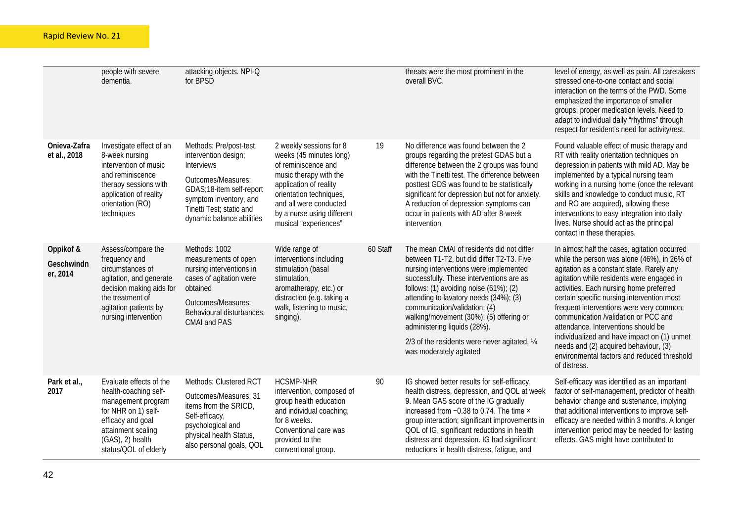|  |  |  |  |  |  |  |
|---|---|---|---|---|---|---|
|  | people with severe dementia. | attacking objects. NPI-Q for BPSD |  |  | threats were the most prominent in the overall BVC. | level of energy, as well as pain. All caretakers stressed one-to-one contact and social interaction on the terms of the PWD. Some emphasized the importance of smaller groups, proper medication levels. Need to adapt to individual daily "rhythms" through respect for resident's need for activity/rest. |
| **Onieva-Zafra et al., 2018** | Investigate effect of an 8-week nursing intervention of music and reminiscence therapy sessions with application of reality orientation (RO) techniques | Methods: Pre/post-test intervention design; Interviews<br><br>Outcomes/Measures: GDAS;18-item self-report symptom inventory, and Tinetti Test; static and dynamic balance abilities | 2 weekly sessions for 8 weeks (45 minutes long) of reminiscence and music therapy with the application of reality orientation techniques, and all were conducted by a nurse using different musical "experiences" | 19 | No difference was found between the 2 groups regarding the pretest GDAS but a difference between the 2 groups was found with the Tinetti test. The difference between posttest GDS was found to be statistically significant for depression but not for anxiety. A reduction of depression symptoms can occur in patients with AD after 8-week intervention | Found valuable effect of music therapy and RT with reality orientation techniques on depression in patients with mild AD. May be implemented by a typical nursing team working in a nursing home (once the relevant skills and knowledge to conduct music, RT and RO are acquired), allowing these interventions to easy integration into daily lives. Nurse should act as the principal contact in these therapies. |
| **Oppikof & Geschwindner, 2014** | Assess/compare the frequency and circumstances of agitation, and generate decision making aids for the treatment of agitation patients by nursing intervention | Methods: 1002 measurements of open nursing interventions in cases of agitation were obtained<br><br>Outcomes/Measures: Behavioural disturbances; CMAI and PAS | Wide range of interventions including stimulation (basal stimulation, aromatherapy, etc.) or distraction (e.g. taking a walk, listening to music, singing). | 60 Staff | The mean CMAI of residents did not differ between T1-T2, but did differ T2-T3. Five nursing interventions were implemented successfully. These interventions are as follows: (1) avoiding noise (61%); (2) attending to lavatory needs (34%); (3) communication/validation; (4) walking/movement (30%); (5) offering or administering liquids (28%).<br><br>2/3 of the residents were never agitated, ¼ was moderately agitated | In almost half the cases, agitation occurred while the person was alone (46%), in 26% of agitation as a constant state. Rarely any agitation while residents were engaged in activities. Each nursing home preferred certain specific nursing intervention most frequent interventions were very common; communication /validation or PCC and attendance. Interventions should be individualized and have impact on (1) unmet needs and (2) acquired behaviour, (3) environmental factors and reduced threshold of distress. |
| **Park et al., 2017** | Evaluate effects of the health-coaching self-management program for NHR on 1) self-efficacy and goal attainment scaling (GAS), 2) health status/QOL of elderly | Methods: Clustered RCT<br><br>Outcomes/Measures: 31 items from the SRICD, Self-efficacy, psychological and physical health Status, also personal goals, QOL | HCSMP-NHR intervention, composed of group health education and individual coaching, for 8 weeks. Conventional care was provided to the conventional group. | 90 | IG showed better results for self-efficacy, health distress, depression, and QOL at week 9. Mean GAS score of the IG gradually increased from −0.38 to 0.74. The time × group interaction; significant improvements in QOL of IG, significant reductions in health distress and depression. IG had significant reductions in health distress, fatigue, and | Self-efficacy was identified as an important factor of self-management, predictor of health behavior change and sustenance, implying that additional interventions to improve self-efficacy are needed within 3 months. A longer intervention period may be needed for lasting effects. GAS might have contributed to |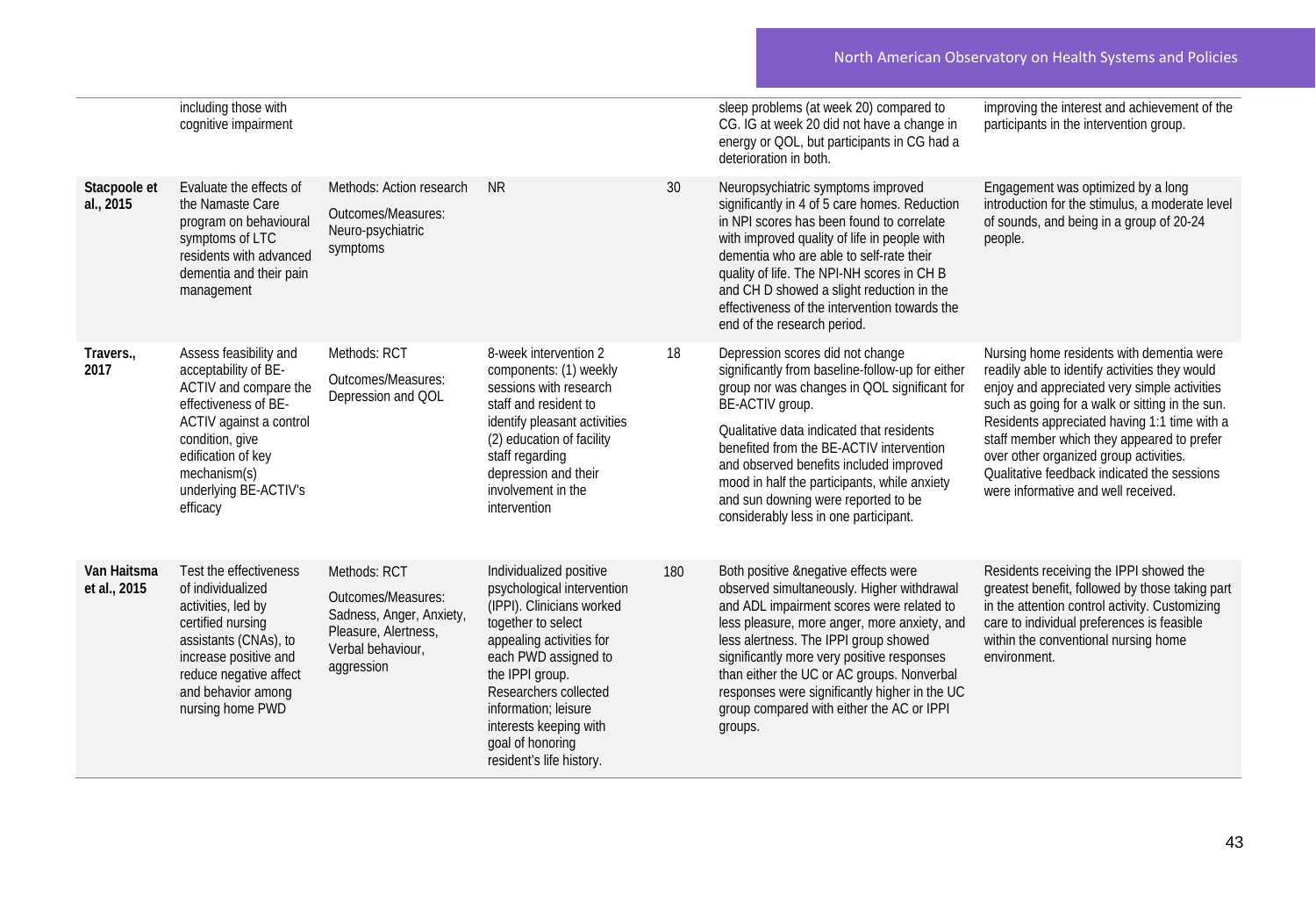| | | | | | | |
|---|---|---|---|---|---|---|
| | including those with cognitive impairment | | | | sleep problems (at week 20) compared to CG. IG at week 20 did not have a change in energy or QOL, but participants in CG had a deterioration in both. | improving the interest and achievement of the participants in the intervention group. |
| **Stacpoole et al., 2015** | Evaluate the effects of the Namaste Care program on behavioural symptoms of LTC residents with advanced dementia and their pain management | Methods: Action research<br>Outcomes/Measures: Neuro-psychiatric symptoms | NR | 30 | Neuropsychiatric symptoms improved significantly in 4 of 5 care homes. Reduction in NPI scores has been found to correlate with improved quality of life in people with dementia who are able to self-rate their quality of life. The NPI-NH scores in CH B and CH D showed a slight reduction in the effectiveness of the intervention towards the end of the research period. | Engagement was optimized by a long introduction for the stimulus, a moderate level of sounds, and being in a group of 20-24 people. |
| **Travers., 2017** | Assess feasibility and acceptability of BE-ACTIV and compare the effectiveness of BE-ACTIV against a control condition, give edification of key mechanism(s) underlying BE-ACTIV's efficacy | Methods: RCT<br>Outcomes/Measures: Depression and QOL | 8-week intervention 2 components: (1) weekly sessions with research staff and resident to identify pleasant activities (2) education of facility staff regarding depression and their involvement in the intervention | 18 | Depression scores did not change significantly from baseline-follow-up for either group nor was changes in QOL significant for BE-ACTIV group.<br>Qualitative data indicated that residents benefited from the BE-ACTIV intervention and observed benefits included improved mood in half the participants, while anxiety and sun downing were reported to be considerably less in one participant. | Nursing home residents with dementia were readily able to identify activities they would enjoy and appreciated very simple activities such as going for a walk or sitting in the sun. Residents appreciated having 1:1 time with a staff member which they appeared to prefer over other organized group activities. Qualitative feedback indicated the sessions were informative and well received. |
| **Van Haitsma et al., 2015** | Test the effectiveness of individualized activities, led by certified nursing assistants (CNAs), to increase positive and reduce negative affect and behavior among nursing home PWD | Methods: RCT<br>Outcomes/Measures: Sadness, Anger, Anxiety, Pleasure, Alertness, Verbal behaviour, aggression | Individualized positive psychological intervention (IPPI). Clinicians worked together to select appealing activities for each PWD assigned to the IPPI group. Researchers collected information; leisure interests keeping with goal of honoring resident's life history. | 180 | Both positive &negative effects were observed simultaneously. Higher withdrawal and ADL impairment scores were related to less pleasure, more anger, more anxiety, and less alertness. The IPPI group showed significantly more very positive responses than either the UC or AC groups. Nonverbal responses were significantly higher in the UC group compared with either the AC or IPPI groups. | Residents receiving the IPPI showed the greatest benefit, followed by those taking part in the attention control activity. Customizing care to individual preferences is feasible within the conventional nursing home environment. |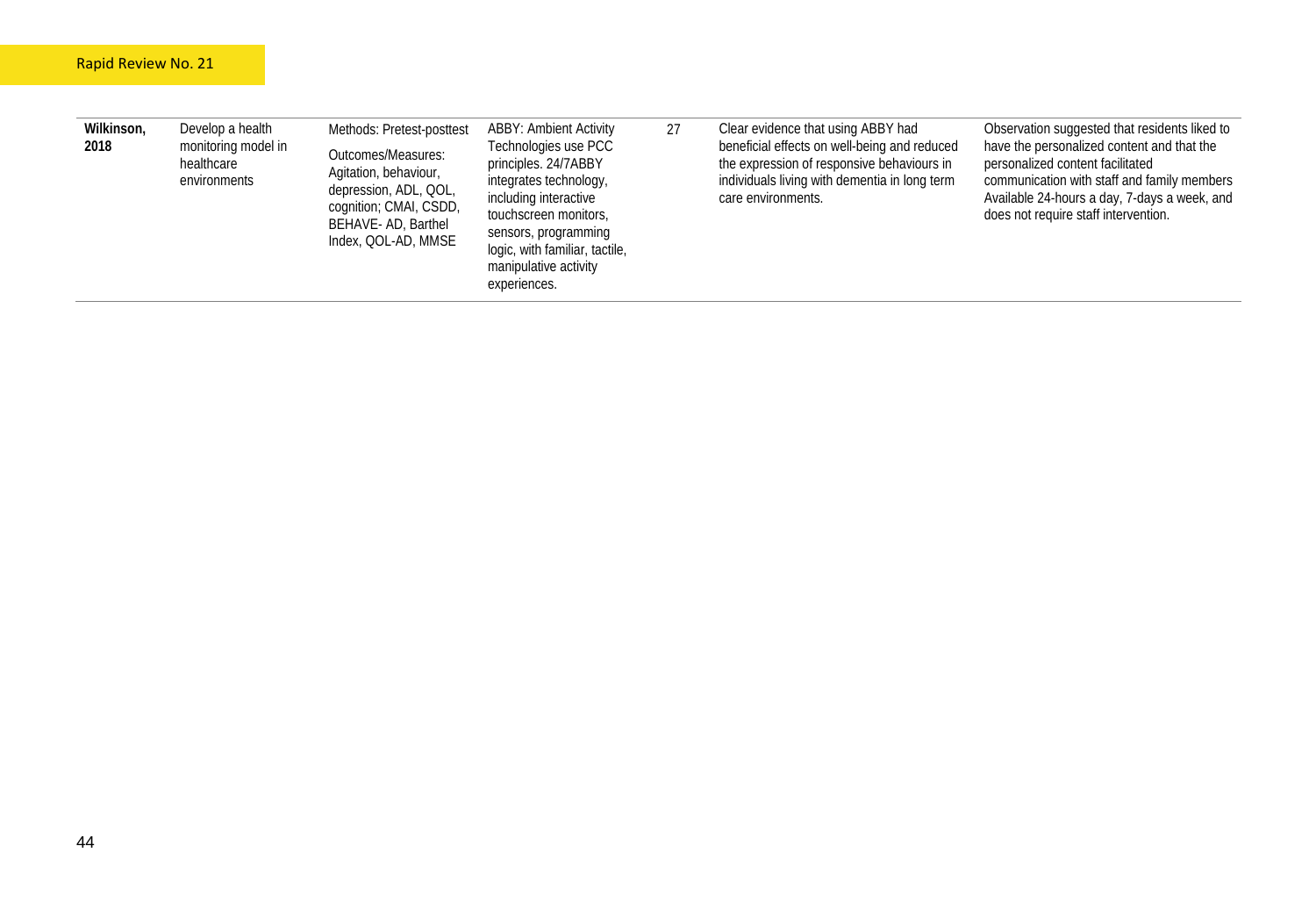| | | | | | | |
|---|---|---|---|---|---|---|
| **Wilkinson, 2018** | Develop a health monitoring model in healthcare environments | Methods: Pretest-posttest<br><br>Outcomes/Measures: Agitation, behaviour, depression, ADL, QOL, cognition; CMAI, CSDD, BEHAVE- AD, Barthel Index, QOL-AD, MMSE | ABBY: Ambient Activity Technologies use PCC principles. 24/7ABBY integrates technology, including interactive touchscreen monitors, sensors, programming logic, with familiar, tactile, manipulative activity experiences. | 27 | Clear evidence that using ABBY had beneficial effects on well-being and reduced the expression of responsive behaviours in individuals living with dementia in long term care environments. | Observation suggested that residents liked to have the personalized content and that the personalized content facilitated communication with staff and family members Available 24-hours a day, 7-days a week, and does not require staff intervention. |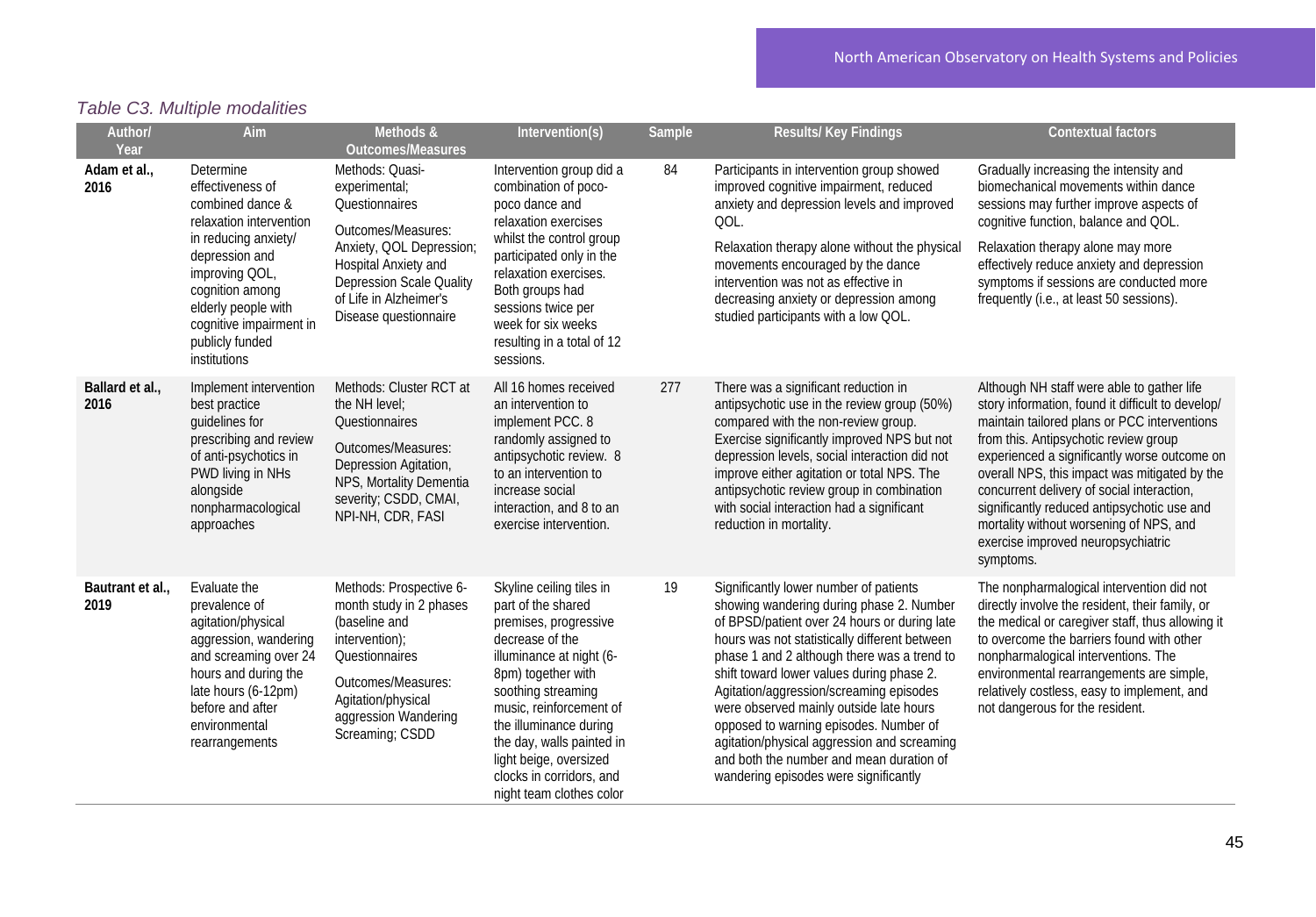*Table C3. Multiple modalities*

| Author/ Year | Aim | Methods & Outcomes/Measures | Intervention(s) | Sample | Results/ Key Findings | Contextual factors |
|---|---|---|---|---|---|---|
| **Adam et al., 2016** | Determine effectiveness of combined dance & relaxation intervention in reducing anxiety/ depression and improving QOL, cognition among elderly people with cognitive impairment in publicly funded institutions | Methods: Quasi-experimental; Questionnaires<br><br>Outcomes/Measures: Anxiety, QOL Depression; Hospital Anxiety and Depression Scale Quality of Life in Alzheimer's Disease questionnaire | Intervention group did a combination of poco-poco dance and relaxation exercises whilst the control group participated only in the relaxation exercises. Both groups had sessions twice per week for six weeks resulting in a total of 12 sessions. | 84 | Participants in intervention group showed improved cognitive impairment, reduced anxiety and depression levels and improved QOL.<br><br>Relaxation therapy alone without the physical movements encouraged by the dance intervention was not as effective in decreasing anxiety or depression among studied participants with a low QOL. | Gradually increasing the intensity and biomechanical movements within dance sessions may further improve aspects of cognitive function, balance and QOL.<br><br>Relaxation therapy alone may more effectively reduce anxiety and depression symptoms if sessions are conducted more frequently (i.e., at least 50 sessions). |
| **Ballard et al., 2016** | Implement intervention best practice guidelines for prescribing and review of anti-psychotics in PWD living in NHs alongside nonpharmacological approaches | Methods: Cluster RCT at the NH level; Questionnaires<br><br>Outcomes/Measures: Depression Agitation, NPS, Mortality Dementia severity; CSDD, CMAI, NPI-NH, CDR, FASI | All 16 homes received an intervention to implement PCC. 8 randomly assigned to antipsychotic review. 8 to an intervention to increase social interaction, and 8 to an exercise intervention. | 277 | There was a significant reduction in antipsychotic use in the review group (50%) compared with the non-review group. Exercise significantly improved NPS but not depression levels, social interaction did not improve either agitation or total NPS. The antipsychotic review group in combination with social interaction had a significant reduction in mortality. | Although NH staff were able to gather life story information, found it difficult to develop/ maintain tailored plans or PCC interventions from this. Antipsychotic review group experienced a significantly worse outcome on overall NPS, this impact was mitigated by the concurrent delivery of social interaction, significantly reduced antipsychotic use and mortality without worsening of NPS, and exercise improved neuropsychiatric symptoms. |
| **Bautrant et al., 2019** | Evaluate the prevalence of agitation/physical aggression, wandering and screaming over 24 hours and during the late hours (6-12pm) before and after environmental rearrangements | Methods: Prospective 6-month study in 2 phases (baseline and intervention); Questionnaires<br><br>Outcomes/Measures: Agitation/physical aggression Wandering Screaming; CSDD | Skyline ceiling tiles in part of the shared premises, progressive decrease of the illuminance at night (6-8pm) together with soothing streaming music, reinforcement of the illuminance during the day, walls painted in light beige, oversized clocks in corridors, and night team clothes color | 19 | Significantly lower number of patients showing wandering during phase 2. Number of BPSD/patient over 24 hours or during late hours was not statistically different between phase 1 and 2 although there was a trend to shift toward lower values during phase 2. Agitation/aggression/screaming episodes were observed mainly outside late hours opposed to warning episodes. Number of agitation/physical aggression and screaming and both the number and mean duration of wandering episodes were significantly | The nonpharmalogical intervention did not directly involve the resident, their family, or the medical or caregiver staff, thus allowing it to overcome the barriers found with other nonpharmacological interventions. The environmental rearrangements are simple, relatively costless, easy to implement, and not dangerous for the resident. |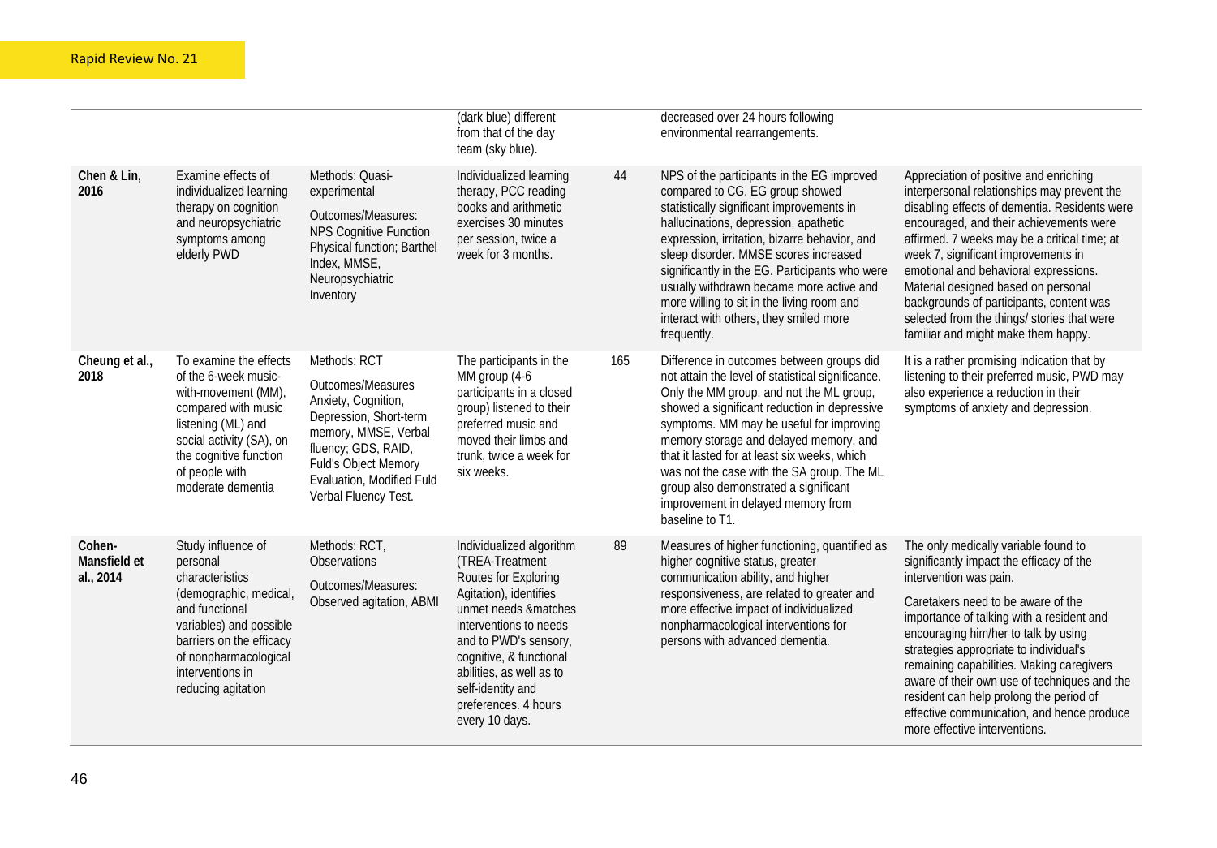| | | | | | | |
|---|---|---|---|---|---|---|
| | | | (dark blue) different from that of the day team (sky blue). | | decreased over 24 hours following environmental rearrangements. | |
| **Chen & Lin, 2016** | Examine effects of individualized learning therapy on cognition and neuropsychiatric symptoms among elderly PWD | Methods: Quasi-experimental<br><br>Outcomes/Measures: NPS Cognitive Function Physical function; Barthel Index, MMSE, Neuropsychiatric Inventory | Individualized learning therapy, PCC reading books and arithmetic exercises 30 minutes per session, twice a week for 3 months. | 44 | NPS of the participants in the EG improved compared to CG. EG group showed statistically significant improvements in hallucinations, depression, apathetic expression, irritation, bizarre behavior, and sleep disorder. MMSE scores increased significantly in the EG. Participants who were usually withdrawn became more active and more willing to sit in the living room and interact with others, they smiled more frequently. | Appreciation of positive and enriching interpersonal relationships may prevent the disabling effects of dementia. Residents were encouraged, and their achievements were affirmed. 7 weeks may be a critical time; at week 7, significant improvements in emotional and behavioral expressions. Material designed based on personal backgrounds of participants, content was selected from the things/ stories that were familiar and might make them happy. |
| **Cheung et al., 2018** | To examine the effects of the 6-week music-with-movement (MM), compared with music listening (ML) and social activity (SA), on the cognitive function of people with moderate dementia | Methods: RCT<br><br>Outcomes/Measures Anxiety, Cognition, Depression, Short-term memory, MMSE, Verbal fluency; GDS, RAID, Fuld's Object Memory Evaluation, Modified Fuld Verbal Fluency Test. | The participants in the MM group (4-6 participants in a closed group) listened to their preferred music and moved their limbs and trunk, twice a week for six weeks. | 165 | Difference in outcomes between groups did not attain the level of statistical significance. Only the MM group, and not the ML group, showed a significant reduction in depressive symptoms. MM may be useful for improving memory storage and delayed memory, and that it lasted for at least six weeks, which was not the case with the SA group. The ML group also demonstrated a significant improvement in delayed memory from baseline to T1. | It is a rather promising indication that by listening to their preferred music, PWD may also experience a reduction in their symptoms of anxiety and depression. |
| **Cohen-Mansfield et al., 2014** | Study influence of personal characteristics (demographic, medical, and functional variables) and possible barriers on the efficacy of nonpharmacological interventions in reducing agitation | Methods: RCT, Observations<br><br>Outcomes/Measures: Observed agitation, ABMI | Individualized algorithm (TREA-Treatment Routes for Exploring Agitation), identifies unmet needs &matches interventions to needs and to PWD's sensory, cognitive, & functional abilities, as well as to self-identity and preferences. 4 hours every 10 days. | 89 | Measures of higher functioning, quantified as higher cognitive status, greater communication ability, and higher responsiveness, are related to greater and more effective impact of individualized nonpharmacological interventions for persons with advanced dementia. | The only medically variable found to significantly impact the efficacy of the intervention was pain.<br><br>Caretakers need to be aware of the importance of talking with a resident and encouraging him/her to talk by using strategies appropriate to individual's remaining capabilities. Making caregivers aware of their own use of techniques and the resident can help prolong the period of effective communication, and hence produce more effective interventions. |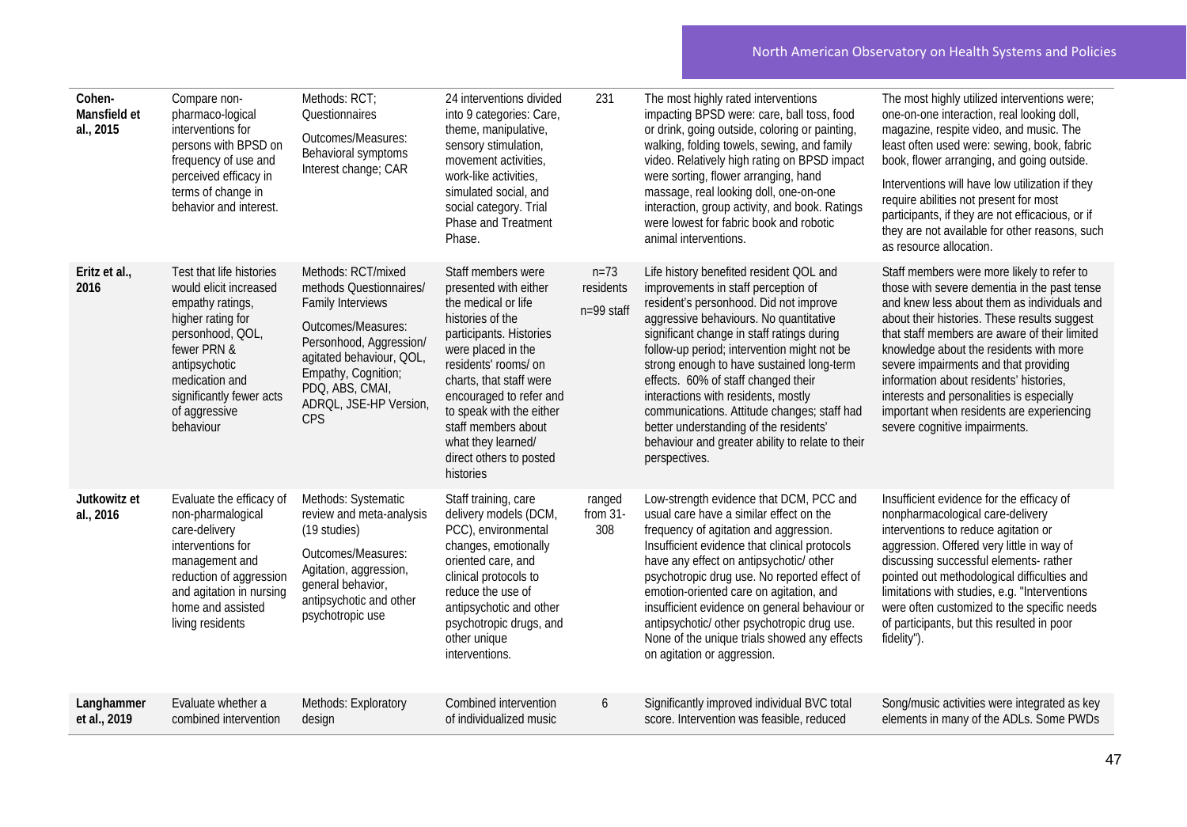| | | | | | | |
|---|---|---|---|---|---|---|
| **Cohen-Mansfield et al., 2015** | Compare non-pharmaco-logical interventions for persons with BPSD on frequency of use and perceived efficacy in terms of change in behavior and interest. | Methods: RCT; Questionnaires<br><br>Outcomes/Measures: Behavioral symptoms Interest change; CAR | 24 interventions divided into 9 categories: Care, theme, manipulative, sensory stimulation, movement activities, work-like activities, simulated social, and social category. Trial Phase and Treatment Phase. | 231 | The most highly rated interventions impacting BPSD were: care, ball toss, food or drink, going outside, coloring or painting, walking, folding towels, sewing, and family video. Relatively high rating on BPSD impact were sorting, flower arranging, hand massage, real looking doll, one-on-one interaction, group activity, and book. Ratings were lowest for fabric book and robotic animal interventions. | The most highly utilized interventions were; one-on-one interaction, real looking doll, magazine, respite video, and music. The least often used were: sewing, book, fabric book, flower arranging, and going outside.<br><br>Interventions will have low utilization if they require abilities not present for most participants, if they are not efficacious, or if they are not available for other reasons, such as resource allocation. |
| **Eritz et al., 2016** | Test that life histories would elicit increased empathy ratings, higher rating for personhood, QOL, fewer PRN & antipsychotic medication and significantly fewer acts of aggressive behaviour | Methods: RCT/mixed methods Questionnaires/ Family Interviews<br><br>Outcomes/Measures: Personhood, Aggression/ agitated behaviour, QOL, Empathy, Cognition; PDQ, ABS, CMAI, ADRQL, JSE-HP Version, CPS | Staff members were presented with either the medical or life histories of the participants. Histories were placed in the residents' rooms/ on charts, that staff were encouraged to refer and to speak with the either staff members about what they learned/ direct others to posted histories | n=73 residents<br><br>n=99 staff | Life history benefited resident QOL and improvements in staff perception of resident's personhood. Did not improve aggressive behaviours. No quantitative significant change in staff ratings during follow-up period; intervention might not be strong enough to have sustained long-term effects. 60% of staff changed their interactions with residents, mostly communications. Attitude changes; staff had better understanding of the residents' behaviour and greater ability to relate to their perspectives. | Staff members were more likely to refer to those with severe dementia in the past tense and knew less about them as individuals and about their histories. These results suggest that staff members are aware of their limited knowledge about the residents with more severe impairments and that providing information about residents' histories, interests and personalities is especially important when residents are experiencing severe cognitive impairments. |
| **Jutkowitz et al., 2016** | Evaluate the efficacy of non-pharmalogical care-delivery interventions for management and reduction of aggression and agitation in nursing home and assisted living residents | Methods: Systematic review and meta-analysis (19 studies)<br><br>Outcomes/Measures: Agitation, aggression, general behavior, antipsychotic and other psychotropic use | Staff training, care delivery models (DCM, PCC), environmental changes, emotionally oriented care, and clinical protocols to reduce the use of antipsychotic and other psychotropic drugs, and other unique interventions. | ranged from 31-308 | Low-strength evidence that DCM, PCC and usual care have a similar effect on the frequency of agitation and aggression. Insufficient evidence that clinical protocols have any effect on antipsychotic/ other psychotropic drug use. No reported effect of emotion-oriented care on agitation, and insufficient evidence on general behaviour or antipsychotic/ other psychotropic drug use. None of the unique trials showed any effects on agitation or aggression. | Insufficient evidence for the efficacy of nonpharmacological care-delivery interventions to reduce agitation or aggression. Offered very little in way of discussing successful elements- rather pointed out methodological difficulties and limitations with studies, e.g. "Interventions were often customized to the specific needs of participants, but this resulted in poor fidelity"). |
| **Langhammer et al., 2019** | Evaluate whether a combined intervention | Methods: Exploratory design | Combined intervention of individualized music | 6 | Significantly improved individual BVC total score. Intervention was feasible, reduced | Song/music activities were integrated as key elements in many of the ADLs. Some PWDs |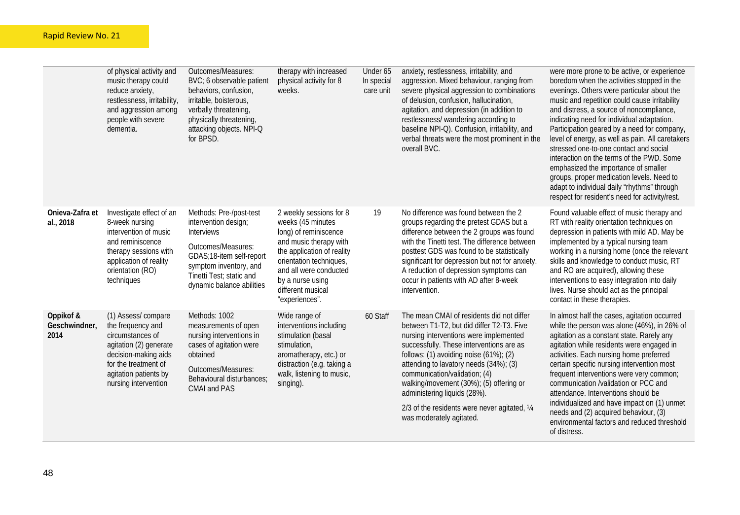| | | | | | | |
|---|---|---|---|---|---|---|
| | of physical activity and music therapy could reduce anxiety, restlessness, irritability, and aggression among people with severe dementia. | Outcomes/Measures: BVC; 6 observable patient behaviors, confusion, irritable, boisterous, verbally threatening, physically threatening, attacking objects. NPI-Q for BPSD. | therapy with increased physical activity for 8 weeks. | Under 65 In special care unit | anxiety, restlessness, irritability, and aggression. Mixed behaviour, ranging from severe physical aggression to combinations of delusion, confusion, hallucination, agitation, and depression (in addition to restlessness/ wandering according to baseline NPI-Q). Confusion, irritability, and verbal threats were the most prominent in the overall BVC. | were more prone to be active, or experience boredom when the activities stopped in the evenings. Others were particular about the music and repetition could cause irritability and distress, a source of noncompliance, indicating need for individual adaptation. Participation geared by a need for company, level of energy, as well as pain. All caretakers stressed one-to-one contact and social interaction on the terms of the PWD. Some emphasized the importance of smaller groups, proper medication levels. Need to adapt to individual daily "rhythms" through respect for resident's need for activity/rest. |
| **Onieva-Zafra et al., 2018** | Investigate effect of an 8-week nursing intervention of music and reminiscence therapy sessions with application of reality orientation (RO) techniques | Methods: Pre-/post-test intervention design; Interviews<br><br>Outcomes/Measures: GDAS;18-item self-report symptom inventory, and Tinetti Test; static and dynamic balance abilities | 2 weekly sessions for 8 weeks (45 minutes long) of reminiscence and music therapy with the application of reality orientation techniques, and all were conducted by a nurse using different musical "experiences". | 19 | No difference was found between the 2 groups regarding the pretest GDAS but a difference between the 2 groups was found with the Tinetti test. The difference between posttest GDS was found to be statistically significant for depression but not for anxiety. A reduction of depression symptoms can occur in patients with AD after 8-week intervention. | Found valuable effect of music therapy and RT with reality orientation techniques on depression in patients with mild AD. May be implemented by a typical nursing team working in a nursing home (once the relevant skills and knowledge to conduct music, RT and RO are acquired), allowing these interventions to easy integration into daily lives. Nurse should act as the principal contact in these therapies. |
| **Oppikof & Geschwindner, 2014** | (1) Assess/ compare the frequency and circumstances of agitation (2) generate decision-making aids for the treatment of agitation patients by nursing intervention | Methods: 1002 measurements of open nursing interventions in cases of agitation were obtained<br><br>Outcomes/Measures: Behavioural disturbances; CMAI and PAS | Wide range of interventions including basal stimulation (basal stimulation, aromatherapy, etc.) or distraction (e.g. taking a walk, listening to music, singing). | 60 Staff | The mean CMAI of residents did not differ between T1-T2, but did differ T2-T3. Five nursing interventions were implemented successfully. These interventions are as follows: (1) avoiding noise (61%); (2) attending to lavatory needs (34%); (3) communication/validation; (4) walking/movement (30%); (5) offering or administering liquids (28%).<br><br>2/3 of the residents were never agitated, ¼ was moderately agitated. | In almost half the cases, agitation occurred while the person was alone (46%), in 26% of agitation as a constant state. Rarely any agitation while residents were engaged in activities. Each nursing home preferred certain specific nursing intervention most frequent interventions were very common; communication /validation or PCC and attendance. Interventions should be individualized and have impact on (1) unmet needs and (2) acquired behaviour, (3) environmental factors and reduced threshold of distress. |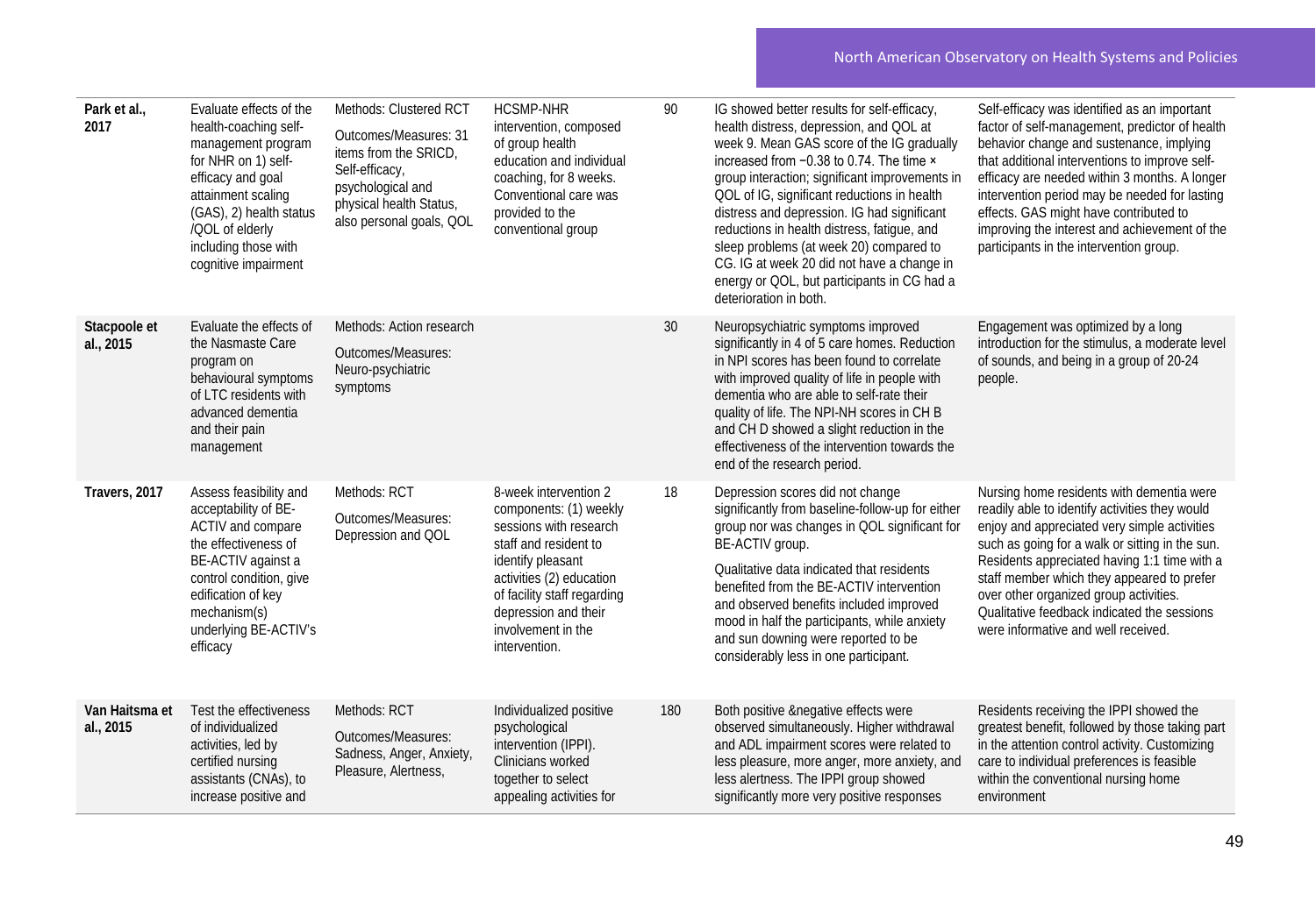| | | | | | | |
|---|---|---|---|---|---|---|
| **Park et al., 2017** | Evaluate effects of the health-coaching self-management program for NHR on 1) self-efficacy and goal attainment scaling (GAS), 2) health status /QOL of elderly including those with cognitive impairment | Methods: Clustered RCT<br>Outcomes/Measures: 31 items from the SRICD, Self-efficacy, psychological and physical health Status, also personal goals, QOL | HCSMP-NHR intervention, composed of group health education and individual coaching, for 8 weeks. Conventional care was provided to the conventional group | 90 | IG showed better results for self-efficacy, health distress, depression, and QOL at week 9. Mean GAS score of the IG gradually increased from −0.38 to 0.74. The time × group interaction; significant improvements in QOL of IG, significant reductions in health distress and depression. IG had significant reductions in health distress, fatigue, and sleep problems (at week 20) compared to CG. IG at week 20 did not have a change in energy or QOL, but participants in CG had a deterioration in both. | Self-efficacy was identified as an important factor of self-management, predictor of health behavior change and sustenance, implying that additional interventions to improve self-efficacy are needed within 3 months. A longer intervention period may be needed for lasting effects. GAS might have contributed to improving the interest and achievement of the participants in the intervention group. |
| **Stacpoole et al., 2015** | Evaluate the effects of the Nasmaste Care program on behavioural symptoms of LTC residents with advanced dementia and their pain management | Methods: Action research<br>Outcomes/Measures: Neuro-psychiatric symptoms | | 30 | Neuropsychiatric symptoms improved significantly in 4 of 5 care homes. Reduction in NPI scores has been found to correlate with improved quality of life in people with dementia who are able to self-rate their quality of life. The NPI-NH scores in CH B and CH D showed a slight reduction in the effectiveness of the intervention towards the end of the research period. | Engagement was optimized by a long introduction for the stimulus, a moderate level of sounds, and being in a group of 20-24 people. |
| **Travers, 2017** | Assess feasibility and acceptability of BE-ACTIV and compare the effectiveness of BE-ACTIV against a control condition, give edification of key mechanism(s) underlying BE-ACTIV's efficacy | Methods: RCT<br>Outcomes/Measures: Depression and QOL | 8-week intervention 2 components: (1) weekly sessions with research staff and resident to identify pleasant activities (2) education of facility staff regarding depression and their involvement in the intervention. | 18 | Depression scores did not change significantly from baseline-follow-up for either group nor was changes in QOL significant for BE-ACTIV group.<br>Qualitative data indicated that residents benefited from the BE-ACTIV intervention and observed benefits included improved mood in half the participants, while anxiety and sun downing were reported to be considerably less in one participant. | Nursing home residents with dementia were readily able to identify activities they would enjoy and appreciated very simple activities such as going for a walk or sitting in the sun. Residents appreciated having 1:1 time with a staff member which they appeared to prefer over other organized group activities. Qualitative feedback indicated the sessions were informative and well received. |
| **Van Haitsma et al., 2015** | Test the effectiveness of individualized activities, led by certified nursing assistants (CNAs), to increase positive and | Methods: RCT<br>Outcomes/Measures: Sadness, Anger, Anxiety, Pleasure, Alertness, | Individualized positive psychological intervention (IPPI). Clinicians worked together to select appealing activities for | 180 | Both positive &negative effects were observed simultaneously. Higher withdrawal and ADL impairment scores were related to less pleasure, more anger, more anxiety, and less alertness. The IPPI group showed significantly more very positive responses | Residents receiving the IPPI showed the greatest benefit, followed by those taking part in the attention control activity. Customizing care to individual preferences is feasible within the conventional nursing home environment |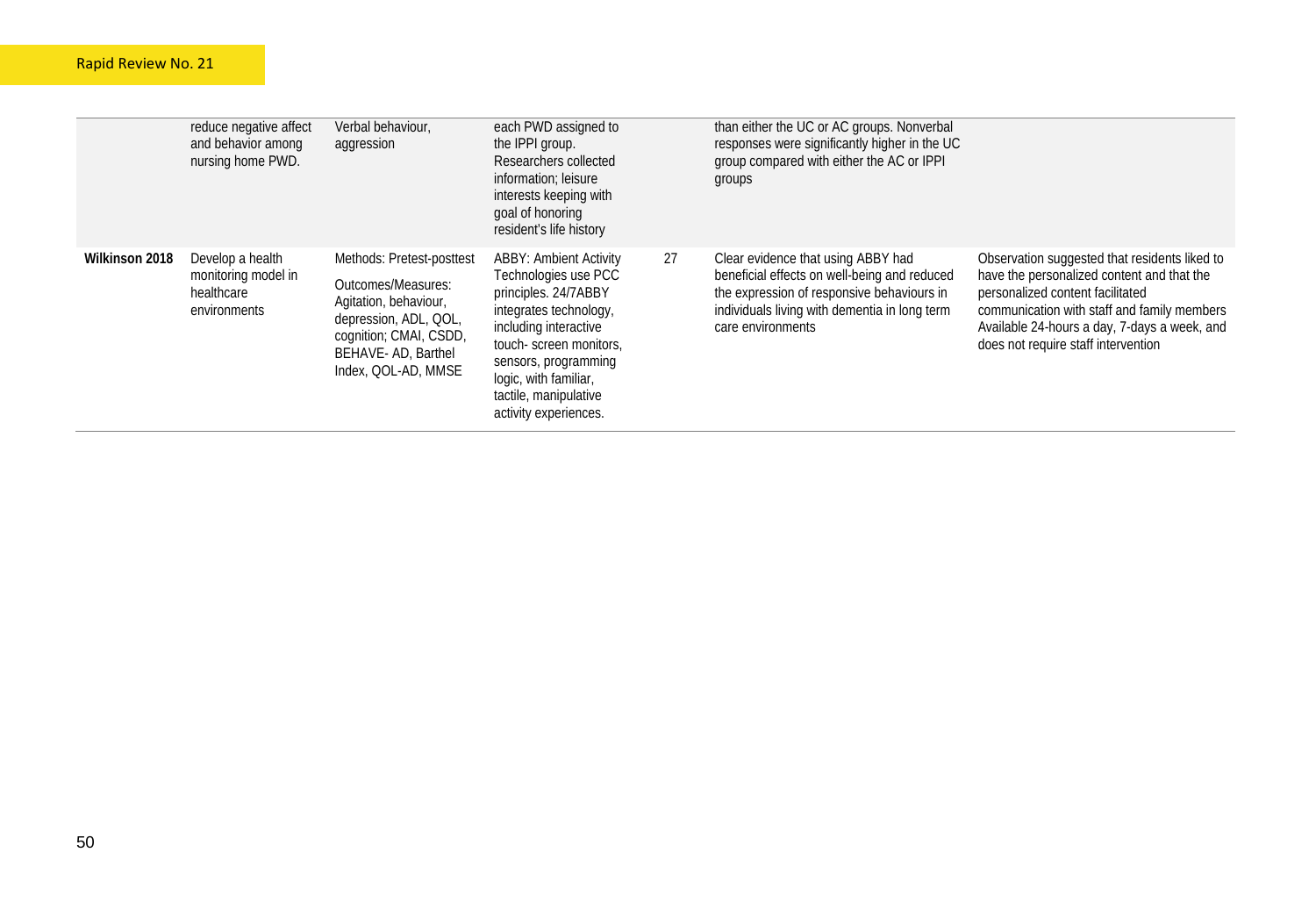|  |  |  |  |  |  |  |
|---|---|---|---|---|---|---|
|  | reduce negative affect and behavior among nursing home PWD. | Verbal behaviour, aggression | each PWD assigned to the IPPI group. Researchers collected information; leisure interests keeping with goal of honoring resident's life history |  | than either the UC or AC groups. Nonverbal responses were significantly higher in the UC group compared with either the AC or IPPI groups |  |
| **Wilkinson 2018** | Develop a health monitoring model in healthcare environments | Methods: Pretest-posttest<br>Outcomes/Measures: Agitation, behaviour, depression, ADL, QOL, cognition; CMAI, CSDD, BEHAVE- AD, Barthel Index, QOL-AD, MMSE | ABBY: Ambient Activity Technologies use PCC principles. 24/7ABBY integrates technology, including interactive touch- screen monitors, sensors, programming logic, with familiar, tactile, manipulative activity experiences. | 27 | Clear evidence that using ABBY had beneficial effects on well-being and reduced the expression of responsive behaviours in individuals living with dementia in long term care environments | Observation suggested that residents liked to have the personalized content and that the personalized content facilitated communication with staff and family members Available 24-hours a day, 7-days a week, and does not require staff intervention |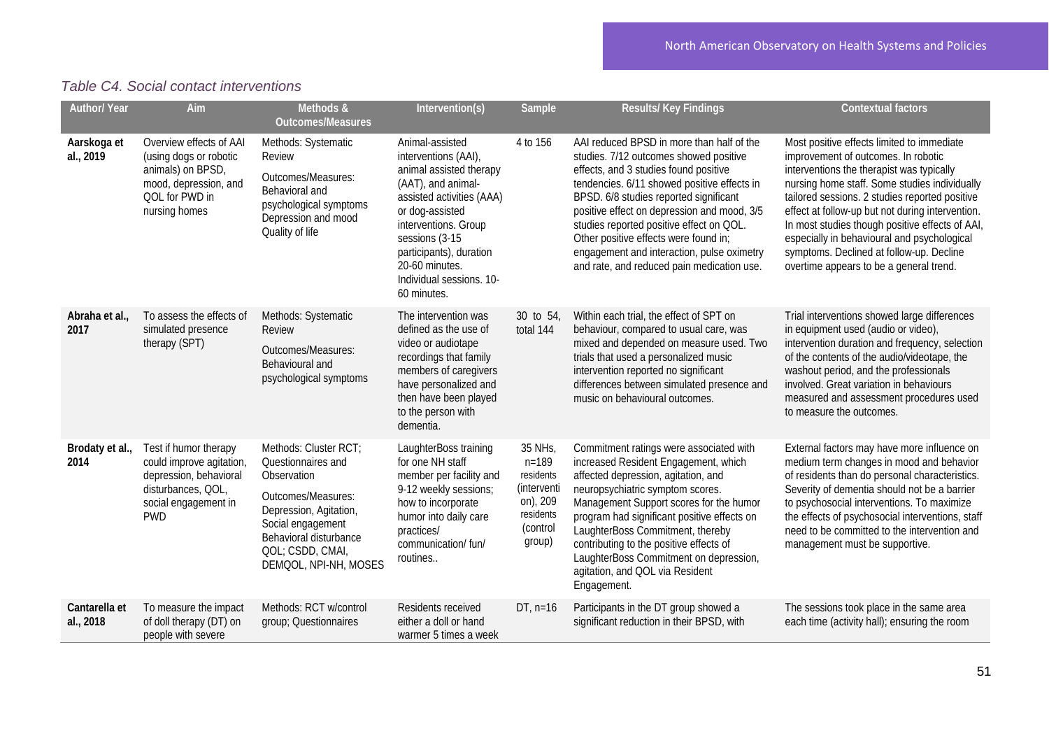*Table C4. Social contact interventions*

| Author/ Year | Aim | Methods & Outcomes/Measures | Intervention(s) | Sample | Results/ Key Findings | Contextual factors |
|---|---|---|---|---|---|---|
| **Aarskoga et al., 2019** | Overview effects of AAI (using dogs or robotic animals) on BPSD, mood, depression, and QOL for PWD in nursing homes | Methods: Systematic Review<br>Outcomes/Measures: Behavioral and psychological symptoms Depression and mood Quality of life | Animal-assisted interventions (AAI), animal assisted therapy (AAT), and animal-assisted activities (AAA) or dog-assisted interventions. Group sessions (3-15 participants), duration 20-60 minutes. Individual sessions. 10-60 minutes. | 4 to 156 | AAI reduced BPSD in more than half of the studies. 7/12 outcomes showed positive effects, and 3 studies found positive tendencies. 6/11 showed positive effects in BPSD. 6/8 studies reported significant positive effect on depression and mood, 3/5 studies reported positive effect on QOL. Other positive effects were found in; engagement and interaction, pulse oximetry and rate, and reduced pain medication use. | Most positive effects limited to immediate improvement of outcomes. In robotic interventions the therapist was typically nursing home staff. Some studies individually tailored sessions. 2 studies reported positive effect at follow-up but not during intervention. In most studies though positive effects of AAI, especially in behavioural and psychological symptoms. Declined at follow-up. Decline overtime appears to be a general trend. |
| **Abraha et al., 2017** | To assess the effects of simulated presence therapy (SPT) | Methods: Systematic Review<br>Outcomes/Measures: Behavioural and psychological symptoms | The intervention was defined as the use of video or audiotape recordings that family members of caregivers have personalized and then have been played to the person with dementia. | 30 to 54, total 144 | Within each trial, the effect of SPT on behaviour, compared to usual care, was mixed and depended on measure used. Two trials that used a personalized music intervention reported no significant differences between simulated presence and music on behavioural outcomes. | Trial interventions showed large differences in equipment used (audio or video), intervention duration and frequency, selection of the contents of the audio/videotape, the washout period, and the professionals involved. Great variation in behaviours measured and assessment procedures used to measure the outcomes. |
| **Brodaty et al., 2014** | Test if humor therapy could improve agitation, depression, behavioral disturbances, QOL, social engagement in PWD | Methods: Cluster RCT; Questionnaires and Observation<br>Outcomes/Measures: Depression, Agitation, Social engagement Behavioral disturbance QOL; CSDD, CMAI, DEMQOL, NPI-NH, MOSES | LaughterBoss training for one NH staff member per facility and 9-12 weekly sessions; how to incorporate humor into daily care practices/ communication/ fun/ routines.. | 35 NHs, n=189 residents (intervention), 209 residents (control group) | Commitment ratings were associated with increased Resident Engagement, which affected depression, agitation, and neuropsychiatric symptom scores. Management Support scores for the humor program had significant positive effects on LaughterBoss Commitment, thereby contributing to the positive effects of LaughterBoss Commitment on depression, agitation, and QOL via Resident Engagement. | External factors may have more influence on medium term changes in mood and behavior of residents than do personal characteristics. Severity of dementia should not be a barrier to psychosocial interventions. To maximize the effects of psychosocial interventions, staff need to be committed to the intervention and management must be supportive. |
| **Cantarella et al., 2018** | To measure the impact of doll therapy (DT) on people with severe | Methods: RCT w/control group; Questionnaires | Residents received either a doll or hand warmer 5 times a week | DT, n=16 | Participants in the DT group showed a significant reduction in their BPSD, with | The sessions took place in the same area each time (activity hall); ensuring the room |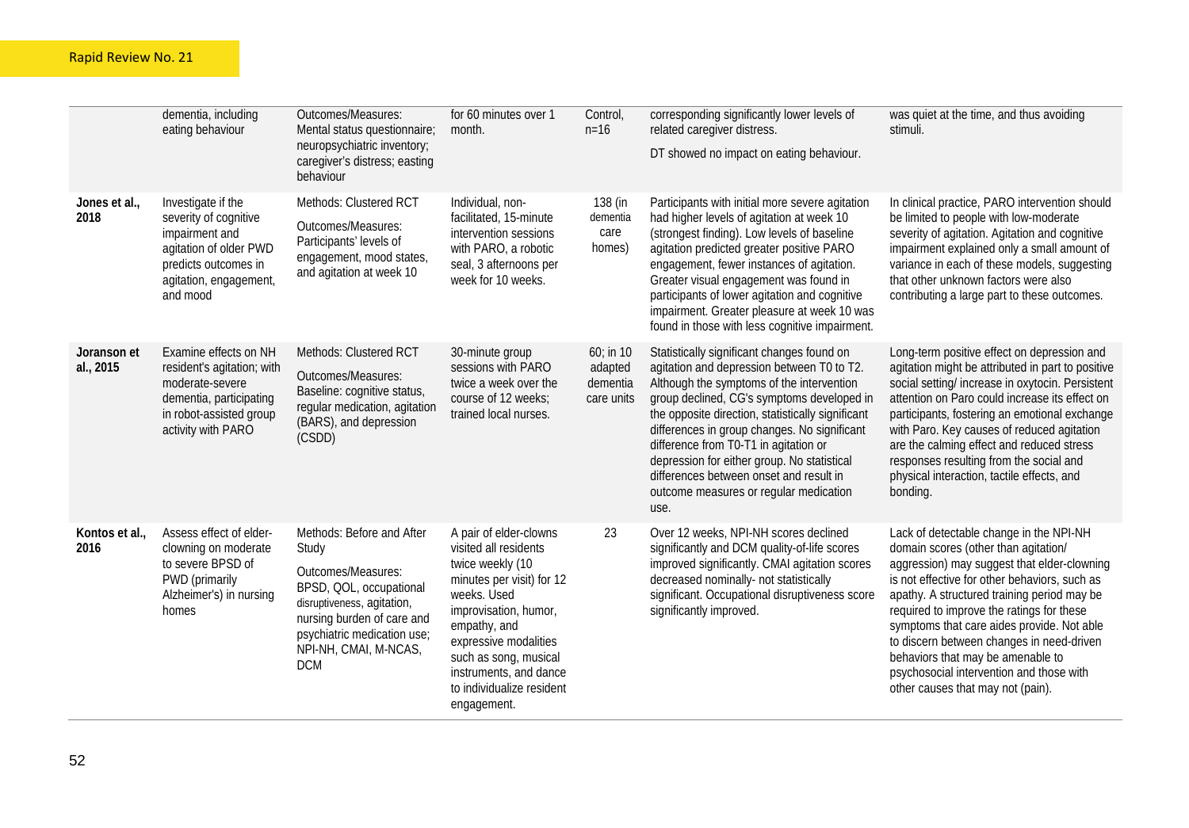| | dementia, including eating behaviour | Outcomes/Measures: Mental status questionnaire; neuropsychiatric inventory; caregiver's distress; easting behaviour | for 60 minutes over 1 month. | Control, n=16 | corresponding significantly lower levels of related caregiver distress. DT showed no impact on eating behaviour. | was quiet at the time, and thus avoiding stimuli. |
|---|---|---|---|---|---|---|
| **Jones et al., 2018** | Investigate if the severity of cognitive impairment and agitation of older PWD predicts outcomes in agitation, engagement, and mood | Methods: Clustered RCT Outcomes/Measures: Participants' levels of engagement, mood states, and agitation at week 10 | Individual, non-facilitated, 15-minute intervention sessions with PARO, a robotic seal, 3 afternoons per week for 10 weeks. | 138 (in dementia care homes) | Participants with initial more severe agitation had higher levels of agitation at week 10 (strongest finding). Low levels of baseline agitation predicted greater positive PARO engagement, fewer instances of agitation. Greater visual engagement was found in participants of lower agitation and cognitive impairment. Greater pleasure at week 10 was found in those with less cognitive impairment. | In clinical practice, PARO intervention should be limited to people with low-moderate severity of agitation. Agitation and cognitive impairment explained only a small amount of variance in each of these models, suggesting that other unknown factors were also contributing a large part to these outcomes. |
| **Joranson et al., 2015** | Examine effects on NH resident's agitation; with moderate-severe dementia, participating in robot-assisted group activity with PARO | Methods: Clustered RCT Outcomes/Measures: Baseline: cognitive status, regular medication, agitation (BARS), and depression (CSDD) | 30-minute group sessions with PARO twice a week over the course of 12 weeks; trained local nurses. | 60; in 10 adapted dementia care units | Statistically significant changes found on agitation and depression between T0 to T2. Although the symptoms of the intervention group declined, CG's symptoms developed in the opposite direction, statistically significant differences in group changes. No significant difference from T0-T1 in agitation or depression for either group. No statistical differences between onset and result in outcome measures or regular medication use. | Long-term positive effect on depression and agitation might be attributed in part to positive social setting/ increase in oxytocin. Persistent attention on Paro could increase its effect on participants, fostering an emotional exchange with Paro. Key causes of reduced agitation are the calming effect and reduced stress responses resulting from the social and physical interaction, tactile effects, and bonding. |
| **Kontos et al., 2016** | Assess effect of elder-clowning on moderate to severe BPSD of PWD (primarily Alzheimer's) in nursing homes | Methods: Before and After Study Outcomes/Measures: BPSD, QOL, occupational disruptiveness, agitation, nursing burden of care and psychiatric medication use; NPI-NH, CMAI, M-NCAS, DCM | A pair of elder-clowns visited all residents twice weekly (10 minutes per visit) for 12 weeks. Used improvisation, humor, empathy, and expressive modalities such as song, musical instruments, and dance to individualize resident engagement. | 23 | Over 12 weeks, NPI-NH scores declined significantly and DCM quality-of-life scores improved significantly. CMAI agitation scores decreased nominally- not statistically significant. Occupational disruptiveness score significantly improved. | Lack of detectable change in the NPI-NH domain scores (other than agitation/ aggression) may suggest that elder-clowning is not effective for other behaviors, such as apathy. A structured training period may be required to improve the ratings for these symptoms that care aides provide. Not able to discern between changes in need-driven behaviors that may be amenable to psychosocial intervention and those with other causes that may not (pain). |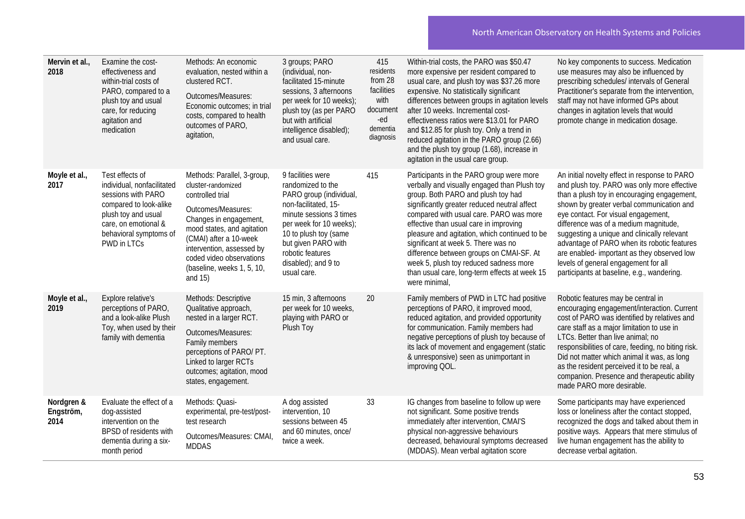| | | | | | | |
|---|---|---|---|---|---|---|
| **Mervin et al., 2018** | Examine the cost-effectiveness and within-trial costs of PARO, compared to a plush toy and usual care, for reducing agitation and medication | Methods: An economic evaluation, nested within a clustered RCT.<br><br>Outcomes/Measures: Economic outcomes; in trial costs, compared to health outcomes of PARO, agitation, | 3 groups; PARO (individual, non-facilitated 15-minute sessions, 3 afternoons per week for 10 weeks); plush toy (as per PARO but with artificial intelligence disabled); and usual care. | 415 residents from 28 facilities with document-ed dementia diagnosis | Within-trial costs, the PARO was $50.47 more expensive per resident compared to usual care, and plush toy was $37.26 more expensive. No statistically significant differences between groups in agitation levels after 10 weeks. Incremental cost-effectiveness ratios were $13.01 for PARO and $12.85 for plush toy. Only a trend in reduced agitation in the PARO group (2.66) and the plush toy group (1.68), increase in agitation in the usual care group. | No key components to success. Medication use measures may also be influenced by prescribing schedules/ intervals of General Practitioner's separate from the intervention, staff may not have informed GPs about changes in agitation levels that would promote change in medication dosage. |
| **Moyle et al., 2017** | Test effects of individual, nonfacilitated sessions with PARO compared to look-alike plush toy and usual care, on emotional & behavioral symptoms of PWD in LTCs | Methods: Parallel, 3-group, cluster-randomized controlled trial<br><br>Outcomes/Measures: Changes in engagement, mood states, and agitation (CMAI) after a 10-week intervention, assessed by coded video observations (baseline, weeks 1, 5, 10, and 15) | 9 facilities were randomized to the PARO group (individual, non-facilitated, 15-minute sessions 3 times per week for 10 weeks); 10 to plush toy (same but given PARO with robotic features disabled); and 9 to usual care. | 415 | Participants in the PARO group were more verbally and visually engaged than Plush toy group. Both PARO and plush toy had significantly greater reduced neutral affect compared with usual care. PARO was more effective than usual care in improving pleasure and agitation, which continued to be significant at week 5. There was no difference between groups on CMAI-SF. At week 5, plush toy reduced sadness more than usual care, long-term effects at week 15 were minimal, | An initial novelty effect in response to PARO and plush toy. PARO was only more effective than a plush toy in encouraging engagement, shown by greater verbal communication and eye contact. For visual engagement, difference was of a medium magnitude, suggesting a unique and clinically relevant advantage of PARO when its robotic features are enabled- important as they observed low levels of general engagement for all participants at baseline, e.g., wandering. |
| **Moyle et al., 2019** | Explore relative's perceptions of PARO, and a look-alike Plush Toy, when used by their family with dementia | Methods: Descriptive Qualitative approach, nested in a larger RCT.<br><br>Outcomes/Measures: Family members perceptions of PARO/ PT. Linked to larger RCTs outcomes; agitation, mood states, engagement. | 15 min, 3 afternoons per week for 10 weeks, playing with PARO or Plush Toy | 20 | Family members of PWD in LTC had positive perceptions of PARO, it improved mood, reduced agitation, and provided opportunity for communication. Family members had negative perceptions of plush toy because of its lack of movement and engagement (static & unresponsive) seen as unimportant in improving QOL. | Robotic features may be central in encouraging engagement/interaction. Current cost of PARO was identified by relatives and care staff as a major limitation to use in LTCs. Better than live animal; no responsibilities of care, feeding, no biting risk. Did not matter which animal it was, as long as the resident perceived it to be real, a companion. Presence and therapeutic ability made PARO more desirable. |
| **Nordgren & Engström, 2014** | Evaluate the effect of a dog-assisted intervention on the BPSD of residents with dementia during a six-month period | Methods: Quasi-experimental, pre-test/post-test research<br><br>Outcomes/Measures: CMAI, MDDAS | A dog assisted intervention, 10 sessions between 45 and 60 minutes, once/ twice a week. | 33 | IG changes from baseline to follow up were not significant. Some positive trends immediately after intervention, CMAI'S physical non-aggressive behaviours decreased, behavioural symptoms decreased (MDDAS). Mean verbal agitation score | Some participants may have experienced loss or loneliness after the contact stopped, recognized the dogs and talked about them in positive ways. Appears that mere stimulus of live human engagement has the ability to decrease verbal agitation. |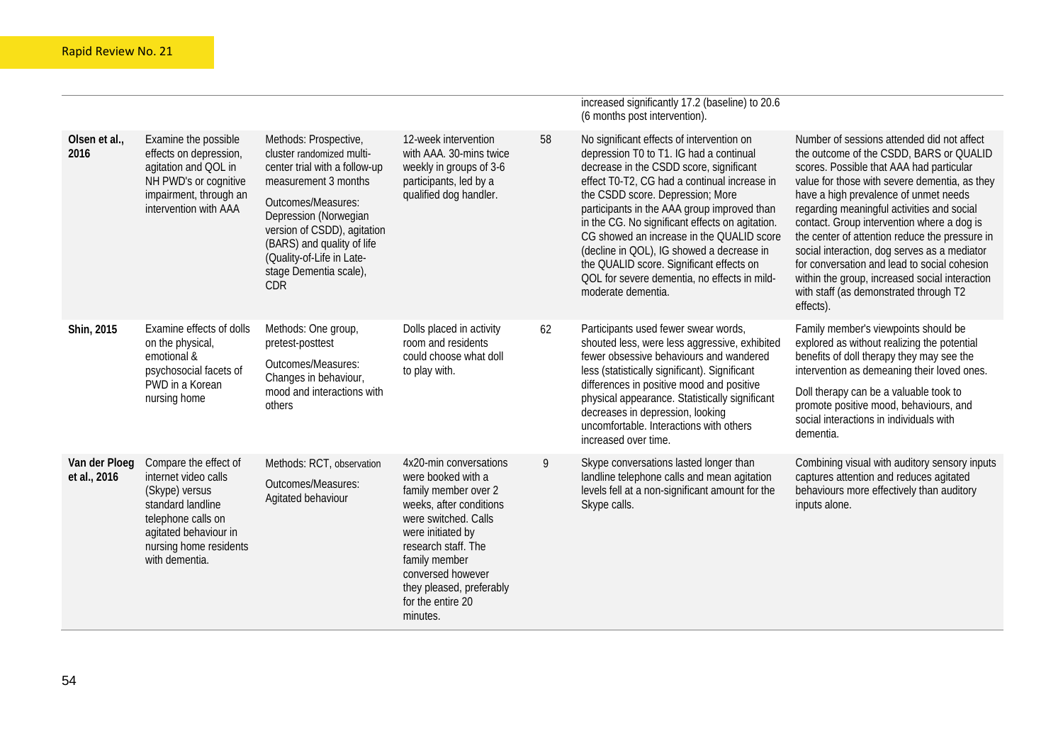| | | | | | | |
|---|---|---|---|---|---|---|
| | | | | | increased significantly 17.2 (baseline) to 20.6 (6 months post intervention). | |
| **Olsen et al., 2016** | Examine the possible effects on depression, agitation and QOL in NH PWD's or cognitive impairment, through an intervention with AAA | Methods: Prospective, cluster randomized multi-center trial with a follow-up measurement 3 months<br><br>Outcomes/Measures: Depression (Norwegian version of CSDD), agitation (BARS) and quality of life (Quality-of-Life in Late-stage Dementia scale), CDR | 12-week intervention with AAA. 30-mins twice weekly in groups of 3-6 participants, led by a qualified dog handler. | 58 | No significant effects of intervention on depression T0 to T1. IG had a continual decrease in the CSDD score, significant effect T0-T2, CG had a continual increase in the CSDD score. Depression; More participants in the AAA group improved than in the CG. No significant effects on agitation. CG showed an increase in the QUALID score (decline in QOL), IG showed a decrease in the QUALID score. Significant effects on QOL for severe dementia, no effects in mild-moderate dementia. | Number of sessions attended did not affect the outcome of the CSDD, BARS or QUALID scores. Possible that AAA had particular value for those with severe dementia, as they have a high prevalence of unmet needs regarding meaningful activities and social contact. Group intervention where a dog is the center of attention reduce the pressure in social interaction, dog serves as a mediator for conversation and lead to social cohesion within the group, increased social interaction with staff (as demonstrated through T2 effects). |
| **Shin, 2015** | Examine effects of dolls on the physical, emotional & psychosocial facets of PWD in a Korean nursing home | Methods: One group, pretest-posttest<br><br>Outcomes/Measures: Changes in behaviour, mood and interactions with others | Dolls placed in activity room and residents could choose what doll to play with. | 62 | Participants used fewer swear words, shouted less, were less aggressive, exhibited fewer obsessive behaviours and wandered less (statistically significant). Significant differences in positive mood and positive physical appearance. Statistically significant decreases in depression, looking uncomfortable. Interactions with others increased over time. | Family member's viewpoints should be explored as without realizing the potential benefits of doll therapy they may see the intervention as demeaning their loved ones.<br><br>Doll therapy can be a valuable took to promote positive mood, behaviours, and social interactions in individuals with dementia. |
| **Van der Ploeg et al., 2016** | Compare the effect of internet video calls (Skype) versus standard landline telephone calls on agitated behaviour in nursing home residents with dementia. | Methods: RCT, observation<br><br>Outcomes/Measures: Agitated behaviour | 4x20-min conversations were booked with a family member over 2 weeks, after conditions were switched. Calls were initiated by research staff. The family member conversed however they pleased, preferably for the entire 20 minutes. | 9 | Skype conversations lasted longer than landline telephone calls and mean agitation levels fell at a non-significant amount for the Skype calls. | Combining visual with auditory sensory inputs captures attention and reduces agitated behaviours more effectively than auditory inputs alone. |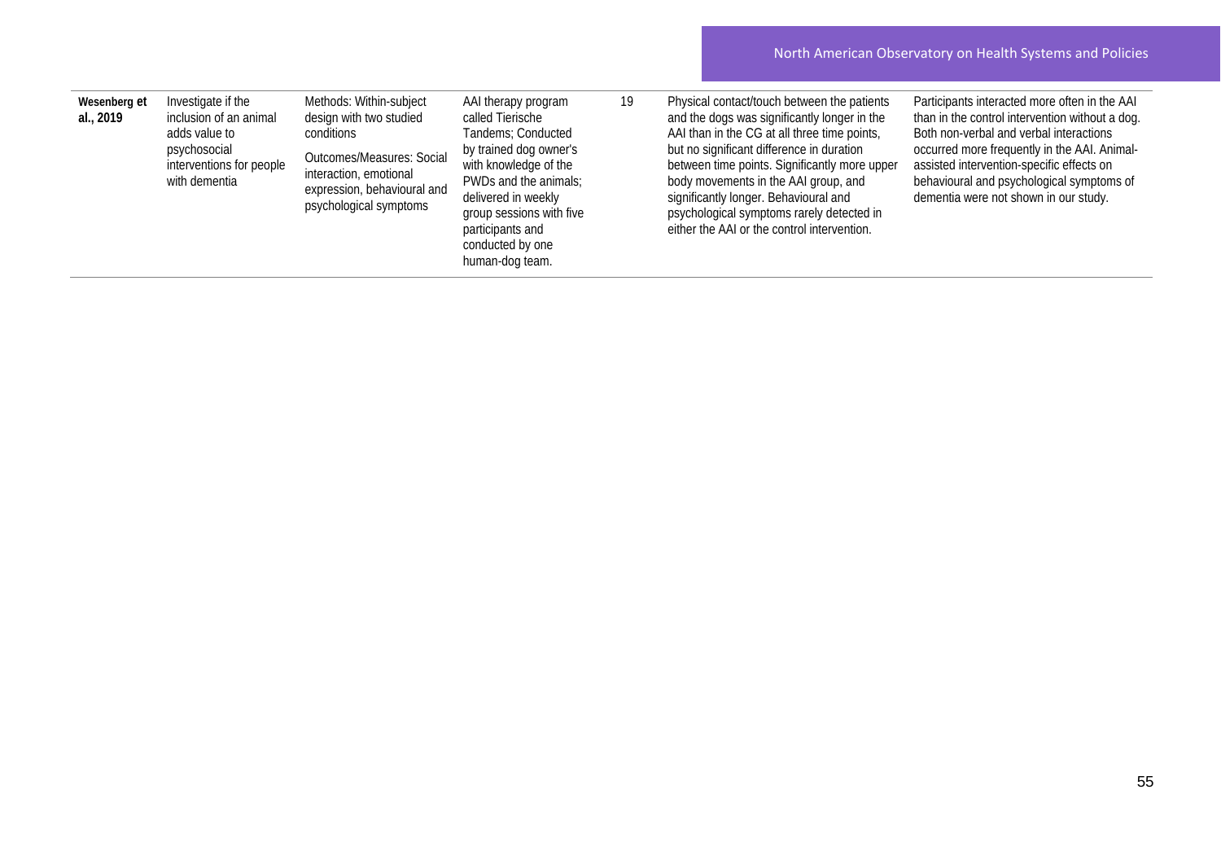| | | | | | | |
|---|---|---|---|---|---|---|
| **Wesenberg et al., 2019** | Investigate if the inclusion of an animal adds value to psychosocial interventions for people with dementia | Methods: Within-subject design with two studied conditions<br><br>Outcomes/Measures: Social interaction, emotional expression, behavioural and psychological symptoms | AAI therapy program called Tierische Tandems; Conducted by trained dog owner's with knowledge of the PWDs and the animals; delivered in weekly group sessions with five participants and conducted by one human-dog team. | 19 | Physical contact/touch between the patients and the dogs was significantly longer in the AAI than in the CG at all three time points, but no significant difference in duration between time points. Significantly more upper body movements in the AAI group, and significantly longer. Behavioural and psychological symptoms rarely detected in either the AAI or the control intervention. | Participants interacted more often in the AAI than in the control intervention without a dog. Both non-verbal and verbal interactions occurred more frequently in the AAI. Animal-assisted intervention-specific effects on behavioural and psychological symptoms of dementia were not shown in our study. |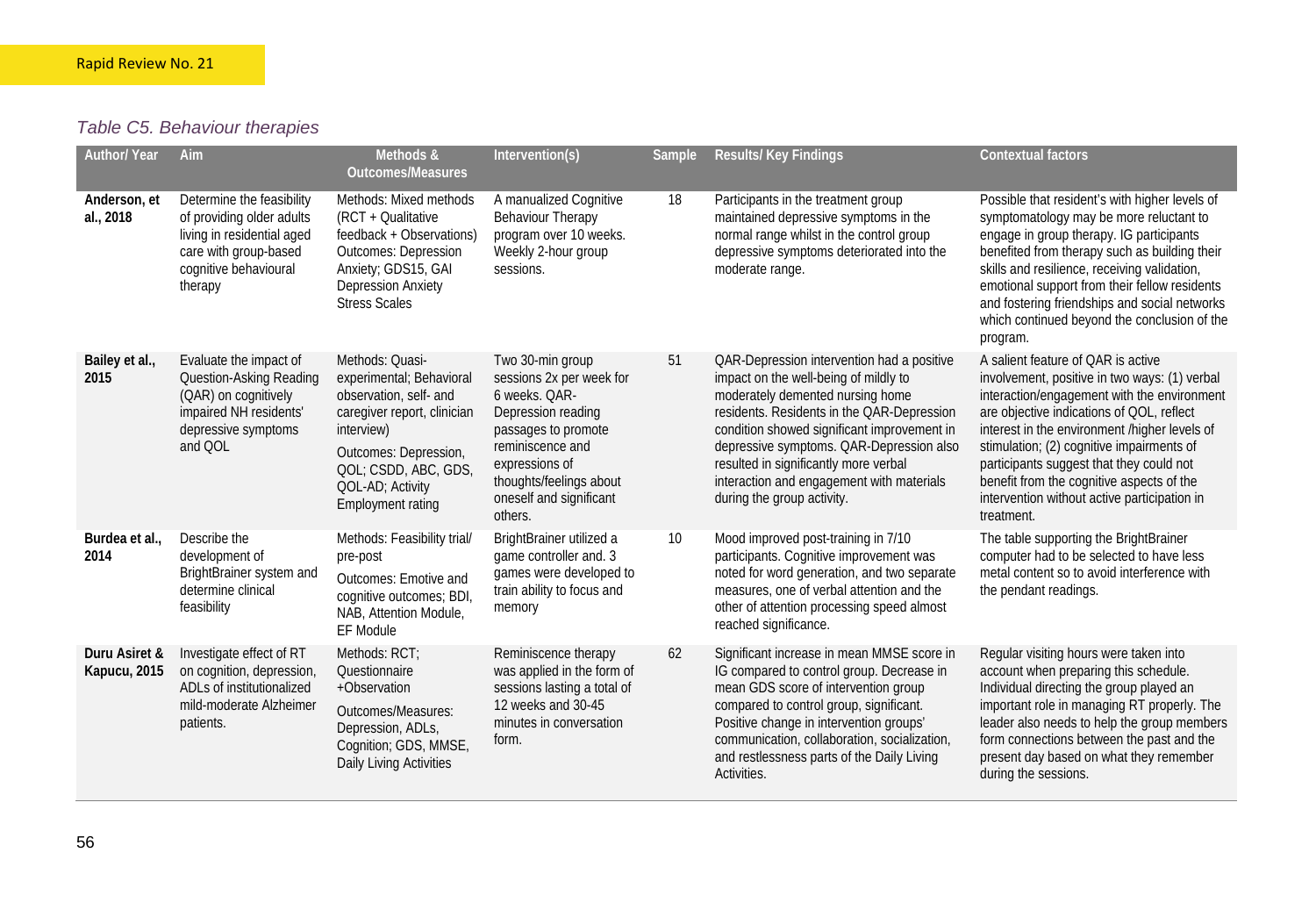*Table C5. Behaviour therapies*

| Author/ Year | Aim | Methods & Outcomes/Measures | Intervention(s) | Sample | Results/ Key Findings | Contextual factors |
|---|---|---|---|---|---|---|
| **Anderson, et al., 2018** | Determine the feasibility of providing older adults living in residential aged care with group-based cognitive behavioural therapy | Methods: Mixed methods (RCT + Qualitative feedback + Observations) Outcomes: Depression Anxiety; GDS15, GAI Depression Anxiety Stress Scales | A manualized Cognitive Behaviour Therapy program over 10 weeks. Weekly 2-hour group sessions. | 18 | Participants in the treatment group maintained depressive symptoms in the normal range whilst in the control group depressive symptoms deteriorated into the moderate range. | Possible that resident's with higher levels of symptomatology may be more reluctant to engage in group therapy. IG participants benefited from therapy such as building their skills and resilience, receiving validation, emotional support from their fellow residents and fostering friendships and social networks which continued beyond the conclusion of the program. |
| **Bailey et al., 2015** | Evaluate the impact of Question-Asking Reading (QAR) on cognitively impaired NH residents' depressive symptoms and QOL | Methods: Quasi-experimental; Behavioral observation, self- and caregiver report, clinician interview) Outcomes: Depression, QOL; CSDD, ABC, GDS, QOL-AD; Activity Employment rating | Two 30-min group sessions 2x per week for 6 weeks. QAR-Depression reading passages to promote reminiscence and expressions of thoughts/feelings about oneself and significant others. | 51 | QAR-Depression intervention had a positive impact on the well-being of mildly to moderately demented nursing home residents. Residents in the QAR-Depression condition showed significant improvement in depressive symptoms. QAR-Depression also resulted in significantly more verbal interaction and engagement with materials during the group activity. | A salient feature of QAR is active involvement, positive in two ways: (1) verbal interaction/engagement with the environment are objective indications of QOL, reflect interest in the environment /higher levels of stimulation; (2) cognitive impairments of participants suggest that they could not benefit from the cognitive aspects of the intervention without active participation in treatment. |
| **Burdea et al., 2014** | Describe the development of BrightBrainer system and determine clinical feasibility | Methods: Feasibility trial/ pre-post Outcomes: Emotive and cognitive outcomes; BDI, NAB, Attention Module, EF Module | BrightBrainer utilized a game controller and. 3 games were developed to train ability to focus and memory | 10 | Mood improved post-training in 7/10 participants. Cognitive improvement was noted for word generation, and two separate measures, one of verbal attention and the other of attention processing speed almost reached significance. | The table supporting the BrightBrainer computer had to be selected to have less metal content so to avoid interference with the pendant readings. |
| **Duru Asiret & Kapucu, 2015** | Investigate effect of RT on cognition, depression, ADLs of institutionalized mild-moderate Alzheimer patients. | Methods: RCT; Questionnaire +Observation Outcomes/Measures: Depression, ADLs, Cognition; GDS, MMSE, Daily Living Activities | Reminiscence therapy was applied in the form of sessions lasting a total of 12 weeks and 30-45 minutes in conversation form. | 62 | Significant increase in mean MMSE score in IG compared to control group. Decrease in mean GDS score of intervention group compared to control group, significant. Positive change in intervention groups' communication, collaboration, socialization, and restlessness parts of the Daily Living Activities. | Regular visiting hours were taken into account when preparing this schedule. Individual directing the group played an important role in managing RT properly. The leader also needs to help the group members form connections between the past and the present day based on what they remember during the sessions. |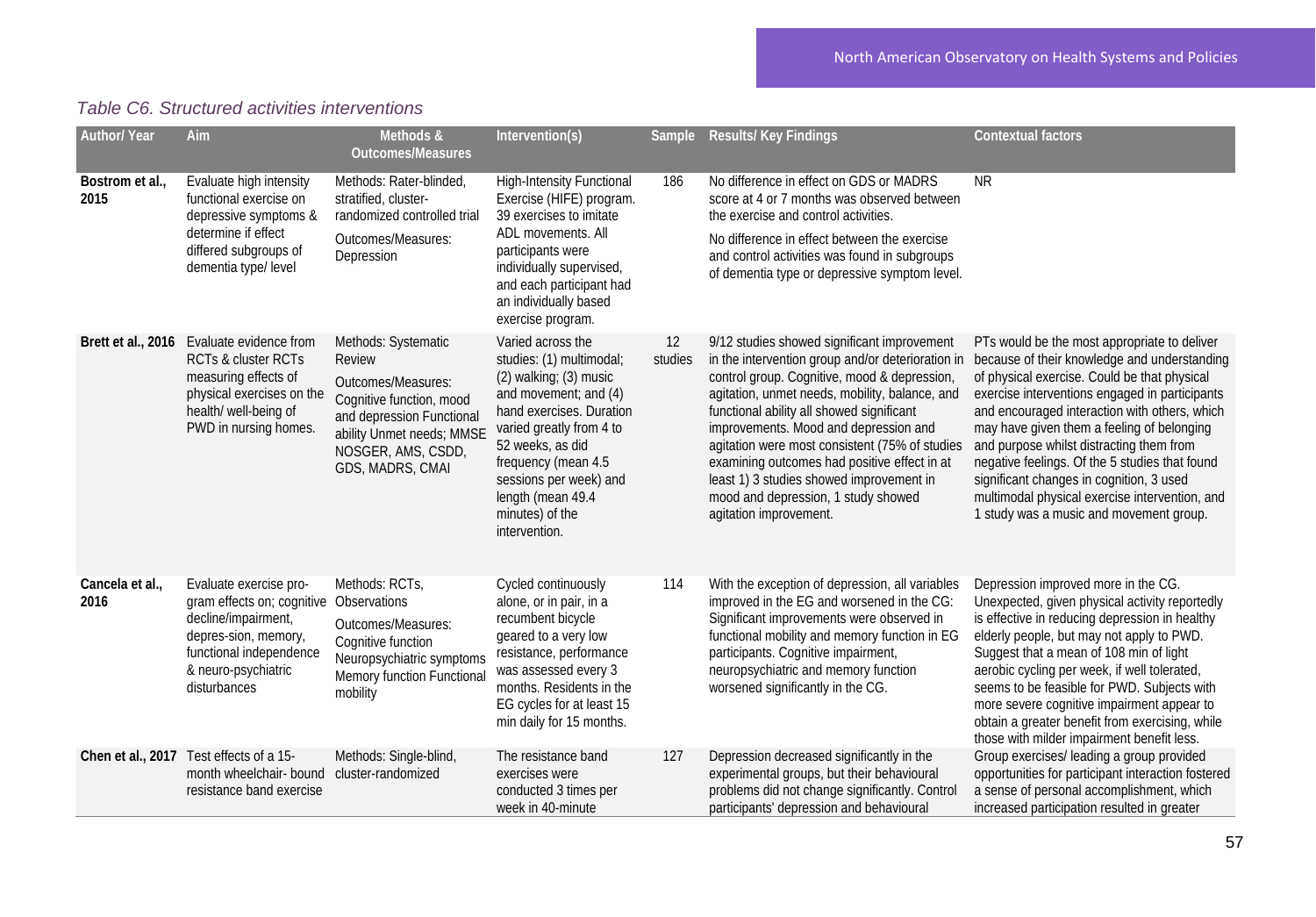*Table C6. Structured activities interventions*

| Author/ Year | Aim | Methods & Outcomes/Measures | Intervention(s) | Sample | Results/ Key Findings | Contextual factors |
|---|---|---|---|---|---|---|
| **Bostrom et al., 2015** | Evaluate high intensity functional exercise on depressive symptoms & determine if effect differed subgroups of dementia type/ level | Methods: Rater-blinded, stratified, cluster-randomized controlled trial<br>Outcomes/Measures: Depression | High-Intensity Functional Exercise (HIFE) program. 39 exercises to imitate ADL movements. All participants were individually supervised, and each participant had an individually based exercise program. | 186 | No difference in effect on GDS or MADRS score at 4 or 7 months was observed between the exercise and control activities.<br>No difference in effect between the exercise and control activities was found in subgroups of dementia type or depressive symptom level. | NR |
| **Brett et al., 2016** | Evaluate evidence from RCTs & cluster RCTs measuring effects of physical exercises on the health/ well-being of PWD in nursing homes. | Methods: Systematic Review<br>Outcomes/Measures: Cognitive function, mood and depression Functional ability Unmet needs; MMSE NOSGER, AMS, CSDD, GDS, MADRS, CMAI | Varied across the studies: (1) multimodal; (2) walking; (3) music and movement; and (4) hand exercises. Duration varied greatly from 4 to 52 weeks, as did frequency (mean 4.5 sessions per week) and length (mean 49.4 minutes) of the intervention. | 12 studies | 9/12 studies showed significant improvement in the intervention group and/or deterioration in control group. Cognitive, mood & depression, agitation, unmet needs, mobility, balance, and functional ability all showed significant improvements. Mood and depression and agitation were most consistent (75% of studies examining outcomes had positive effect in at least 1) 3 studies showed improvement in mood and depression, 1 study showed agitation improvement. | PTs would be the most appropriate to deliver because of their knowledge and understanding of physical exercise. Could be that physical exercise interventions engaged in participants and encouraged interaction with others, which may have given them a feeling of belonging and purpose whilst distracting them from negative feelings. Of the 5 studies that found significant changes in cognition, 3 used multimodal physical exercise intervention, and 1 study was a music and movement group. |
| **Cancela et al., 2016** | Evaluate exercise pro-gram effects on; cognitive decline/impairment, depres-sion, memory, functional independence & neuro-psychiatric disturbances | Methods: RCTs, Observations<br>Outcomes/Measures: Cognitive function Neuropsychiatric symptoms Memory function Functional mobility | Cycled continuously alone, or in pair, in a recumbent bicycle geared to a very low resistance, performance was assessed every 3 months. Residents in the EG cycles for at least 15 min daily for 15 months. | 114 | With the exception of depression, all variables improved in the EG and worsened in the CG: Significant improvements were observed in functional mobility and memory function in EG participants. Cognitive impairment, neuropsychiatric and memory function worsened significantly in the CG. | Depression improved more in the CG. Unexpected, given physical activity reportedly is effective in reducing depression in healthy elderly people, but may not apply to PWD. Suggest that a mean of 108 min of light aerobic cycling per week, if well tolerated, seems to be feasible for PWD. Subjects with more severe cognitive impairment appear to obtain a greater benefit from exercising, while those with milder impairment benefit less. |
| **Chen et al., 2017** | Test effects of a 15-month wheelchair- bound resistance band exercise | Methods: Single-blind, cluster-randomized | The resistance band exercises were conducted 3 times per week in 40-minute | 127 | Depression decreased significantly in the experimental groups, but their behavioural problems did not change significantly. Control participants' depression and behavioural | Group exercises/ leading a group provided opportunities for participant interaction fostered a sense of personal accomplishment, which increased participation resulted in greater |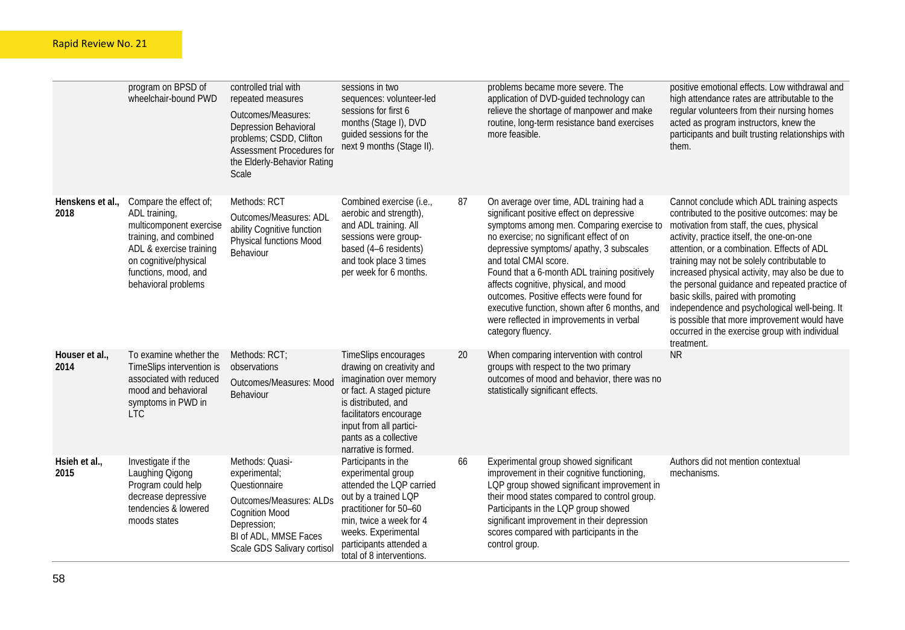|  |  |  |  |  |  |  |
|---|---|---|---|---|---|---|
|  | program on BPSD of wheelchair-bound PWD | controlled trial with repeated measures<br>Outcomes/Measures: Depression Behavioral problems; CSDD, Clifton Assessment Procedures for the Elderly-Behavior Rating Scale | sessions in two sequences: volunteer-led sessions for first 6 months (Stage I), DVD guided sessions for the next 9 months (Stage II). |  | problems became more severe. The application of DVD-guided technology can relieve the shortage of manpower and make routine, long-term resistance band exercises more feasible. | positive emotional effects. Low withdrawal and high attendance rates are attributable to the regular volunteers from their nursing homes acted as program instructors, knew the participants and built trusting relationships with them. |
| **Henskens et al., 2018** | Compare the effect of; ADL training, multicomponent exercise training, and combined ADL & exercise training on cognitive/physical functions, mood, and behavioral problems | Methods: RCT<br>Outcomes/Measures: ADL ability Cognitive function Physical functions Mood Behaviour | Combined exercise (i.e., aerobic and strength), and ADL training. All sessions were group-based (4–6 residents) and took place 3 times per week for 6 months. | 87 | On average over time, ADL training had a significant positive effect on depressive symptoms among men. Comparing exercise to no exercise; no significant effect of on depressive symptoms/ apathy, 3 subscales and total CMAI score.<br>Found that a 6-month ADL training positively affects cognitive, physical, and mood outcomes. Positive effects were found for executive function, shown after 6 months, and were reflected in improvements in verbal category fluency. | Cannot conclude which ADL training aspects contributed to the positive outcomes: may be motivation from staff, the cues, physical activity, practice itself, the one-on-one attention, or a combination. Effects of ADL training may not be solely contributable to increased physical activity, may also be due to the personal guidance and repeated practice of basic skills, paired with promoting independence and psychological well-being. It is possible that more improvement would have occurred in the exercise group with individual treatment. |
| **Houser et al., 2014** | To examine whether the TimeSlips intervention is associated with reduced mood and behavioral symptoms in PWD in LTC | Methods: RCT; observations<br>Outcomes/Measures: Mood Behaviour | TimeSlips encourages drawing on creativity and imagination over memory or fact. A staged picture is distributed, and facilitators encourage input from all partici-pants as a collective narrative is formed. | 20 | When comparing intervention with control groups with respect to the two primary outcomes of mood and behavior, there was no statistically significant effects. | NR |
| **Hsieh et al., 2015** | Investigate if the Laughing Qigong Program could help decrease depressive tendencies & lowered moods states | Methods: Quasi-experimental; Questionnaire<br>Outcomes/Measures: ALDs Cognition Mood Depression; BI of ADL, MMSE Faces Scale GDS Salivary cortisol | Participants in the experimental group attended the LQP carried out by a trained LQP practitioner for 50–60 min, twice a week for 4 weeks. Experimental participants attended a total of 8 interventions. | 66 | Experimental group showed significant improvement in their cognitive functioning, LQP group showed significant improvement in their mood states compared to control group. Participants in the LQP group showed significant improvement in their depression scores compared with participants in the control group. | Authors did not mention contextual mechanisms. |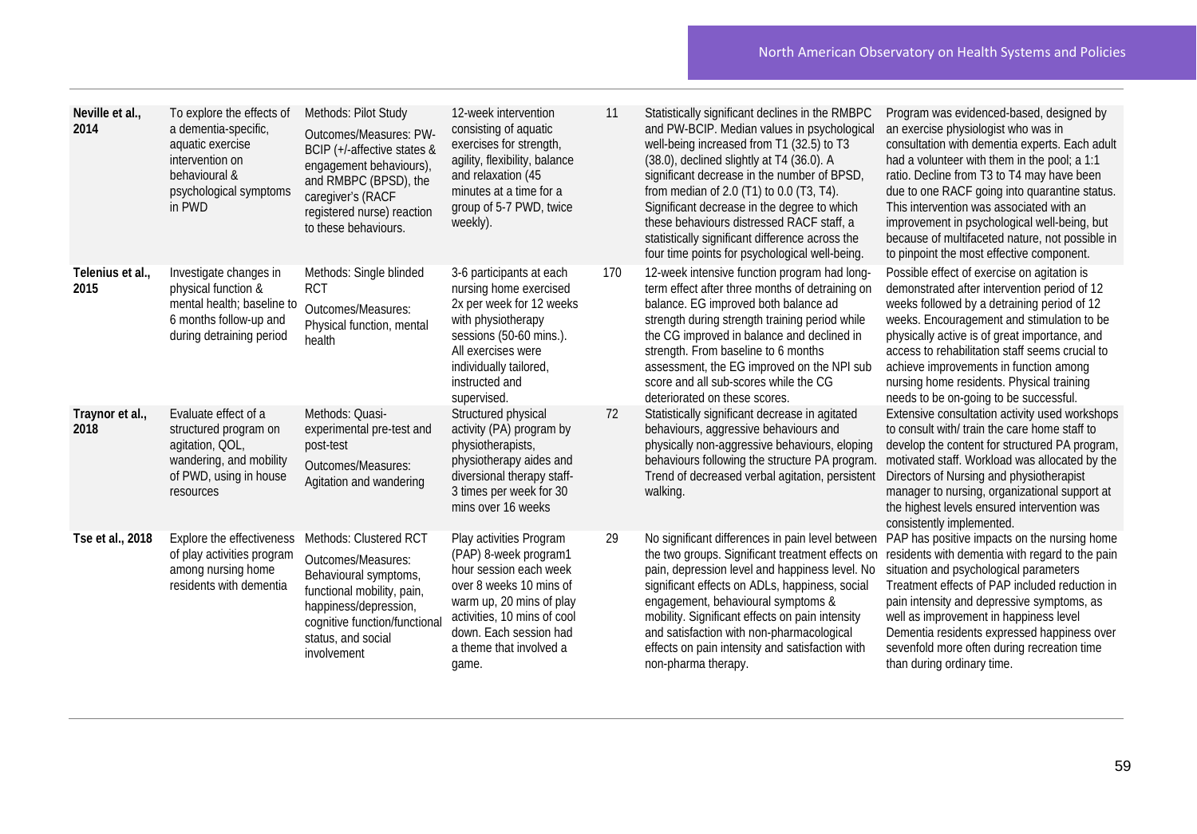| | | | | | | |
|---|---|---|---|---|---|---|
| **Neville et al., 2014** | To explore the effects of a dementia-specific, aquatic exercise intervention on behavioural & psychological symptoms in PWD | Methods: Pilot Study<br>Outcomes/Measures: PW-BCIP (+/-affective states & engagement behaviours), and RMBPC (BPSD), the caregiver's (RACF registered nurse) reaction to these behaviours. | 12-week intervention consisting of aquatic exercises for strength, agility, flexibility, balance and relaxation (45 minutes at a time for a group of 5-7 PWD, twice weekly). | 11 | Statistically significant declines in the RMBPC and PW-BCIP. Median values in psychological well-being increased from T1 (32.5) to T3 (38.0), declined slightly at T4 (36.0). A significant decrease in the number of BPSD, from median of 2.0 (T1) to 0.0 (T3, T4). Significant decrease in the degree to which these behaviours distressed RACF staff, a statistically significant difference across the four time points for psychological well-being. | Program was evidenced-based, designed by an exercise physiologist who was in consultation with dementia experts. Each adult had a volunteer with them in the pool; a 1:1 ratio. Decline from T3 to T4 may have been due to one RACF going into quarantine status. This intervention was associated with an improvement in psychological well-being, but because of multifaceted nature, not possible in to pinpoint the most effective component. |
| **Telenius et al., 2015** | Investigate changes in physical function & mental health; baseline to 6 months follow-up and during detraining period | Methods: Single blinded RCT<br>Outcomes/Measures: Physical function, mental health | 3-6 participants at each nursing home exercised 2x per week for 12 weeks with physiotherapy sessions (50-60 mins.). All exercises were individually tailored, instructed and supervised. | 170 | 12-week intensive function program had long-term effect after three months of detraining on balance. EG improved both balance ad strength during strength training period while the CG improved in balance and declined in strength. From baseline to 6 months assessment, the EG improved on the NPI sub score and all sub-scores while the CG deteriorated on these scores. | Possible effect of exercise on agitation is demonstrated after intervention period of 12 weeks followed by a detraining period of 12 weeks. Encouragement and stimulation to be physically active is of great importance, and access to rehabilitation staff seems crucial to achieve improvements in function among nursing home residents. Physical training needs to be on-going to be successful. |
| **Traynor et al., 2018** | Evaluate effect of a structured program on agitation, QOL, wandering, and mobility of PWD, using in house resources | Methods: Quasi-experimental pre-test and post-test<br>Outcomes/Measures: Agitation and wandering | Structured physical activity (PA) program by physiotherapists, physiotherapy aides and diversional therapy staff- 3 times per week for 30 mins over 16 weeks | 72 | Statistically significant decrease in agitated behaviours, aggressive behaviours and physically non-aggressive behaviours, eloping behaviours following the structure PA program. Trend of decreased verbal agitation, persistent walking. | Extensive consultation activity used workshops to consult with/ train the care home staff to develop the content for structured PA program, motivated staff. Workload was allocated by the Directors of Nursing and physiotherapist manager to nursing, organizational support at the highest levels ensured intervention was consistently implemented. |
| **Tse et al., 2018** | Explore the effectiveness of play activities program among nursing home residents with dementia | Methods: Clustered RCT<br>Outcomes/Measures: Behavioural symptoms, functional mobility, pain, happiness/depression, cognitive function/functional status, and social involvement | Play activities Program (PAP) 8-week program1 hour session each week over 8 weeks 10 mins of warm up, 20 mins of play activities, 10 mins of cool down. Each session had a theme that involved a game. | 29 | No significant differences in pain level between the two groups. Significant treatment effects on pain, depression level and happiness level. No significant effects on ADLs, happiness, social engagement, behavioural symptoms & mobility. Significant effects on pain intensity and satisfaction with non-pharmacological effects on pain intensity and satisfaction with non-pharma therapy. | PAP has positive impacts on the nursing home residents with dementia with regard to the pain situation and psychological parameters Treatment effects of PAP included reduction in pain intensity and depressive symptoms, as well as improvement in happiness level Dementia residents expressed happiness over sevenfold more often during recreation time than during ordinary time. |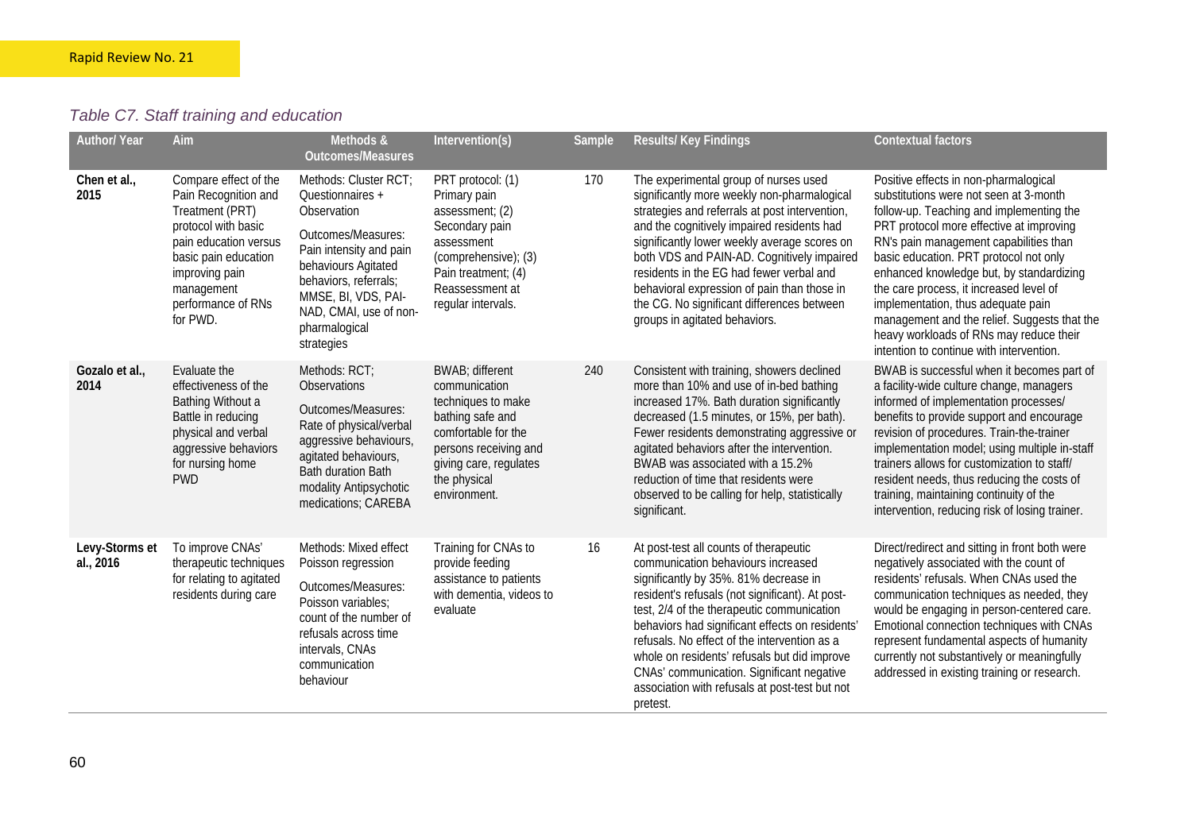*Table C7. Staff training and education*

| Author/ Year | Aim | Methods & Outcomes/Measures | Intervention(s) | Sample | Results/ Key Findings | Contextual factors |
|---|---|---|---|---|---|---|
| **Chen et al., 2015** | Compare effect of the Pain Recognition and Treatment (PRT) protocol with basic pain education versus basic pain education improving pain management performance of RNs for PWD. | Methods: Cluster RCT; Questionnaires + Observation<br><br>Outcomes/Measures: Pain intensity and pain behaviours Agitated behaviors, referrals; MMSE, BI, VDS, PAI-NAD, CMAI, use of non-pharmalogical strategies | PRT protocol: (1) Primary pain assessment; (2) Secondary pain assessment (comprehensive); (3) Pain treatment; (4) Reassessment at regular intervals. | 170 | The experimental group of nurses used significantly more weekly non-pharmalogical strategies and referrals at post intervention, and the cognitively impaired residents had significantly lower weekly average scores on both VDS and PAIN-AD. Cognitively impaired residents in the EG had fewer verbal and behavioral expression of pain than those in the CG. No significant differences between groups in agitated behaviors. | Positive effects in non-pharmalogical substitutions were not seen at 3-month follow-up. Teaching and implementing the PRT protocol more effective at improving RN's pain management capabilities than basic education. PRT protocol not only enhanced knowledge but, by standardizing the care process, it increased level of implementation, thus adequate pain management and the relief. Suggests that the heavy workloads of RNs may reduce their intention to continue with intervention. |
| **Gozalo et al., 2014** | Evaluate the effectiveness of the Bathing Without a Battle in reducing physical and verbal aggressive behaviors for nursing home PWD | Methods: RCT; Observations<br><br>Outcomes/Measures: Rate of physical/verbal aggressive behaviours, agitated behaviours, Bath duration Bath modality Antipsychotic medications; CAREBA | BWAB; different communication techniques to make bathing safe and comfortable for the persons receiving and giving care, regulates the physical environment. | 240 | Consistent with training, showers declined more than 10% and use of in-bed bathing increased 17%. Bath duration significantly decreased (1.5 minutes, or 15%, per bath). Fewer residents demonstrating aggressive or agitated behaviors after the intervention. BWAB was associated with a 15.2% reduction of time that residents were observed to be calling for help, statistically significant. | BWAB is successful when it becomes part of a facility-wide culture change, managers informed of implementation processes/ benefits to provide support and encourage revision of procedures. Train-the-trainer implementation model; using multiple in-staff trainers allows for customization to staff/ resident needs, thus reducing the costs of training, maintaining continuity of the intervention, reducing risk of losing trainer. |
| **Levy-Storms et al., 2016** | To improve CNAs' therapeutic techniques for relating to agitated residents during care | Methods: Mixed effect Poisson regression<br><br>Outcomes/Measures: Poisson variables; count of the number of refusals across time intervals, CNAs communication behaviour | Training for CNAs to provide feeding assistance to patients with dementia, videos to evaluate | 16 | At post-test all counts of therapeutic communication behaviours increased significantly by 35%. 81% decrease in resident's refusals (not significant). At post-test, 2/4 of the therapeutic communication behaviors had significant effects on residents' refusals. No effect of the intervention as a whole on residents' refusals but did improve CNAs' communication. Significant negative association with refusals at post-test but not pretest. | Direct/redirect and sitting in front both were negatively associated with the count of residents' refusals. When CNAs used the communication techniques as needed, they would be engaging in person-centered care. Emotional connection techniques with CNAs represent fundamental aspects of humanity currently not substantively or meaningfully addressed in existing training or research. |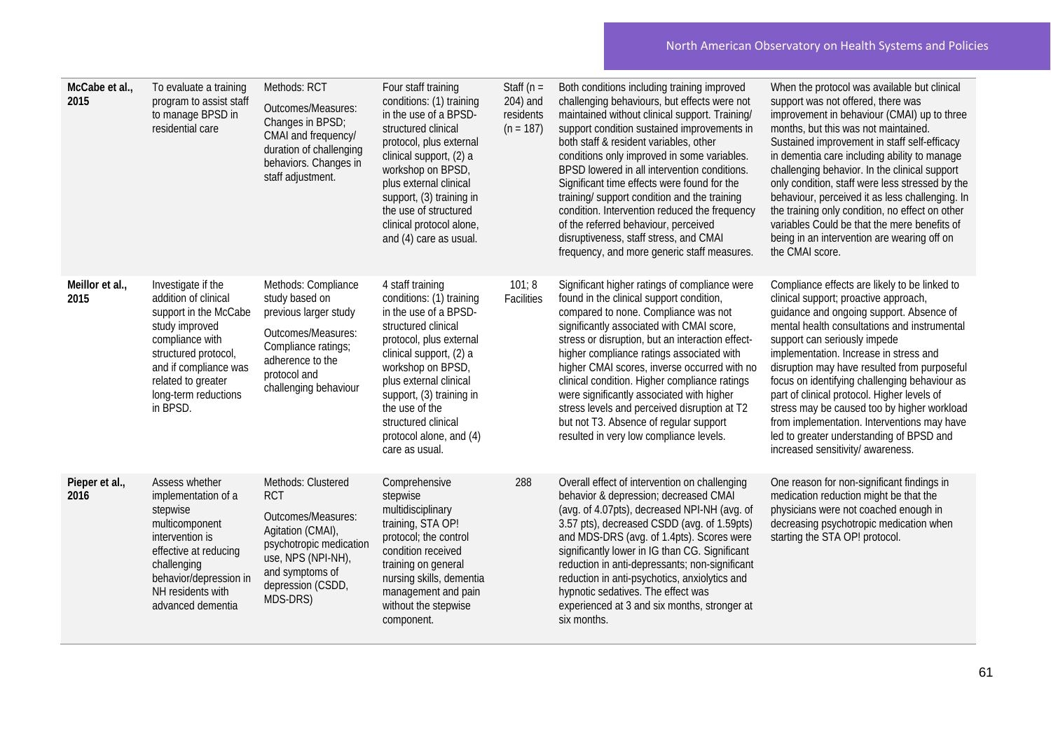| | | | | | | |
|---|---|---|---|---|---|---|
| **McCabe et al., 2015** | To evaluate a training program to assist staff to manage BPSD in residential care | Methods: RCT<br><br>Outcomes/Measures: Changes in BPSD; CMAI and frequency/ duration of challenging behaviors. Changes in staff adjustment. | Four staff training conditions: (1) training in the use of a BPSD-structured clinical protocol, plus external clinical support, (2) a workshop on BPSD, plus external clinical support, (3) training in the use of structured clinical protocol alone, and (4) care as usual. | Staff (n = 204) and residents (n = 187) | Both conditions including training improved challenging behaviours, but effects were not maintained without clinical support. Training/ support condition sustained improvements in both staff & resident variables, other conditions only improved in some variables. BPSD lowered in all intervention conditions. Significant time effects were found for the training/ support condition and the training condition. Intervention reduced the frequency of the referred behaviour, perceived disruptiveness, staff stress, and CMAI frequency, and more generic staff measures. | When the protocol was available but clinical support was not offered, there was improvement in behaviour (CMAI) up to three months, but this was not maintained. Sustained improvement in staff self-efficacy in dementia care including ability to manage challenging behavior. In the clinical support only condition, staff were less stressed by the behaviour, perceived it as less challenging. In the training only condition, no effect on other variables Could be that the mere benefits of being in an intervention are wearing off on the CMAI score. |
| **Meillor et al., 2015** | Investigate if the addition of clinical support in the McCabe study improved compliance with structured protocol, and if compliance was related to greater long-term reductions in BPSD. | Methods: Compliance study based on previous larger study<br><br>Outcomes/Measures: Compliance ratings; adherence to the protocol and challenging behaviour | 4 staff training conditions: (1) training in the use of a BPSD-structured clinical protocol, plus external clinical support, (2) a workshop on BPSD, plus external clinical support, (3) training in the use of the structured clinical protocol alone, and (4) care as usual. | 101; 8 Facilities | Significant higher ratings of compliance were found in the clinical support condition, compared to none. Compliance was not significantly associated with CMAI score, stress or disruption, but an interaction effect-higher compliance ratings associated with higher CMAI scores, inverse occurred with no clinical condition. Higher compliance ratings were significantly associated with higher stress levels and perceived disruption at T2 but not T3. Absence of regular support resulted in very low compliance levels. | Compliance effects are likely to be linked to clinical support; proactive approach, guidance and ongoing support. Absence of mental health consultations and instrumental support can seriously impede implementation. Increase in stress and disruption may have resulted from purposeful focus on identifying challenging behaviour as part of clinical protocol. Higher levels of stress may be caused too by higher workload from implementation. Interventions may have led to greater understanding of BPSD and increased sensitivity/ awareness. |
| **Pieper et al., 2016** | Assess whether implementation of a stepwise multicomponent intervention is effective at reducing challenging behavior/depression in NH residents with advanced dementia | Methods: Clustered RCT<br><br>Outcomes/Measures: Agitation (CMAI), psychotropic medication use, NPS (NPI-NH), and symptoms of depression (CSDD, MDS-DRS) | Comprehensive stepwise multidisciplinary training, STA OP! protocol; the control condition received training on general nursing skills, dementia management and pain without the stepwise component. | 288 | Overall effect of intervention on challenging behavior & depression; decreased CMAI (avg. of 4.07pts), decreased NPI-NH (avg. of 3.57 pts), decreased CSDD (avg. of 1.59pts) and MDS-DRS (avg. of 1.4pts). Scores were significantly lower in IG than CG. Significant reduction in anti-depressants; non-significant reduction in anti-psychotics, anxiolytics and hypnotic sedatives. The effect was experienced at 3 and six months, stronger at six months. | One reason for non-significant findings in medication reduction might be that the physicians were not coached enough in decreasing psychotropic medication when starting the STA OP! protocol. |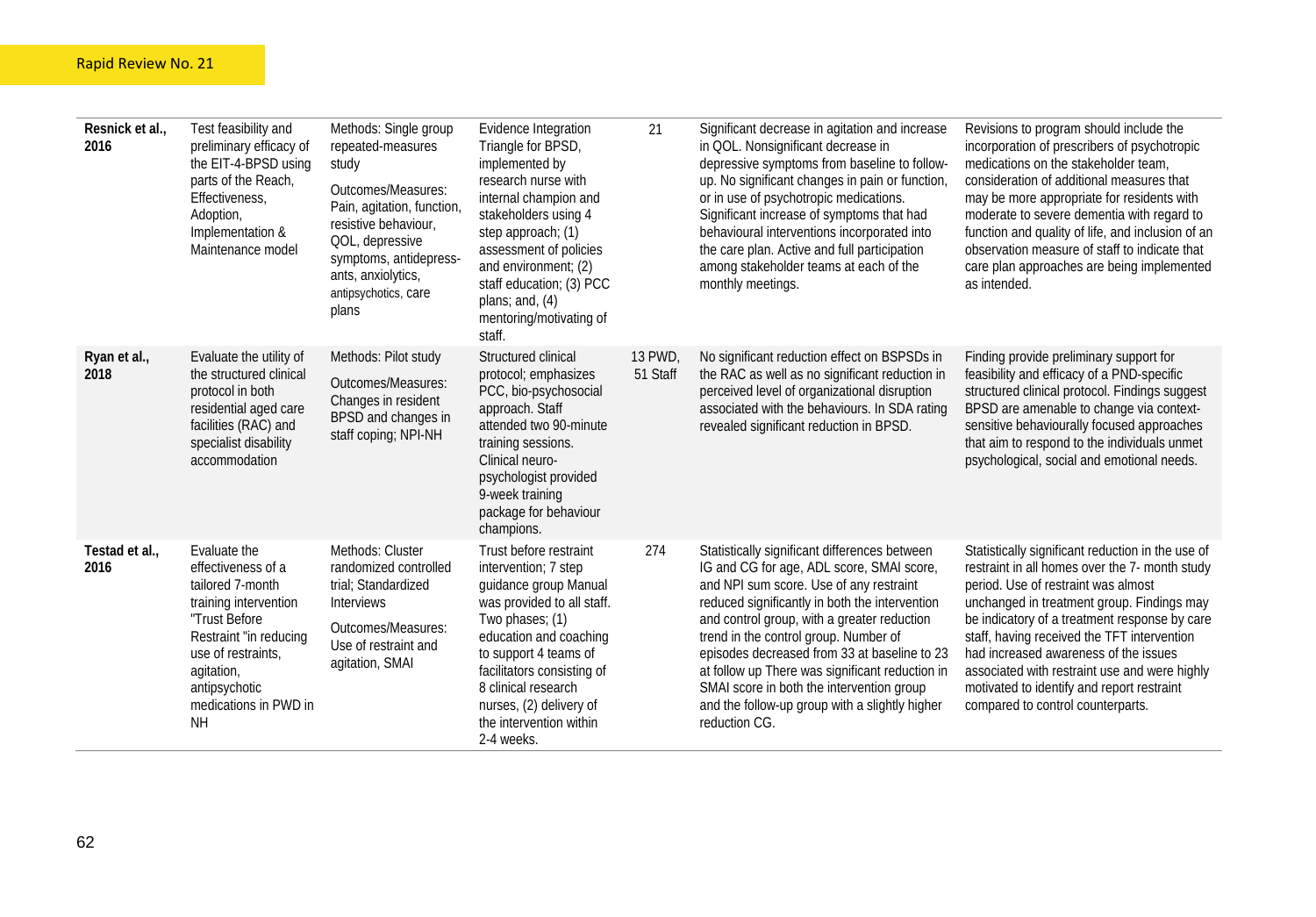| | | | | | | |
|---|---|---|---|---|---|---|
| **Resnick et al., 2016** | Test feasibility and preliminary efficacy of the EIT-4-BPSD using parts of the Reach, Effectiveness, Adoption, Implementation & Maintenance model | Methods: Single group repeated-measures study<br><br>Outcomes/Measures: Pain, agitation, function, resistive behaviour, QOL, depressive symptoms, antidepress-ants, anxiolytics, antipsychotics, care plans | Evidence Integration Triangle for BPSD, implemented by research nurse with internal champion and stakeholders using 4 step approach; (1) assessment of policies and environment; (2) staff education; (3) PCC plans; and, (4) mentoring/motivating of staff. | 21 | Significant decrease in agitation and increase in QOL. Nonsignificant decrease in depressive symptoms from baseline to follow-up. No significant changes in pain or function, or in use of psychotropic medications. Significant increase of symptoms that had behavioural interventions incorporated into the care plan. Active and full participation among stakeholder teams at each of the monthly meetings. | Revisions to program should include the incorporation of prescribers of psychotropic medications on the stakeholder team, consideration of additional measures that may be more appropriate for residents with moderate to severe dementia with regard to function and quality of life, and inclusion of an observation measure of staff to indicate that care plan approaches are being implemented as intended. |
| **Ryan et al., 2018** | Evaluate the utility of the structured clinical protocol in both residential aged care facilities (RAC) and specialist disability accommodation | Methods: Pilot study<br><br>Outcomes/Measures: Changes in resident BPSD and changes in staff coping; NPI-NH | Structured clinical protocol; emphasizes PCC, bio-psychosocial approach. Staff attended two 90-minute training sessions. Clinical neuro-psychologist provided 9-week training package for behaviour champions. | 13 PWD, 51 Staff | No significant reduction effect on BSPSDs in the RAC as well as no significant reduction in perceived level of organizational disruption associated with the behaviours. In SDA rating revealed significant reduction in BPSD. | Finding provide preliminary support for feasibility and efficacy of a PND-specific structured clinical protocol. Findings suggest BPSD are amenable to change via context-sensitive behaviourally focused approaches that aim to respond to the individuals unmet psychological, social and emotional needs. |
| **Testad et al., 2016** | Evaluate the effectiveness of a tailored 7-month training intervention "Trust Before Restraint "in reducing use of restraints, agitation, antipsychotic medications in PWD in NH | Methods: Cluster randomized controlled trial; Standardized Interviews<br><br>Outcomes/Measures: Use of restraint and agitation, SMAI | Trust before restraint intervention; 7 step guidance group Manual was provided to all staff. Two phases; (1) education and coaching to support 4 teams of facilitators consisting of 8 clinical research nurses, (2) delivery of the intervention within 2-4 weeks. | 274 | Statistically significant differences between IG and CG for age, ADL score, SMAI score, and NPI sum score. Use of any restraint reduced significantly in both the intervention and control group, with a greater reduction trend in the control group. Number of episodes decreased from 33 at baseline to 23 at follow up There was significant reduction in SMAI score in both the intervention group and the follow-up group with a slightly higher reduction CG. | Statistically significant reduction in the use of restraint in all homes over the 7- month study period. Use of restraint was almost unchanged in treatment group. Findings may be indicatory of a treatment response by care staff, having received the TFT intervention had increased awareness of the issues associated with restraint use and were highly motivated to identify and report restraint compared to control counterparts. |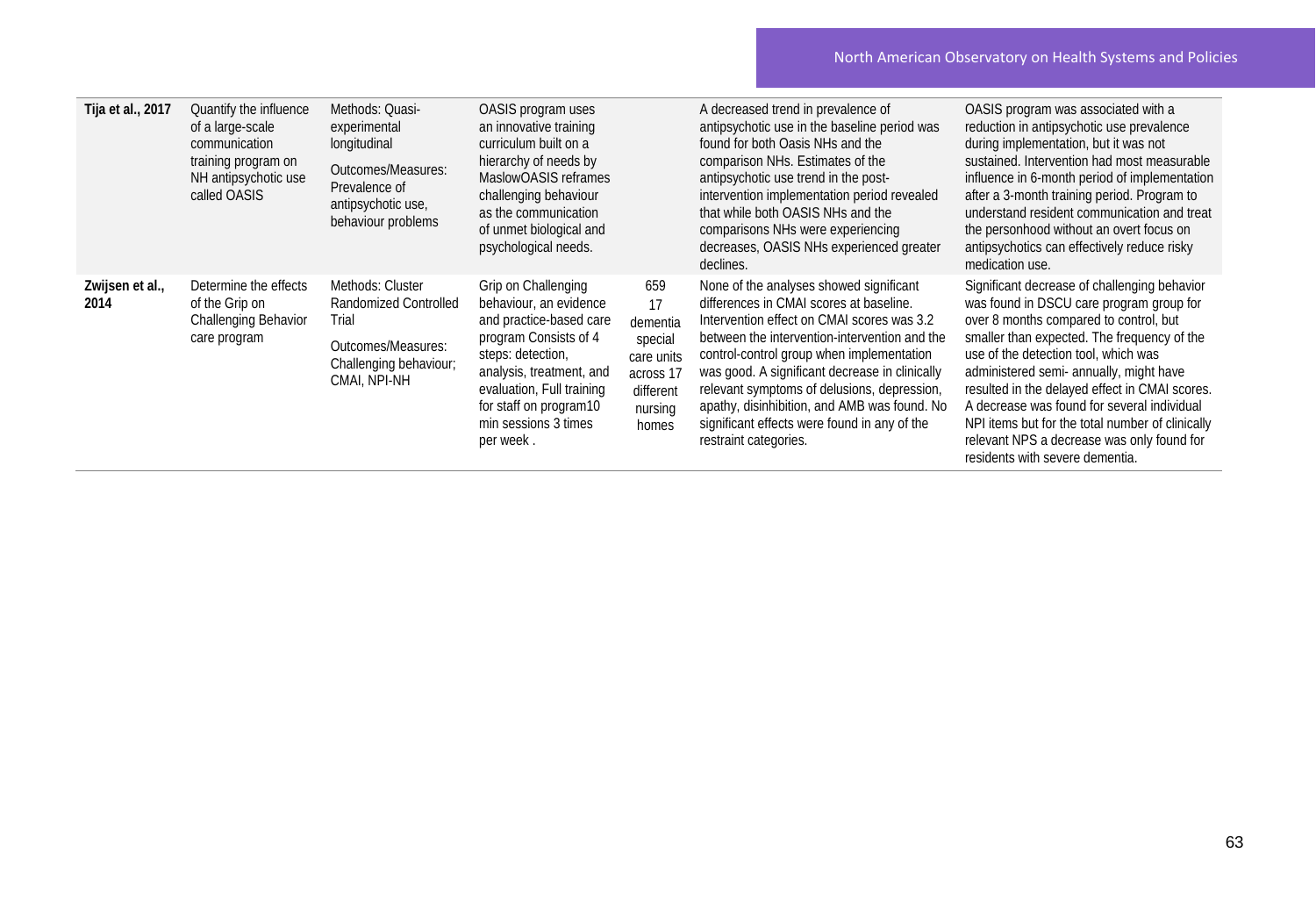| | | | | | | |
|---|---|---|---|---|---|---|
| **Tija et al., 2017** | Quantify the influence of a large-scale communication training program on NH antipsychotic use called OASIS | Methods: Quasi-experimental longitudinal<br><br>Outcomes/Measures: Prevalence of antipsychotic use, behaviour problems | OASIS program uses an innovative training curriculum built on a hierarchy of needs by MaslowOASIS reframes challenging behaviour as the communication of unmet biological and psychological needs. | | A decreased trend in prevalence of antipsychotic use in the baseline period was found for both Oasis NHs and the comparison NHs. Estimates of the antipsychotic use trend in the post-intervention implementation period revealed that while both OASIS NHs and the comparisons NHs were experiencing decreases, OASIS NHs experienced greater declines. | OASIS program was associated with a reduction in antipsychotic use prevalence during implementation, but it was not sustained. Intervention had most measurable influence in 6-month period of implementation after a 3-month training period. Program to understand resident communication and treat the personhood without an overt focus on antipsychotics can effectively reduce risky medication use. |
| **Zwijsen et al., 2014** | Determine the effects of the Grip on Challenging Behavior care program | Methods: Cluster Randomized Controlled Trial<br><br>Outcomes/Measures: Challenging behaviour; CMAI, NPI-NH | Grip on Challenging behaviour, an evidence and practice-based care program Consists of 4 steps: detection, analysis, treatment, and evaluation, Full training for staff on program10 min sessions 3 times per week . | 659<br>17 dementia special care units across 17 different nursing homes | None of the analyses showed significant differences in CMAI scores at baseline. Intervention effect on CMAI scores was 3.2 between the intervention-intervention and the control-control group when implementation was good. A significant decrease in clinically relevant symptoms of delusions, depression, apathy, disinhibition, and AMB was found. No significant effects were found in any of the restraint categories. | Significant decrease of challenging behavior was found in DSCU care program group for over 8 months compared to control, but smaller than expected. The frequency of the use of the detection tool, which was administered semi- annually, might have resulted in the delayed effect in CMAI scores. A decrease was found for several individual NPI items but for the total number of clinically relevant NPS a decrease was only found for residents with severe dementia. |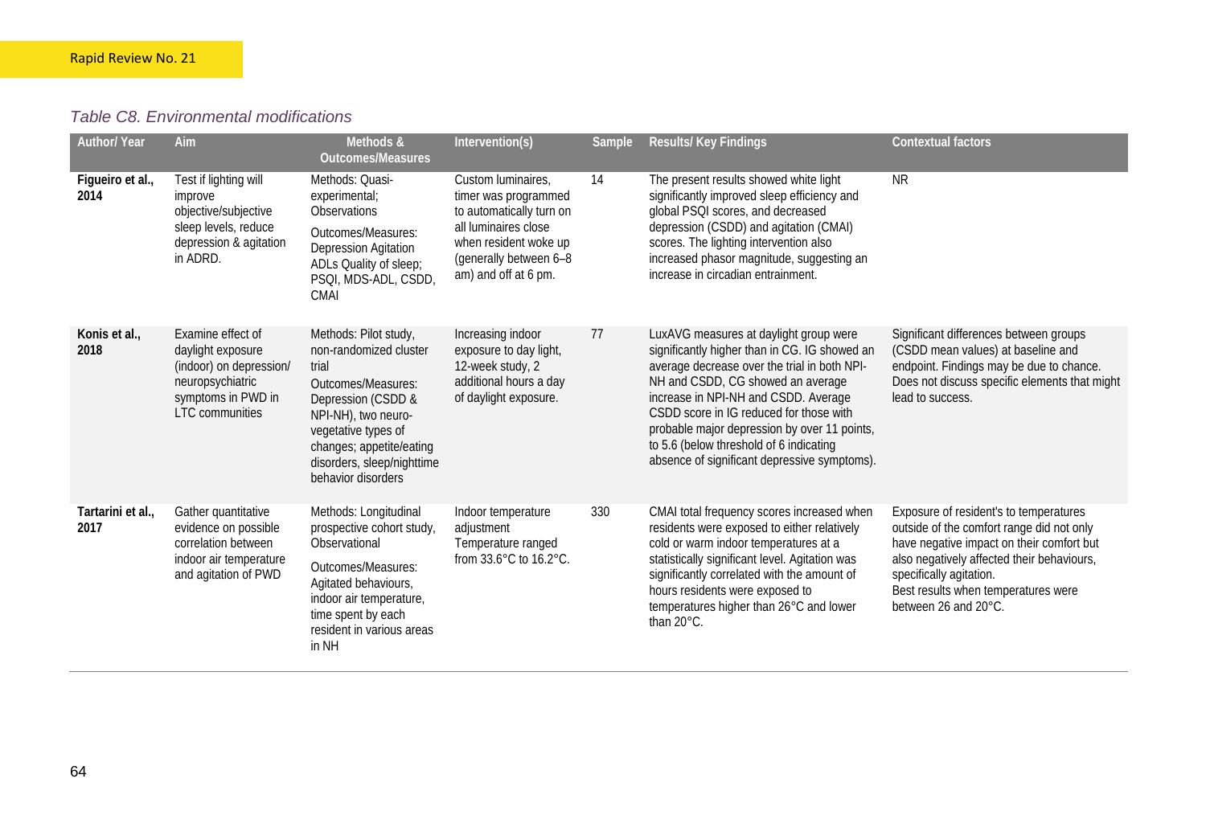*Table C8. Environmental modifications*

| Author/ Year | Aim | Methods & Outcomes/Measures | Intervention(s) | Sample | Results/ Key Findings | Contextual factors |
|---|---|---|---|---|---|---|
| **Figueiro et al., 2014** | Test if lighting will improve objective/subjective sleep levels, reduce depression & agitation in ADRD. | Methods: Quasi-experimental; Observations<br>Outcomes/Measures: Depression Agitation ADLs Quality of sleep; PSQI, MDS-ADL, CSDD, CMAI | Custom luminaires, timer was programmed to automatically turn on all luminaires close when resident woke up (generally between 6–8 am) and off at 6 pm. | 14 | The present results showed white light significantly improved sleep efficiency and global PSQI scores, and decreased depression (CSDD) and agitation (CMAI) scores. The lighting intervention also increased phasor magnitude, suggesting an increase in circadian entrainment. | NR |
| **Konis et al., 2018** | Examine effect of daylight exposure (indoor) on depression/ neuropsychiatric symptoms in PWD in LTC communities | Methods: Pilot study, non-randomized cluster trial<br>Outcomes/Measures: Depression (CSDD & NPI-NH), two neuro-vegetative types of changes; appetite/eating disorders, sleep/nighttime behavior disorders | Increasing indoor exposure to day light, 12-week study, 2 additional hours a day of daylight exposure. | 77 | LuxAVG measures at daylight group were significantly higher than in CG. IG showed an average decrease over the trial in both NPI-NH and CSDD, CG showed an average increase in NPI-NH and CSDD. Average CSDD score in IG reduced for those with probable major depression by over 11 points, to 5.6 (below threshold of 6 indicating absence of significant depressive symptoms). | Significant differences between groups (CSDD mean values) at baseline and endpoint. Findings may be due to chance. Does not discuss specific elements that might lead to success. |
| **Tartarini et al., 2017** | Gather quantitative evidence on possible correlation between indoor air temperature and agitation of PWD | Methods: Longitudinal prospective cohort study, Observational<br>Outcomes/Measures: Agitated behaviours, indoor air temperature, time spent by each resident in various areas in NH | Indoor temperature adjustment Temperature ranged from 33.6°C to 16.2°C. | 330 | CMAI total frequency scores increased when residents were exposed to either relatively cold or warm indoor temperatures at a statistically significant level. Agitation was significantly correlated with the amount of hours residents were exposed to temperatures higher than 26°C and lower than 20°C. | Exposure of resident's to temperatures outside of the comfort range did not only have negative impact on their comfort but also negatively affected their behaviours, specifically agitation. Best results when temperatures were between 26 and 20°C. |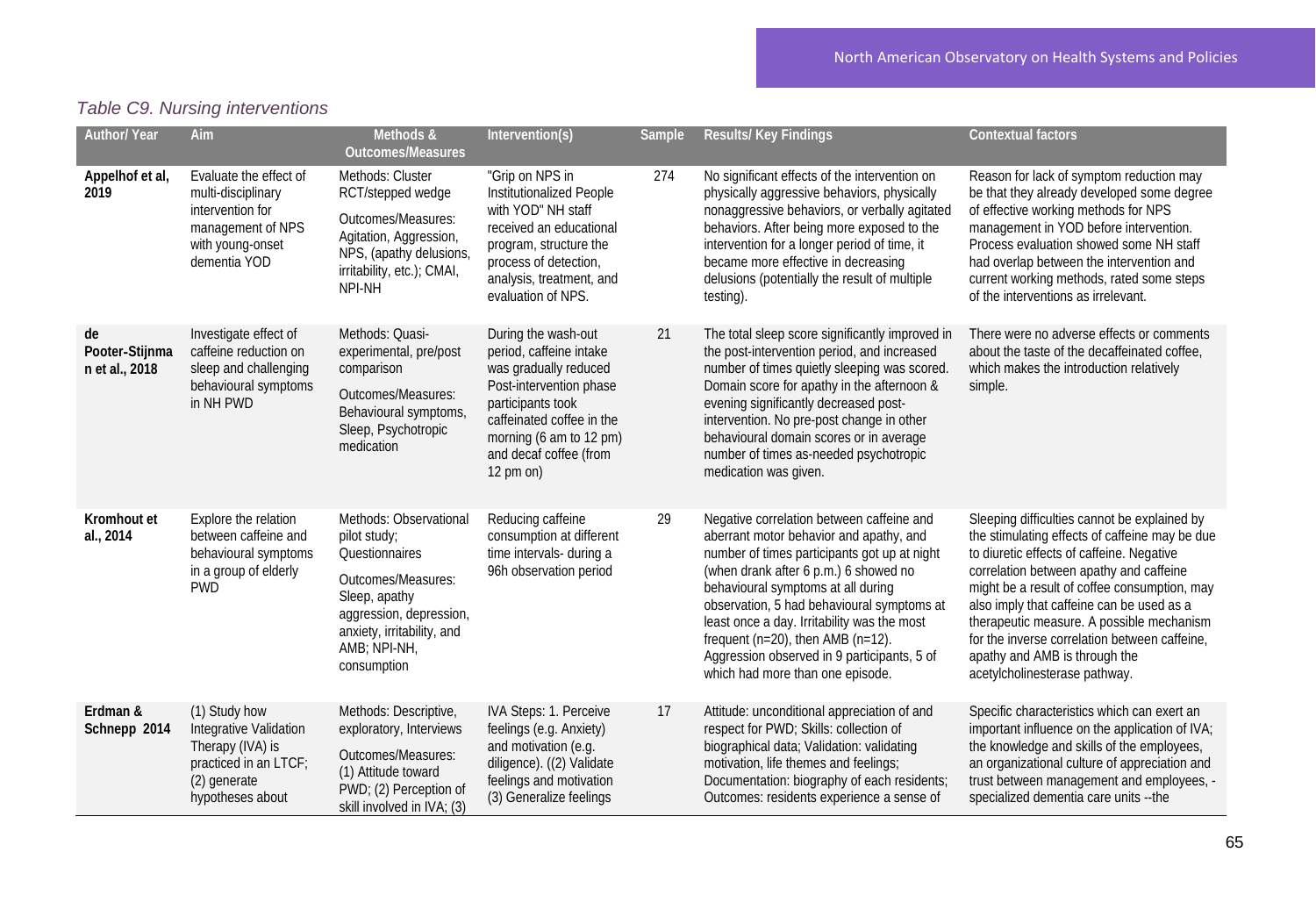*Table C9. Nursing interventions*

| Author/ Year | Aim | Methods & Outcomes/Measures | Intervention(s) | Sample | Results/ Key Findings | Contextual factors |
|---|---|---|---|---|---|---|
| **Appelhof et al, 2019** | Evaluate the effect of multi-disciplinary intervention for management of NPS with young-onset dementia YOD | Methods: Cluster RCT/stepped wedge<br><br>Outcomes/Measures: Agitation, Aggression, NPS, (apathy delusions, irritability, etc.); CMAI, NPI-NH | "Grip on NPS in Institutionalized People with YOD" NH staff received an educational program, structure the process of detection, analysis, treatment, and evaluation of NPS. | 274 | No significant effects of the intervention on physically aggressive behaviors, physically nonaggressive behaviors, or verbally agitated behaviors. After being more exposed to the intervention for a longer period of time, it became more effective in decreasing delusions (potentially the result of multiple testing). | Reason for lack of symptom reduction may be that they already developed some degree of effective working methods for NPS management in YOD before intervention. Process evaluation showed some NH staff had overlap between the intervention and current working methods, rated some steps of the interventions as irrelevant. |
| **de Pooter-Stijnman et al., 2018** | Investigate effect of caffeine reduction on sleep and challenging behavioural symptoms in NH PWD | Methods: Quasi-experimental, pre/post comparison<br><br>Outcomes/Measures: Behavioural symptoms, Sleep, Psychotropic medication | During the wash-out period, caffeine intake was gradually reduced Post-intervention phase participants took caffeinated coffee in the morning (6 am to 12 pm) and decaf coffee (from 12 pm on) | 21 | The total sleep score significantly improved in the post-intervention period, and increased number of times quietly sleeping was scored. Domain score for apathy in the afternoon & evening significantly decreased post-intervention. No pre-post change in other behavioural domain scores or in average number of times as-needed psychotropic medication was given. | There were no adverse effects or comments about the taste of the decaffeinated coffee, which makes the introduction relatively simple. |
| **Kromhout et al., 2014** | Explore the relation between caffeine and behavioural symptoms in a group of elderly PWD | Methods: Observational pilot study; Questionnaires<br><br>Outcomes/Measures: Sleep, apathy aggression, depression, anxiety, irritability, and AMB; NPI-NH, consumption | Reducing caffeine consumption at different time intervals- during a 96h observation period | 29 | Negative correlation between caffeine and aberrant motor behavior and apathy, and number of times participants got up at night (when drank after 6 p.m.) 6 showed no behavioural symptoms at all during observation, 5 had behavioural symptoms at least once a day. Irritability was the most frequent (n=20), then AMB (n=12). Aggression observed in 9 participants, 5 of which had more than one episode. | Sleeping difficulties cannot be explained by the stimulating effects of caffeine may be due to diuretic effects of caffeine. Negative correlation between apathy and caffeine might be a result of coffee consumption, may also imply that caffeine can be used as a therapeutic measure. A possible mechanism for the inverse correlation between caffeine, apathy and AMB is through the acetylcholinesterase pathway. |
| **Erdman & Schnepp 2014** | (1) Study how Integrative Validation Therapy (IVA) is practiced in an LTCF; (2) generate hypotheses about | Methods: Descriptive, exploratory, Interviews<br><br>Outcomes/Measures: (1) Attitude toward PWD; (2) Perception of skill involved in IVA; (3) | IVA Steps: 1. Perceive feelings (e.g. Anxiety) and motivation (e.g. diligence). ((2) Validate feelings and motivation (3) Generalize feelings | 17 | Attitude: unconditional appreciation of and respect for PWD; Skills: collection of biographical data; Validation: validating motivation, life themes and feelings; Documentation: biography of each residents; Outcomes: residents experience a sense of | Specific characteristics which can exert an important influence on the application of IVA; the knowledge and skills of the employees, an organizational culture of appreciation and trust between management and employees, -specialized dementia care units --the |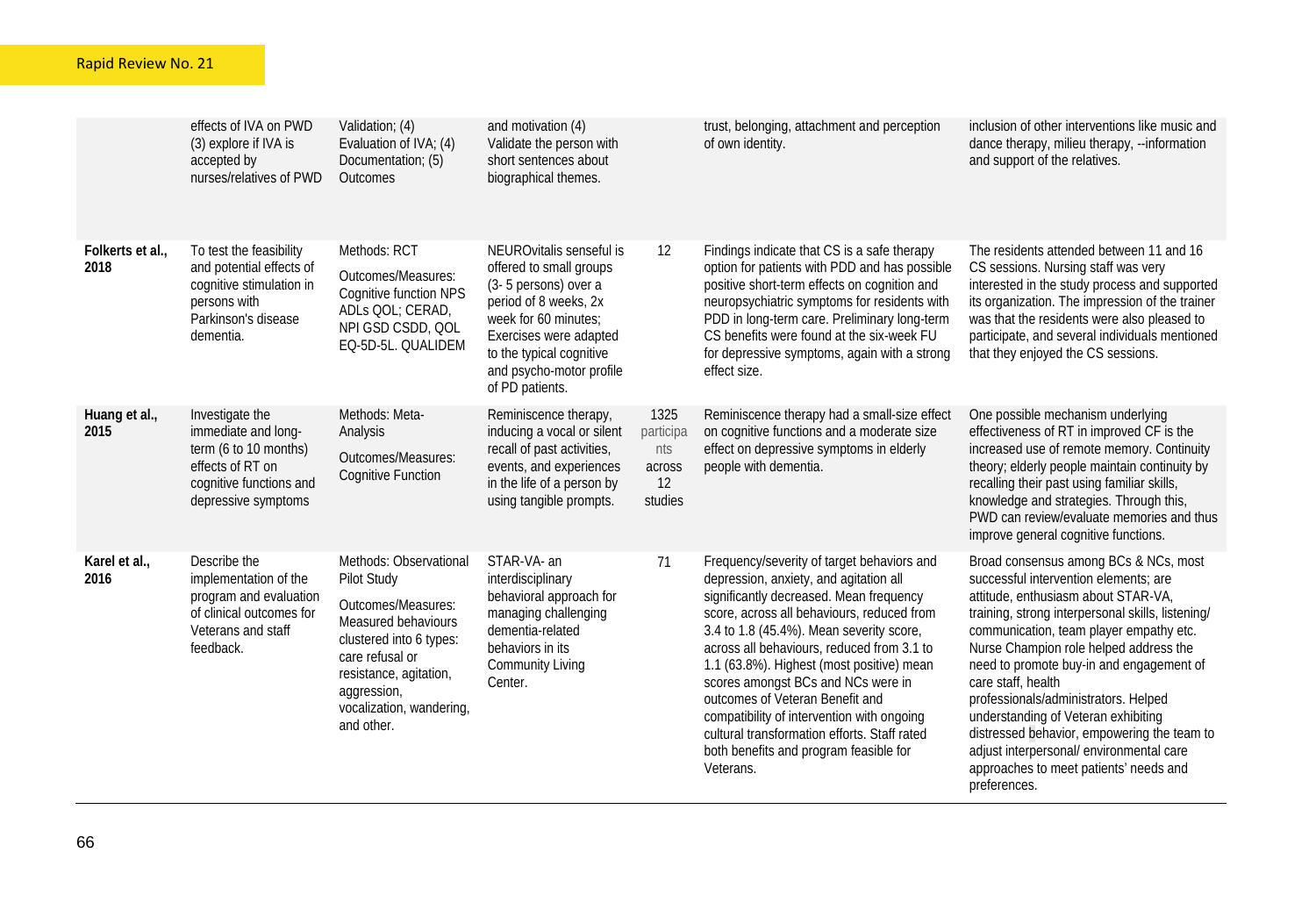| | | | | | | |
|---|---|---|---|---|---|---|
| | effects of IVA on PWD (3) explore if IVA is accepted by nurses/relatives of PWD | Validation; (4) Evaluation of IVA; (4) Documentation; (5) Outcomes | and motivation (4) Validate the person with short sentences about biographical themes. | | trust, belonging, attachment and perception of own identity. | inclusion of other interventions like music and dance therapy, milieu therapy, --information and support of the relatives. |
| **Folkerts et al., 2018** | To test the feasibility and potential effects of cognitive stimulation in persons with Parkinson's disease dementia. | Methods: RCT<br>Outcomes/Measures: Cognitive function NPS ADLs QOL; CERAD, NPI GSD CSDD, QOL EQ-5D-5L. QUALIDEM | NEUROvitalis senseful is offered to small groups (3- 5 persons) over a period of 8 weeks, 2x week for 60 minutes; Exercises were adapted to the typical cognitive and psycho-motor profile of PD patients. | 12 | Findings indicate that CS is a safe therapy option for patients with PDD and has possible positive short-term effects on cognition and neuropsychiatric symptoms for residents with PDD in long-term care. Preliminary long-term CS benefits were found at the six-week FU for depressive symptoms, again with a strong effect size. | The residents attended between 11 and 16 CS sessions. Nursing staff was very interested in the study process and supported its organization. The impression of the trainer was that the residents were also pleased to participate, and several individuals mentioned that they enjoyed the CS sessions. |
| **Huang et al., 2015** | Investigate the immediate and long-term (6 to 10 months) effects of RT on cognitive functions and depressive symptoms | Methods: Meta-Analysis<br>Outcomes/Measures: Cognitive Function | Reminiscence therapy, inducing a vocal or silent recall of past activities, events, and experiences in the life of a person by using tangible prompts. | 1325 participants across 12 studies | Reminiscence therapy had a small-size effect on cognitive functions and a moderate size effect on depressive symptoms in elderly people with dementia. | One possible mechanism underlying effectiveness of RT in improved CF is the increased use of remote memory. Continuity theory; elderly people maintain continuity by recalling their past using familiar skills, knowledge and strategies. Through this, PWD can review/evaluate memories and thus improve general cognitive functions. |
| **Karel et al., 2016** | Describe the implementation of the program and evaluation of clinical outcomes for Veterans and staff feedback. | Methods: Observational Pilot Study<br>Outcomes/Measures: Measured behaviours clustered into 6 types: care refusal or resistance, agitation, aggression, vocalization, wandering, and other. | STAR-VA- an interdisciplinary behavioral approach for managing challenging dementia-related behaviors in its Community Living Center. | 71 | Frequency/severity of target behaviors and depression, anxiety, and agitation all significantly decreased. Mean frequency score, across all behaviours, reduced from 3.4 to 1.8 (45.4%). Mean severity score, across all behaviours, reduced from 3.1 to 1.1 (63.8%). Highest (most positive) mean scores amongst BCs and NCs were in outcomes of Veteran Benefit and compatibility of intervention with ongoing cultural transformation efforts. Staff rated both benefits and program feasible for Veterans. | Broad consensus among BCs & NCs, most successful intervention elements; are attitude, enthusiasm about STAR-VA, training, strong interpersonal skills, listening/ communication, team player empathy etc. Nurse Champion role helped address the need to promote buy-in and engagement of care staff, health professionals/administrators. Helped understanding of Veteran exhibiting distressed behavior, empowering the team to adjust interpersonal/ environmental care approaches to meet patients' needs and preferences. |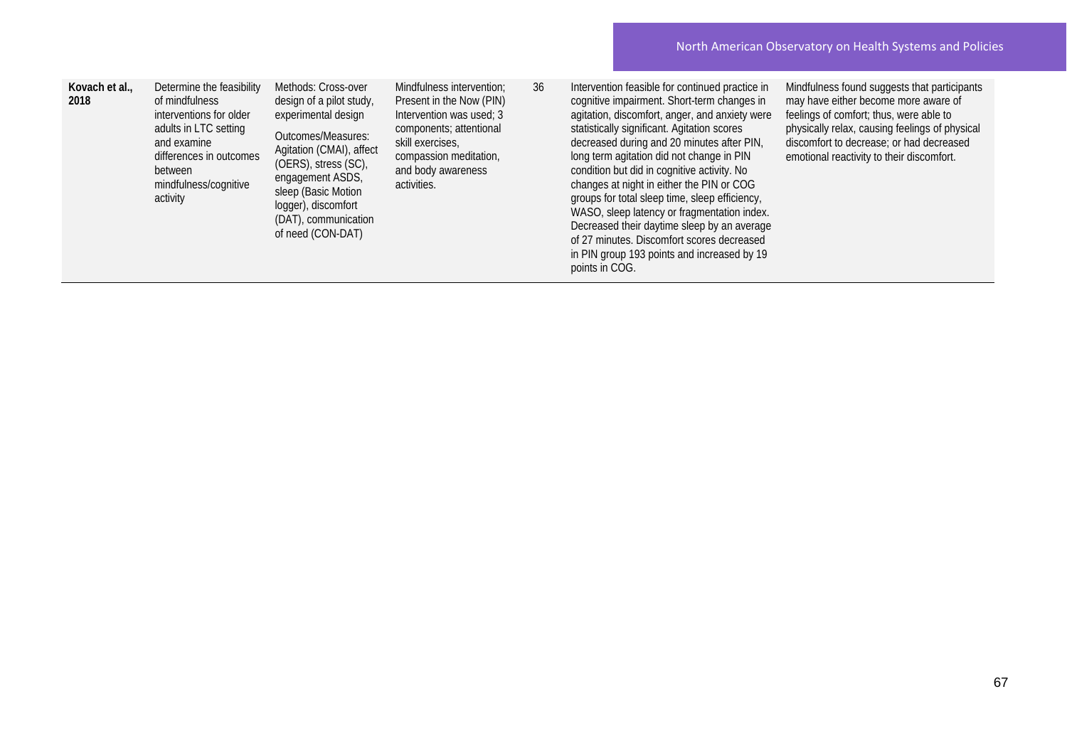| | | | | | | |
|---|---|---|---|---|---|---|
| **Kovach et al., 2018** | Determine the feasibility of mindfulness interventions for older adults in LTC setting and examine differences in outcomes between mindfulness/cognitive activity | Methods: Cross-over design of a pilot study, experimental design<br><br>Outcomes/Measures: Agitation (CMAI), affect (OERS), stress (SC), engagement ASDS, sleep (Basic Motion logger), discomfort (DAT), communication of need (CON-DAT) | Mindfulness intervention; Present in the Now (PIN) Intervention was used; 3 components; attentional skill exercises, compassion meditation, and body awareness activities. | 36 | Intervention feasible for continued practice in cognitive impairment. Short-term changes in agitation, discomfort, anger, and anxiety were statistically significant. Agitation scores decreased during and 20 minutes after PIN, long term agitation did not change in PIN condition but did in cognitive activity. No changes at night in either the PIN or COG groups for total sleep time, sleep efficiency, WASO, sleep latency or fragmentation index. Decreased their daytime sleep by an average of 27 minutes. Discomfort scores decreased in PIN group 193 points and increased by 19 points in COG. | Mindfulness found suggests that participants may have either become more aware of feelings of comfort; thus, were able to physically relax, causing feelings of physical discomfort to decrease; or had decreased emotional reactivity to their discomfort. |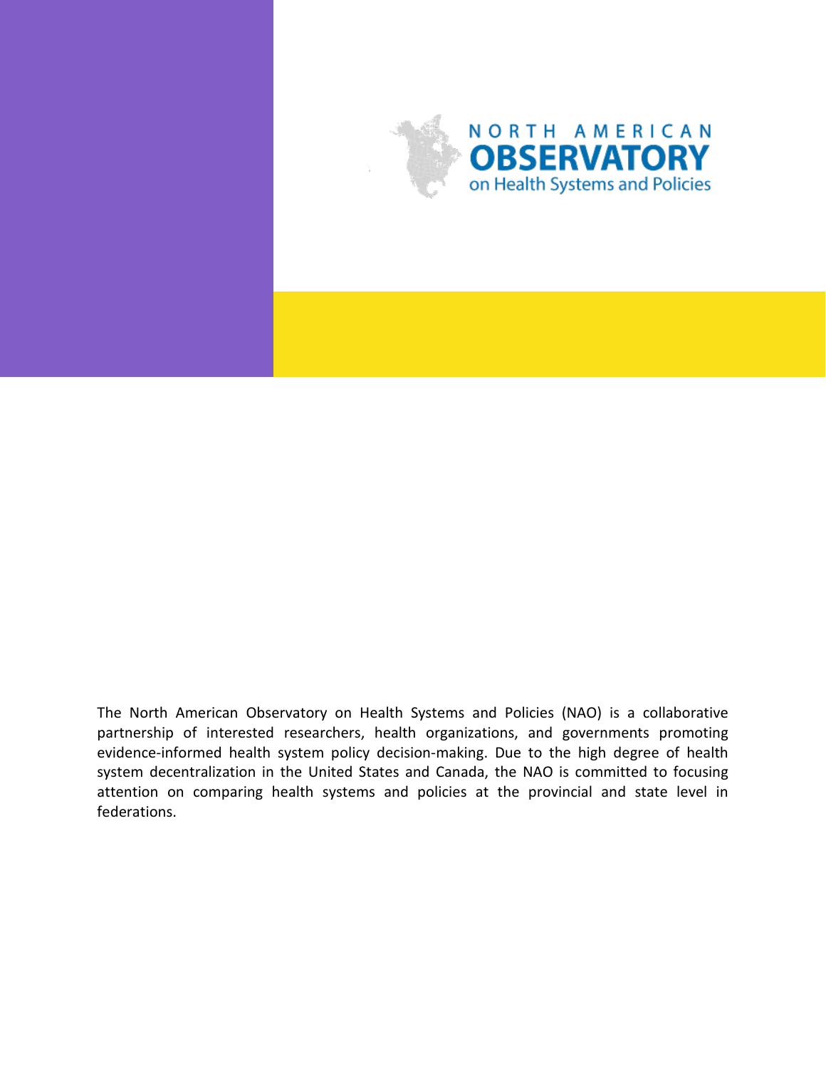NORTH AMERICAN
OBSERVATORY
on Health Systems and Policies

The North American Observatory on Health Systems and Policies (NAO) is a collaborative partnership of interested researchers, health organizations, and governments promoting evidence-informed health system policy decision-making. Due to the high degree of health system decentralization in the United States and Canada, the NAO is committed to focusing attention on comparing health systems and policies at the provincial and state level in federations.